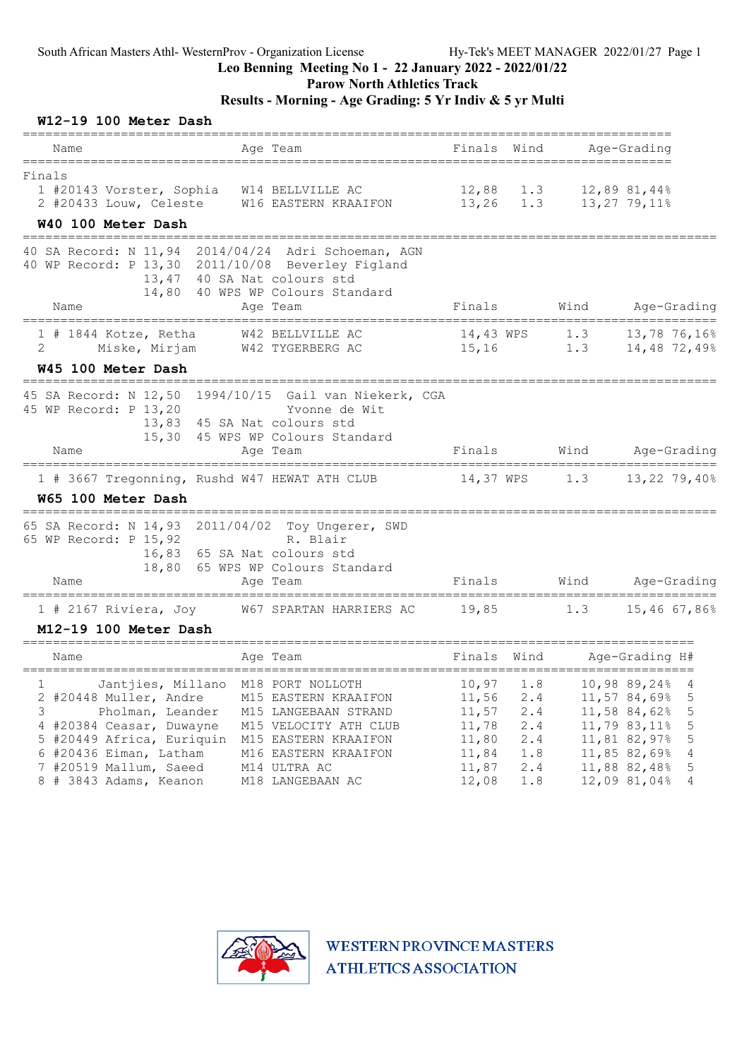South African Masters Athl- WesternProv - Organization License — Hy-Tek's MEET MANAGER 2022/01/27

# Leo Benning Meeting No 1 - 22 January 2022 - 2022/01/22

## Parow North Athletics Track

## Results - Morning - Age Grading: 5 Yr Indiv & 5 yr Multi

### W12-19 100 Meter Dash

Finals

| | Name | Age | Team | Finals | Wind | Age-Grading | |
|---|---|---|---|---|---|---|---|
| 1 | #20143 Vorster, Sophia | W14 | BELLVILLE AC | 12,88 | 1.3 | 12,89 | 81,44% |
| 2 | #20433 Louw, Celeste | W16 | EASTERN KRAAIFON | 13,26 | 1.3 | 13,27 | 79,11% |

### W40 100 Meter Dash

40 SA Record: N 11,94 2014/04/24 Adri Schoeman, AGN
40 WP Record: P 13,30 2011/10/08 Beverley Figland
13,47 40 SA Nat colours std
14,80 40 WPS WP Colours Standard

| | Name | Age | Team | Finals | Wind | Age-Grading | |
|---|---|---|---|---|---|---|---|
| 1 | # 1844 Kotze, Retha | W42 | BELLVILLE AC | 14,43 WPS | 1.3 | 13,78 | 76,16% |
| 2 | Miske, Mirjam | W42 | TYGERBERG AC | 15,16 | 1.3 | 14,48 | 72,49% |

### W45 100 Meter Dash

45 SA Record: N 12,50 1994/10/15 Gail van Niekerk, CGA
45 WP Record: P 13,20 Yvonne de Wit
13,83 45 SA Nat colours std
15,30 45 WPS WP Colours Standard

| | Name | Age | Team | Finals | Wind | Age-Grading | |
|---|---|---|---|---|---|---|---|
| 1 | # 3667 Tregonning, Rushd | W47 | HEWAT ATH CLUB | 14,37 WPS | 1.3 | 13,22 | 79,40% |

### W65 100 Meter Dash

65 SA Record: N 14,93 2011/04/02 Toy Ungerer, SWD
65 WP Record: P 15,92 R. Blair
16,83 65 SA Nat colours std
18,80 65 WPS WP Colours Standard

| | Name | Age | Team | Finals | Wind | Age-Grading | |
|---|---|---|---|---|---|---|---|
| 1 | # 2167 Riviera, Joy | W67 | SPARTAN HARRIERS AC | 19,85 | 1.3 | 15,46 | 67,86% |

### M12-19 100 Meter Dash

| | Name | Age | Team | Finals | Wind | Age-Grading | | H# |
|---|---|---|---|---|---|---|---|---|
| 1 | Jantjies, Millano | M18 | PORT NOLLOTH | 10,97 | 1.8 | 10,98 | 89,24% | 4 |
| 2 | #20448 Muller, Andre | M15 | EASTERN KRAAIFON | 11,56 | 2.4 | 11,57 | 84,69% | 5 |
| 3 | Pholman, Leander | M15 | LANGEBAAN STRAND | 11,57 | 2.4 | 11,58 | 84,62% | 5 |
| 4 | #20384 Ceasar, Duwayne | M15 | VELOCITY ATH CLUB | 11,78 | 2.4 | 11,79 | 83,11% | 5 |
| 5 | #20449 Africa, Euriquin | M15 | EASTERN KRAAIFON | 11,80 | 2.4 | 11,81 | 82,97% | 5 |
| 6 | #20436 Eiman, Latham | M16 | EASTERN KRAAIFON | 11,84 | 1.8 | 11,85 | 82,69% | 4 |
| 7 | #20519 Mallum, Saeed | M14 | ULTRA AC | 11,87 | 2.4 | 11,88 | 82,48% | 5 |
| 8 | # 3843 Adams, Keanon | M18 | LANGEBAAN AC | 12,08 | 1.8 | 12,09 | 81,04% | 4 |

WESTERN PROVINCE MASTERS ATHLETICS ASSOCIATION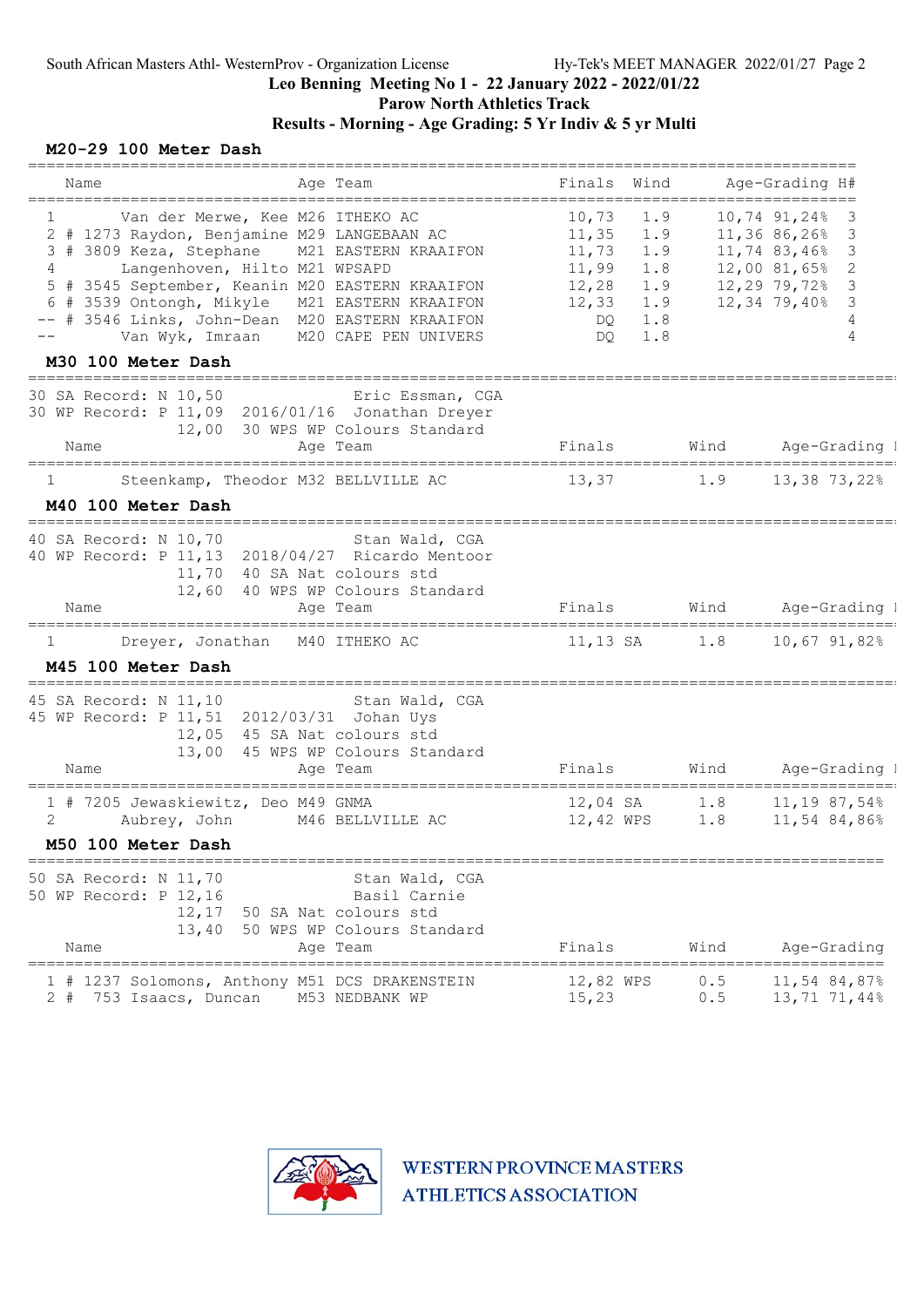South African Masters Athl- WesternProv - Organization License | Hy-Tek's MEET MANAGER 2022/01/27

**Leo Benning Meeting No 1 - 22 January 2022 - 2022/01/22**
**Parow North Athletics Track**
**Results - Morning - Age Grading: 5 Yr Indiv & 5 yr Multi**

### M20-29 100 Meter Dash

| | | Name | Age | Team | Finals | Wind | Age-Grading | | H# |
|---|---|---|---|---|---|---|---|---|---|
| 1 | | Van der Merwe, Kee | M26 | ITHEKO AC | 10,73 | 1.9 | 10,74 | 91,24% | 3 |
| 2 | # 1273 | Raydon, Benjamine | M29 | LANGEBAAN AC | 11,35 | 1.9 | 11,36 | 86,26% | 3 |
| 3 | # 3809 | Keza, Stephane | M21 | EASTERN KRAAIFON | 11,73 | 1.9 | 11,74 | 83,46% | 3 |
| 4 | | Langenhoven, Hilto | M21 | WPSAPD | 11,99 | 1.8 | 12,00 | 81,65% | 2 |
| 5 | # 3545 | September, Keanin | M20 | EASTERN KRAAIFON | 12,28 | 1.9 | 12,29 | 79,72% | 3 |
| 6 | # 3539 | Ontongh, Mikyle | M21 | EASTERN KRAAIFON | 12,33 | 1.9 | 12,34 | 79,40% | 3 |
| -- | # 3546 | Links, John-Dean | M20 | EASTERN KRAAIFON | DQ | 1.8 | | | 4 |
| -- | | Van Wyk, Imraan | M20 | CAPE PEN UNIVERS | DQ | 1.8 | | | 4 |

### M30 100 Meter Dash

30 SA Record: N 10,50 Eric Essman, CGA
30 WP Record: P 11,09 2016/01/16 Jonathan Dreyer
12,00 30 WPS WP Colours Standard

| | Name | Age | Team | Finals | Wind | Age-Grading | |
|---|---|---|---|---|---|---|---|
| 1 | Steenkamp, Theodor | M32 | BELLVILLE AC | 13,37 | 1.9 | 13,38 | 73,22% |

### M40 100 Meter Dash

40 SA Record: N 10,70 Stan Wald, CGA
40 WP Record: P 11,13 2018/04/27 Ricardo Mentoor
11,70 40 SA Nat colours std
12,60 40 WPS WP Colours Standard

| | Name | Age | Team | Finals | Wind | Age-Grading | |
|---|---|---|---|---|---|---|---|
| 1 | Dreyer, Jonathan | M40 | ITHEKO AC | 11,13 SA | 1.8 | 10,67 | 91,82% |

### M45 100 Meter Dash

45 SA Record: N 11,10 Stan Wald, CGA
45 WP Record: P 11,51 2012/03/31 Johan Uys
12,05 45 SA Nat colours std
13,00 45 WPS WP Colours Standard

| | | Name | Age | Team | Finals | Wind | Age-Grading | |
|---|---|---|---|---|---|---|---|---|
| 1 | # 7205 | Jewaskiewitz, Deo | M49 | GNMA | 12,04 SA | 1.8 | 11,19 | 87,54% |
| 2 | | Aubrey, John | M46 | BELLVILLE AC | 12,42 WPS | 1.8 | 11,54 | 84,86% |

### M50 100 Meter Dash

50 SA Record: N 11,70 Stan Wald, CGA
50 WP Record: P 12,16 Basil Carnie
12,17 50 SA Nat colours std
13,40 50 WPS WP Colours Standard

| | | Name | Age | Team | Finals | Wind | Age-Grading | |
|---|---|---|---|---|---|---|---|---|
| 1 | # 1237 | Solomons, Anthony | M51 | DCS DRAKENSTEIN | 12,82 WPS | 0.5 | 11,54 | 84,87% |
| 2 | # 753 | Isaacs, Duncan | M53 | NEDBANK WP | 15,23 | 0.5 | 13,71 | 71,44% |

WESTERN PROVINCE MASTERS ATHLETICS ASSOCIATION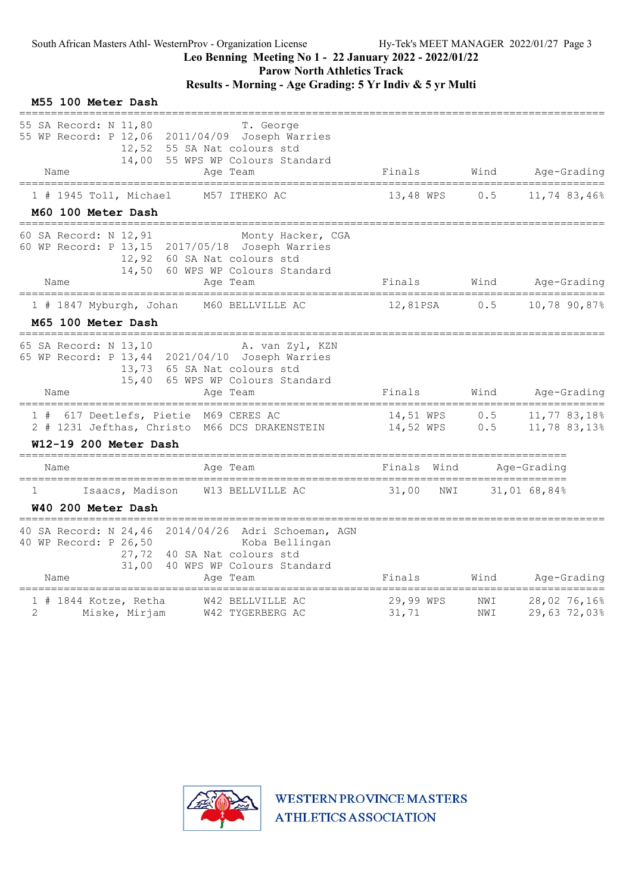Leo Benning Meeting No 1 - 22 January 2022 - 2022/01/22

Parow North Athletics Track

Results - Morning - Age Grading: 5 Yr Indiv & 5 yr Multi

### M55 100 Meter Dash

55 SA Record: N 11,80 T. George
55 WP Record: P 12,06 2011/04/09 Joseph Warries
12,52 55 SA Nat colours std
14,00 55 WPS WP Colours Standard

| Place | # | Comp# | Name | Age | Team | Finals | | Wind | Age-Grading | |
|---|---|---|---|---|---|---|---|---|---|---|
| 1 | # | 1945 | Toll, Michael | M57 | ITHEKO AC | 13,48 | WPS | 0.5 | 11,74 | 83,46% |

### M60 100 Meter Dash

60 SA Record: N 12,91 Monty Hacker, CGA
60 WP Record: P 13,15 2017/05/18 Joseph Warries
12,92 60 SA Nat colours std
14,50 60 WPS WP Colours Standard

| Place | # | Comp# | Name | Age | Team | Finals | | Wind | Age-Grading | |
|---|---|---|---|---|---|---|---|---|---|---|
| 1 | # | 1847 | Myburgh, Johan | M60 | BELLVILLE AC | 12,81 | PSA | 0.5 | 10,78 | 90,87% |

### M65 100 Meter Dash

65 SA Record: N 13,10 A. van Zyl, KZN
65 WP Record: P 13,44 2021/04/10 Joseph Warries
13,73 65 SA Nat colours std
15,40 65 WPS WP Colours Standard

| Place | # | Comp# | Name | Age | Team | Finals | | Wind | Age-Grading | |
|---|---|---|---|---|---|---|---|---|---|---|
| 1 | # | 617 | Deetlefs, Pietie | M69 | CERES AC | 14,51 | WPS | 0.5 | 11,77 | 83,18% |
| 2 | # | 1231 | Jefthas, Christo | M66 | DCS DRAKENSTEIN | 14,52 | WPS | 0.5 | 11,78 | 83,13% |

### W12-19 200 Meter Dash

| Place | Name | Age | Team | Finals | Wind | Age-Grading | |
|---|---|---|---|---|---|---|---|
| 1 | Isaacs, Madison | W13 | BELLVILLE AC | 31,00 | NWI | 31,01 | 68,84% |

### W40 200 Meter Dash

40 SA Record: N 24,46 2014/04/26 Adri Schoeman, AGN
40 WP Record: P 26,50 Koba Bellingan
27,72 40 SA Nat colours std
31,00 40 WPS WP Colours Standard

| Place | # | Comp# | Name | Age | Team | Finals | | Wind | Age-Grading | |
|---|---|---|---|---|---|---|---|---|---|---|
| 1 | # | 1844 | Kotze, Retha | W42 | BELLVILLE AC | 29,99 | WPS | NWI | 28,02 | 76,16% |
| 2 | | | Miske, Mirjam | W42 | TYGERBERG AC | 31,71 | | NWI | 29,63 | 72,03% |

WESTERN PROVINCE MASTERS ATHLETICS ASSOCIATION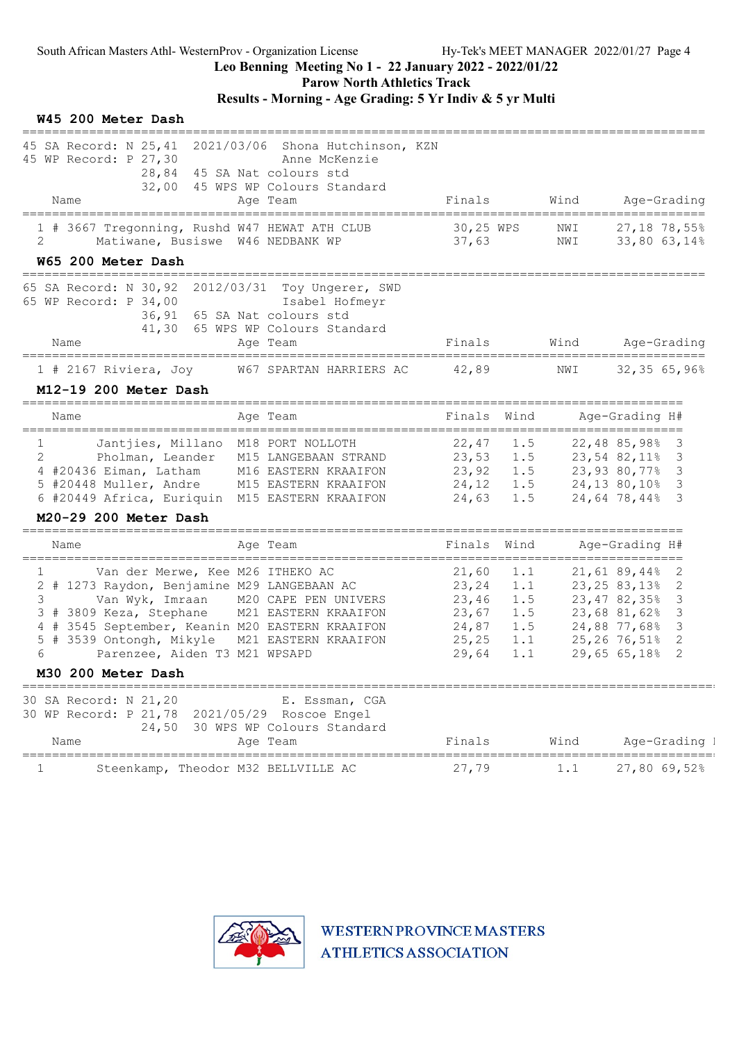Leo Benning Meeting No 1 - 22 January 2022 - 2022/01/22

Parow North Athletics Track

**Results - Morning - Age Grading: 5 Yr Indiv & 5 yr Multi**

### W45 200 Meter Dash

45 SA Record: N 25,41 2021/03/06 Shona Hutchinson, KZN
45 WP Record: P 27,30 Anne McKenzie
28,84 45 SA Nat colours std
32,00 45 WPS WP Colours Standard

| Place | Name | Age | Team | Finals | | Wind | Age-Grading | |
|---|---|---|---|---|---|---|---|---|
| 1 | # 3667 Tregonning, Rushd | W47 | HEWAT ATH CLUB | 30,25 | WPS | NWI | 27,18 | 78,55% |
| 2 | Matiwane, Busiswe | W46 | NEDBANK WP | 37,63 | | NWI | 33,80 | 63,14% |

### W65 200 Meter Dash

65 SA Record: N 30,92 2012/03/31 Toy Ungerer, SWD
65 WP Record: P 34,00 Isabel Hofmeyr
36,91 65 SA Nat colours std
41,30 65 WPS WP Colours Standard

| Place | Name | Age | Team | Finals | Wind | Age-Grading | |
|---|---|---|---|---|---|---|---|
| 1 | # 2167 Riviera, Joy | W67 | SPARTAN HARRIERS AC | 42,89 | NWI | 32,35 | 65,96% |

### M12-19 200 Meter Dash

| Place | Name | Age | Team | Finals | Wind | Age-Grading | | H# |
|---|---|---|---|---|---|---|---|---|
| 1 | Jantjies, Millano | M18 | PORT NOLLOTH | 22,47 | 1.5 | 22,48 | 85,98% | 3 |
| 2 | Pholman, Leander | M15 | LANGEBAAN STRAND | 23,53 | 1.5 | 23,54 | 82,11% | 3 |
| 4 | #20436 Eiman, Latham | M16 | EASTERN KRAAIFON | 23,92 | 1.5 | 23,93 | 80,77% | 3 |
| 5 | #20448 Muller, Andre | M15 | EASTERN KRAAIFON | 24,12 | 1.5 | 24,13 | 80,10% | 3 |
| 6 | #20449 Africa, Euriquin | M15 | EASTERN KRAAIFON | 24,63 | 1.5 | 24,64 | 78,44% | 3 |

### M20-29 200 Meter Dash

| Place | Name | Age | Team | Finals | Wind | Age-Grading | | H# |
|---|---|---|---|---|---|---|---|---|
| 1 | Van der Merwe, Kee | M26 | ITHEKO AC | 21,60 | 1.1 | 21,61 | 89,44% | 2 |
| 2 | # 1273 Raydon, Benjamine | M29 | LANGEBAAN AC | 23,24 | 1.1 | 23,25 | 83,13% | 2 |
| 3 | Van Wyk, Imraan | M20 | CAPE PEN UNIVERS | 23,46 | 1.5 | 23,47 | 82,35% | 3 |
| 3 | # 3809 Keza, Stephane | M21 | EASTERN KRAAIFON | 23,67 | 1.5 | 23,68 | 81,62% | 3 |
| 4 | # 3545 September, Keanin | M20 | EASTERN KRAAIFON | 24,87 | 1.5 | 24,88 | 77,68% | 3 |
| 5 | # 3539 Ontongh, Mikyle | M21 | EASTERN KRAAIFON | 25,25 | 1.1 | 25,26 | 76,51% | 2 |
| 6 | Parenzee, Aiden T3 | M21 | WPSAPD | 29,64 | 1.1 | 29,65 | 65,18% | 2 |

### M30 200 Meter Dash

30 SA Record: N 21,20 E. Essman, CGA
30 WP Record: P 21,78 2021/05/29 Roscoe Engel
24,50 30 WPS WP Colours Standard

| Place | Name | Age | Team | Finals | Wind | Age-Grading | |
|---|---|---|---|---|---|---|---|
| 1 | Steenkamp, Theodor | M32 | BELLVILLE AC | 27,79 | 1.1 | 27,80 | 69,52% |

WESTERN PROVINCE MASTERS ATHLETICS ASSOCIATION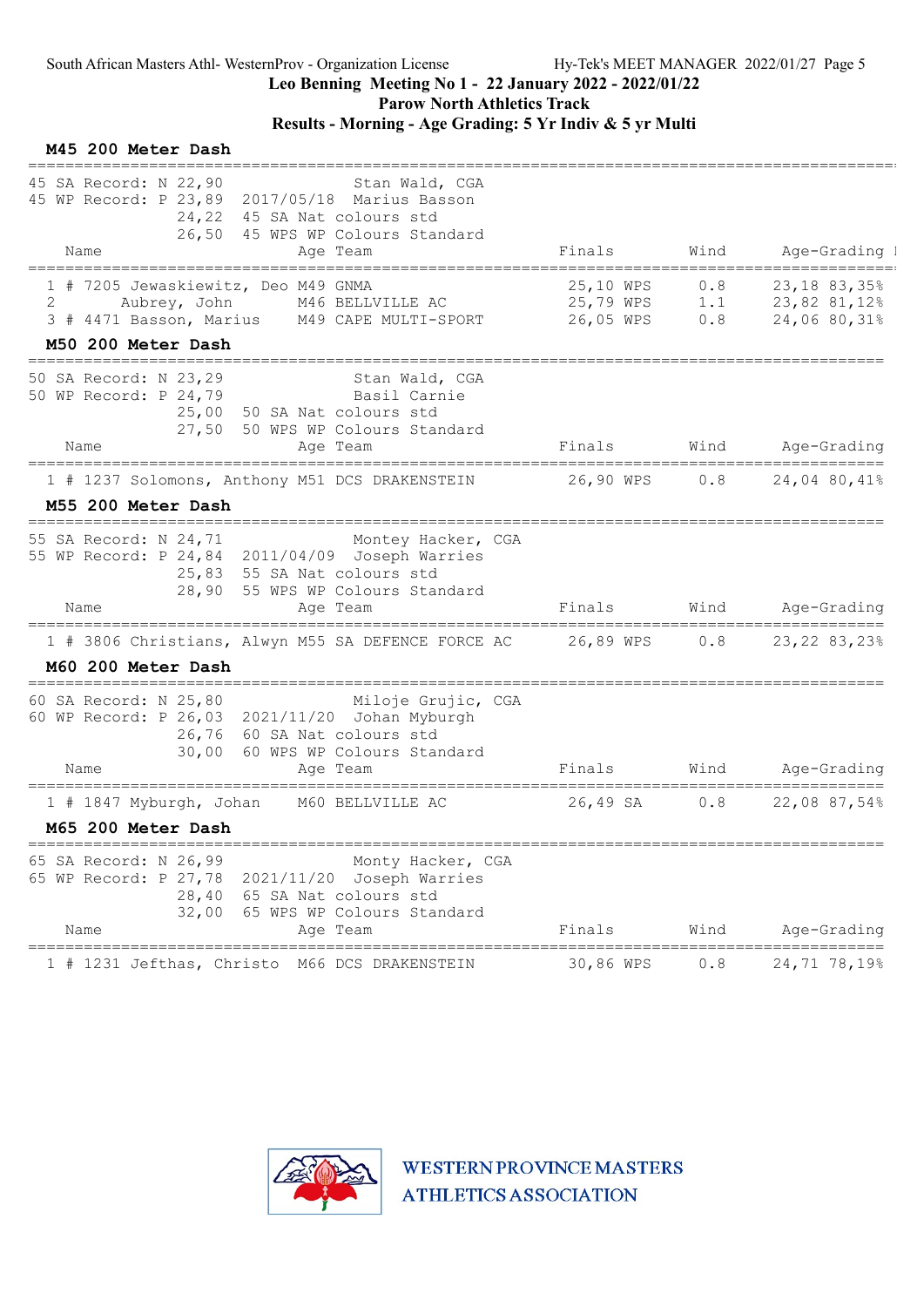Leo Benning Meeting No 1 - 22 January 2022 - 2022/01/22

Parow North Athletics Track

**Results - Morning - Age Grading: 5 Yr Indiv & 5 yr Multi**

## M45 200 Meter Dash

45 SA Record: N 22,90 Stan Wald, CGA
45 WP Record: P 23,89 2017/05/18 Marius Basson
24,22 45 SA Nat colours std
26,50 45 WPS WP Colours Standard

| | Name | Age | Team | Finals | | Wind | Age-Grading | |
|---|---|---|---|---|---|---|---|---|
| 1 | # 7205 Jewaskiewitz, Deo | M49 | GNMA | 25,10 | WPS | 0.8 | 23,18 | 83,35% |
| 2 | Aubrey, John | M46 | BELLVILLE AC | 25,79 | WPS | 1.1 | 23,82 | 81,12% |
| 3 | # 4471 Basson, Marius | M49 | CAPE MULTI-SPORT | 26,05 | WPS | 0.8 | 24,06 | 80,31% |

## M50 200 Meter Dash

50 SA Record: N 23,29 Stan Wald, CGA
50 WP Record: P 24,79 Basil Carnie
25,00 50 SA Nat colours std
27,50 50 WPS WP Colours Standard

| | Name | Age | Team | Finals | | Wind | Age-Grading | |
|---|---|---|---|---|---|---|---|---|
| 1 | # 1237 Solomons, Anthony | M51 | DCS DRAKENSTEIN | 26,90 | WPS | 0.8 | 24,04 | 80,41% |

## M55 200 Meter Dash

55 SA Record: N 24,71 Montey Hacker, CGA
55 WP Record: P 24,84 2011/04/09 Joseph Warries
25,83 55 SA Nat colours std
28,90 55 WPS WP Colours Standard

| | Name | Age | Team | Finals | | Wind | Age-Grading | |
|---|---|---|---|---|---|---|---|---|
| 1 | # 3806 Christians, Alwyn | M55 | SA DEFENCE FORCE AC | 26,89 | WPS | 0.8 | 23,22 | 83,23% |

## M60 200 Meter Dash

60 SA Record: N 25,80 Miloje Grujic, CGA
60 WP Record: P 26,03 2021/11/20 Johan Myburgh
26,76 60 SA Nat colours std
30,00 60 WPS WP Colours Standard

| | Name | Age | Team | Finals | | Wind | Age-Grading | |
|---|---|---|---|---|---|---|---|---|
| 1 | # 1847 Myburgh, Johan | M60 | BELLVILLE AC | 26,49 | SA | 0.8 | 22,08 | 87,54% |

## M65 200 Meter Dash

65 SA Record: N 26,99 Monty Hacker, CGA
65 WP Record: P 27,78 2021/11/20 Joseph Warries
28,40 65 SA Nat colours std
32,00 65 WPS WP Colours Standard

| | Name | Age | Team | Finals | | Wind | Age-Grading | |
|---|---|---|---|---|---|---|---|---|
| 1 | # 1231 Jefthas, Christo | M66 | DCS DRAKENSTEIN | 30,86 | WPS | 0.8 | 24,71 | 78,19% |

WESTERN PROVINCE MASTERS ATHLETICS ASSOCIATION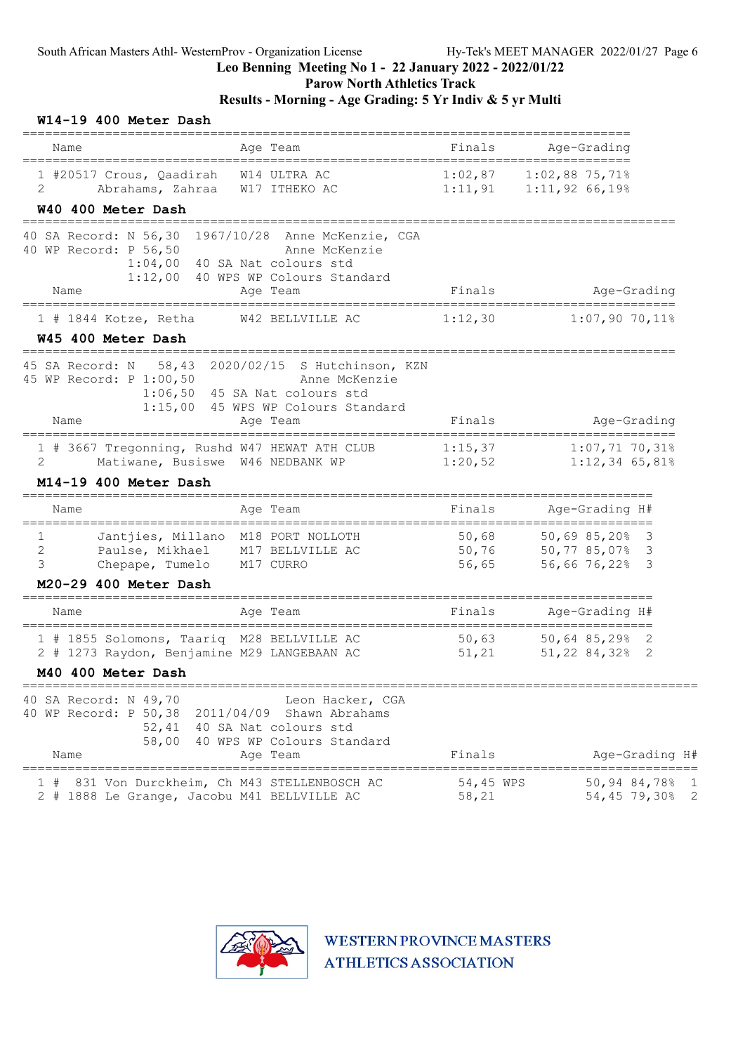## Leo Benning Meeting No 1 - 22 January 2022 - 2022/01/22

### Parow North Athletics Track

### Results - Morning - Age Grading: 5 Yr Indiv & 5 yr Multi

#### W14-19 400 Meter Dash

| Place | # | Name | Age | Team | Finals | Age-Grading | |
|---|---|---|---|---|---|---|---|
| 1 | #20517 | Crous, Qaadirah | W14 | ULTRA AC | 1:02,87 | 1:02,88 | 75,71% |
| 2 | | Abrahams, Zahraa | W17 | ITHEKO AC | 1:11,91 | 1:11,92 | 66,19% |

#### W40 400 Meter Dash

40 SA Record: N 56,30 1967/10/28 Anne McKenzie, CGA
40 WP Record: P 56,50 Anne McKenzie
1:04,00 40 SA Nat colours std
1:12,00 40 WPS WP Colours Standard

| Place | # | Name | Age | Team | Finals | Age-Grading | |
|---|---|---|---|---|---|---|---|
| 1 | # 1844 | Kotze, Retha | W42 | BELLVILLE AC | 1:12,30 | 1:07,90 | 70,11% |

#### W45 400 Meter Dash

45 SA Record: N 58,43 2020/02/15 S Hutchinson, KZN
45 WP Record: P 1:00,50 Anne McKenzie
1:06,50 45 SA Nat colours std
1:15,00 45 WPS WP Colours Standard

| Place | # | Name | Age | Team | Finals | Age-Grading | |
|---|---|---|---|---|---|---|---|
| 1 | # 3667 | Tregonning, Rushd | W47 | HEWAT ATH CLUB | 1:15,37 | 1:07,71 | 70,31% |
| 2 | | Matiwane, Busiswe | W46 | NEDBANK WP | 1:20,52 | 1:12,34 | 65,81% |

#### M14-19 400 Meter Dash

| Place | # | Name | Age | Team | Finals | Age-Grading | | H# |
|---|---|---|---|---|---|---|---|---|
| 1 | | Jantjies, Millano | M18 | PORT NOLLOTH | 50,68 | 50,69 | 85,20% | 3 |
| 2 | | Paulse, Mikhael | M17 | BELLVILLE AC | 50,76 | 50,77 | 85,07% | 3 |
| 3 | | Chepape, Tumelo | M17 | CURRO | 56,65 | 56,66 | 76,22% | 3 |

#### M20-29 400 Meter Dash

| Place | # | Name | Age | Team | Finals | Age-Grading | | H# |
|---|---|---|---|---|---|---|---|---|
| 1 | # 1855 | Solomons, Taariq | M28 | BELLVILLE AC | 50,63 | 50,64 | 85,29% | 2 |
| 2 | # 1273 | Raydon, Benjamine | M29 | LANGEBAAN AC | 51,21 | 51,22 | 84,32% | 2 |

#### M40 400 Meter Dash

40 SA Record: N 49,70 Leon Hacker, CGA
40 WP Record: P 50,38 2011/04/09 Shawn Abrahams
52,41 40 SA Nat colours std
58,00 40 WPS WP Colours Standard

| Place | # | Name | Age | Team | Finals | | Age-Grading | | H# |
|---|---|---|---|---|---|---|---|---|---|
| 1 | # 831 | Von Durckheim, Ch | M43 | STELLENBOSCH AC | 54,45 | WPS | 50,94 | 84,78% | 1 |
| 2 | # 1888 | Le Grange, Jacobu | M41 | BELLVILLE AC | 58,21 | | 54,45 | 79,30% | 2 |

WESTERN PROVINCE MASTERS ATHLETICS ASSOCIATION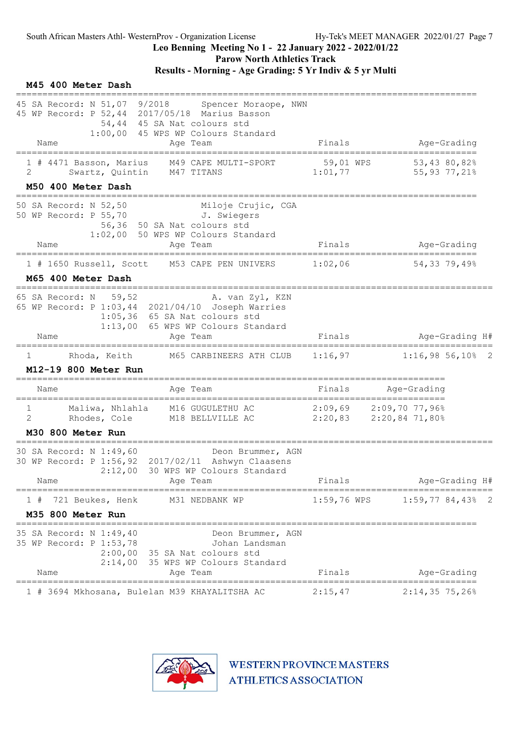## M45 400 Meter Dash

45 SA Record: N 51,07 9/2018 Spencer Moraope, NWN
45 WP Record: P 52,44 2017/05/18 Marius Basson
54,44 45 SA Nat colours std
1:00,00 45 WPS WP Colours Standard

| | | Name | Age | Team | Finals | | Age-Grading | |
|---|---|---|---|---|---|---|---|---|
| 1 | # 4471 | Basson, Marius | M49 | CAPE MULTI-SPORT | 59,01 | WPS | 53,43 | 80,82% |
| 2 | | Swartz, Quintin | M47 | TITANS | 1:01,77 | | 55,93 | 77,21% |

## M50 400 Meter Dash

50 SA Record: N 52,50 Miloje Crujic, CGA
50 WP Record: P 55,70 J. Swiegers
56,36 50 SA Nat colours std
1:02,00 50 WPS WP Colours Standard

| | | Name | Age | Team | Finals | Age-Grading | |
|---|---|---|---|---|---|---|---|
| 1 | # 1650 | Russell, Scott | M53 | CAPE PEN UNIVERS | 1:02,06 | 54,33 | 79,49% |

## M65 400 Meter Dash

65 SA Record: N 59,52 A. van Zyl, KZN
65 WP Record: P 1:03,44 2021/04/10 Joseph Warries
1:05,36 65 SA Nat colours std
1:13,00 65 WPS WP Colours Standard

| | Name | Age | Team | Finals | Age-Grading | | H# |
|---|---|---|---|---|---|---|---|
| 1 | Rhoda, Keith | M65 | CARBINEERS ATH CLUB | 1:16,97 | 1:16,98 | 56,10% | 2 |

## M12-19 800 Meter Run

| | Name | Age | Team | Finals | Age-Grading | |
|---|---|---|---|---|---|---|
| 1 | Maliwa, Nhlahla | M16 | GUGULETHU AC | 2:09,69 | 2:09,70 | 77,96% |
| 2 | Rhodes, Cole | M18 | BELLVILLE AC | 2:20,83 | 2:20,84 | 71,80% |

## M30 800 Meter Run

30 SA Record: N 1:49,60 Deon Brummer, AGN
30 WP Record: P 1:56,92 2017/02/11 Ashwyn Claasens
2:12,00 30 WPS WP Colours Standard

| | | Name | Age | Team | Finals | | Age-Grading | | H# |
|---|---|---|---|---|---|---|---|---|---|
| 1 | # 721 | Beukes, Henk | M31 | NEDBANK WP | 1:59,76 | WPS | 1:59,77 | 84,43% | 2 |

## M35 800 Meter Run

35 SA Record: N 1:49,40 Deon Brummer, AGN
35 WP Record: P 1:53,78 Johan Landsman
2:00,00 35 SA Nat colours std
2:14,00 35 WPS WP Colours Standard

| | | Name | Age | Team | Finals | Age-Grading | |
|---|---|---|---|---|---|---|---|
| 1 | # 3694 | Mkhosana, Bulelan | M39 | KHAYALITSHA AC | 2:15,47 | 2:14,35 | 75,26% |

WESTERN PROVINCE MASTERS ATHLETICS ASSOCIATION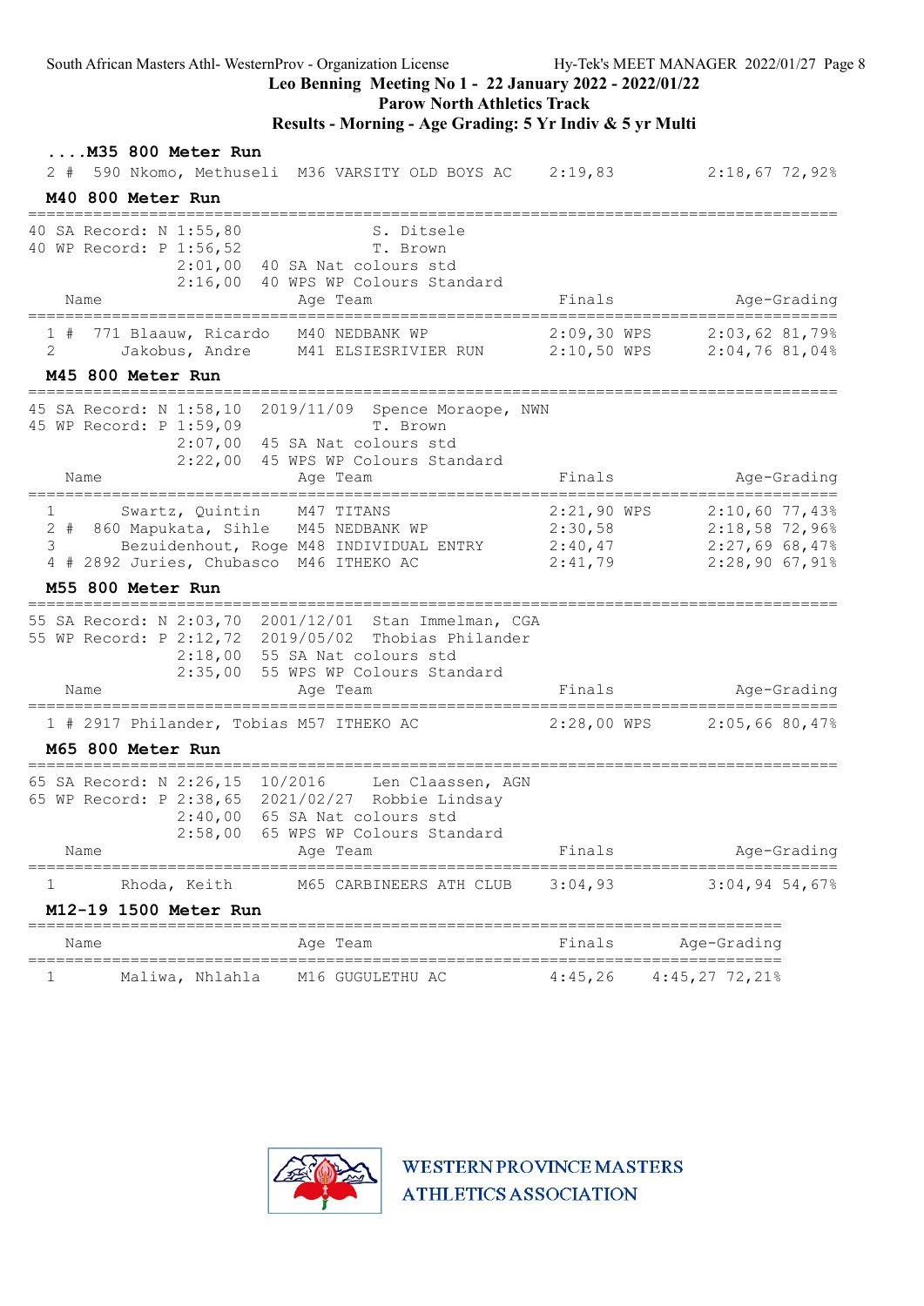## ....M35 800 Meter Run

| | | Name | Age | Team | Finals | | Age-Grading | |
|---|---|---|---|---|---|---|---|---|
| 2 # | 590 | Nkomo, Methuseli | M36 | VARSITY OLD BOYS AC | 2:19,83 | | 2:18,67 | 72,92% |

## M40 800 Meter Run

40 SA Record: N 1:55,80 S. Ditsele
40 WP Record: P 1:56,52 T. Brown
2:01,00 40 SA Nat colours std
2:16,00 40 WPS WP Colours Standard

| | | Name | Age | Team | Finals | | Age-Grading | |
|---|---|---|---|---|---|---|---|---|
| 1 # | 771 | Blaauw, Ricardo | M40 | NEDBANK WP | 2:09,30 | WPS | 2:03,62 | 81,79% |
| 2 | | Jakobus, Andre | M41 | ELSIESRIVIER RUN | 2:10,50 | WPS | 2:04,76 | 81,04% |

## M45 800 Meter Run

45 SA Record: N 1:58,10 2019/11/09 Spence Moraope, NWN
45 WP Record: P 1:59,09 T. Brown
2:07,00 45 SA Nat colours std
2:22,00 45 WPS WP Colours Standard

| | | Name | Age | Team | Finals | | Age-Grading | |
|---|---|---|---|---|---|---|---|---|
| 1 | | Swartz, Quintin | M47 | TITANS | 2:21,90 | WPS | 2:10,60 | 77,43% |
| 2 # | 860 | Mapukata, Sihle | M45 | NEDBANK WP | 2:30,58 | | 2:18,58 | 72,96% |
| 3 | | Bezuidenhout, Roge | M48 | INDIVIDUAL ENTRY | 2:40,47 | | 2:27,69 | 68,47% |
| 4 # | 2892 | Juries, Chubasco | M46 | ITHEKO AC | 2:41,79 | | 2:28,90 | 67,91% |

## M55 800 Meter Run

55 SA Record: N 2:03,70 2001/12/01 Stan Immelman, CGA
55 WP Record: P 2:12,72 2019/05/02 Thobias Philander
2:18,00 55 SA Nat colours std
2:35,00 55 WPS WP Colours Standard

| | | Name | Age | Team | Finals | | Age-Grading | |
|---|---|---|---|---|---|---|---|---|
| 1 # | 2917 | Philander, Tobias | M57 | ITHEKO AC | 2:28,00 | WPS | 2:05,66 | 80,47% |

## M65 800 Meter Run

65 SA Record: N 2:26,15 10/2016 Len Claassen, AGN
65 WP Record: P 2:38,65 2021/02/27 Robbie Lindsay
2:40,00 65 SA Nat colours std
2:58,00 65 WPS WP Colours Standard

| | | Name | Age | Team | Finals | | Age-Grading | |
|---|---|---|---|---|---|---|---|---|
| 1 | | Rhoda, Keith | M65 | CARBINEERS ATH CLUB | 3:04,93 | | 3:04,94 | 54,67% |

## M12-19 1500 Meter Run

| | Name | Age | Team | Finals | Age-Grading | |
|---|---|---|---|---|---|---|
| 1 | Maliwa, Nhlahla | M16 | GUGULETHU AC | 4:45,26 | 4:45,27 | 72,21% |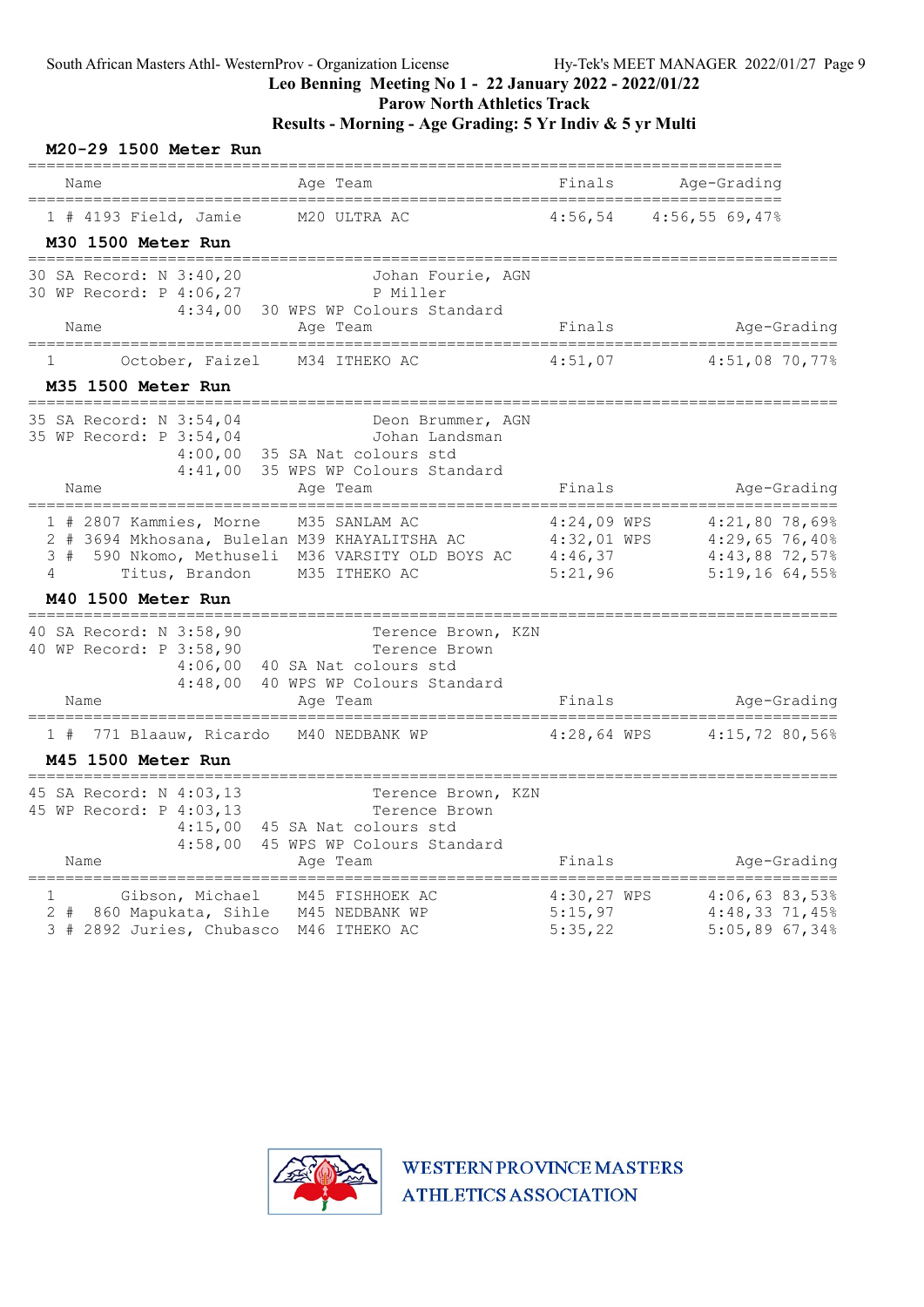## M20-29 1500 Meter Run

| Place | | Name | Age | Team | Finals | Age-Grading | |
|---|---|---|---|---|---|---|---|
| 1 | # 4193 | Field, Jamie | M20 | ULTRA AC | 4:56,54 | 4:56,55 | 69,47% |

## M30 1500 Meter Run

30 SA Record: N 3:40,20 Johan Fourie, AGN
30 WP Record: P 4:06,27 P Miller
4:34,00 30 WPS WP Colours Standard

| Place | | Name | Age | Team | Finals | Age-Grading | |
|---|---|---|---|---|---|---|---|
| 1 | | October, Faizel | M34 | ITHEKO AC | 4:51,07 | 4:51,08 | 70,77% |

## M35 1500 Meter Run

35 SA Record: N 3:54,04 Deon Brummer, AGN
35 WP Record: P 3:54,04 Johan Landsman
4:00,00 35 SA Nat colours std
4:41,00 35 WPS WP Colours Standard

| Place | | Name | Age | Team | Finals | Age-Grading | |
|---|---|---|---|---|---|---|---|
| 1 | # 2807 | Kammies, Morne | M35 | SANLAM AC | 4:24,09 WPS | 4:21,80 | 78,69% |
| 2 | # 3694 | Mkhosana, Bulelan | M39 | KHAYALITSHA AC | 4:32,01 WPS | 4:29,65 | 76,40% |
| 3 | # 590 | Nkomo, Methuseli | M36 | VARSITY OLD BOYS AC | 4:46,37 | 4:43,88 | 72,57% |
| 4 | | Titus, Brandon | M35 | ITHEKO AC | 5:21,96 | 5:19,16 | 64,55% |

## M40 1500 Meter Run

40 SA Record: N 3:58,90 Terence Brown, KZN
40 WP Record: P 3:58,90 Terence Brown
4:06,00 40 SA Nat colours std
4:48,00 40 WPS WP Colours Standard

| Place | | Name | Age | Team | Finals | Age-Grading | |
|---|---|---|---|---|---|---|---|
| 1 | # 771 | Blaauw, Ricardo | M40 | NEDBANK WP | 4:28,64 WPS | 4:15,72 | 80,56% |

## M45 1500 Meter Run

45 SA Record: N 4:03,13 Terence Brown, KZN
45 WP Record: P 4:03,13 Terence Brown
4:15,00 45 SA Nat colours std
4:58,00 45 WPS WP Colours Standard

| Place | | Name | Age | Team | Finals | Age-Grading | |
|---|---|---|---|---|---|---|---|
| 1 | | Gibson, Michael | M45 | FISHHOEK AC | 4:30,27 WPS | 4:06,63 | 83,53% |
| 2 | # 860 | Mapukata, Sihle | M45 | NEDBANK WP | 5:15,97 | 4:48,33 | 71,45% |
| 3 | # 2892 | Juries, Chubasco | M46 | ITHEKO AC | 5:35,22 | 5:05,89 | 67,34% |

WESTERN PROVINCE MASTERS ATHLETICS ASSOCIATION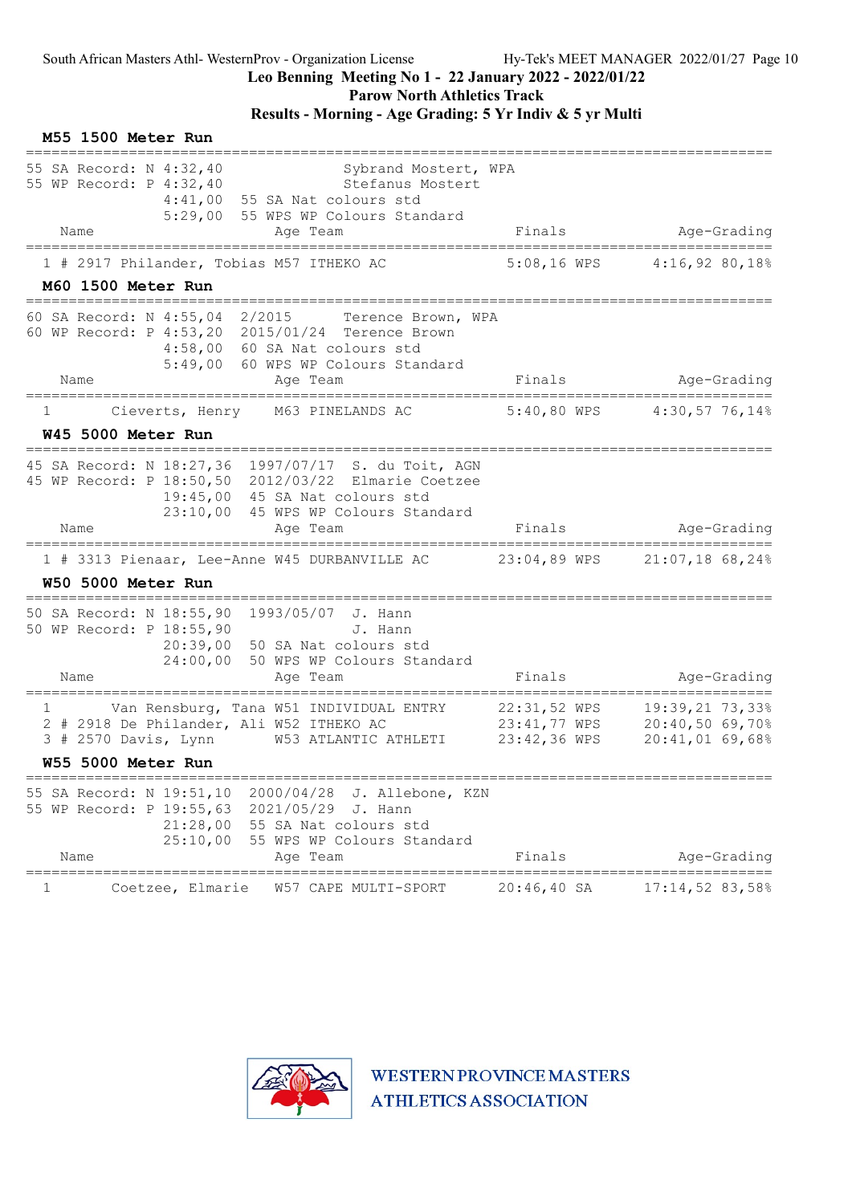Leo Benning Meeting No 1 - 22 January 2022 - 2022/01/22

Parow North Athletics Track

Results - Morning - Age Grading: 5 Yr Indiv & 5 yr Multi

### M55 1500 Meter Run

```
55 SA Record: N 4:32,40                Sybrand Mostert, WPA
55 WP Record: P 4:32,40                Stefanus Mostert
              4:41,00  55 SA Nat colours std
              5:29,00  55 WPS WP Colours Standard
```

| | Name | Age | Team | Finals | | Age-Grading | |
|---|---|---|---|---|---|---|---|
| 1 | # 2917 Philander, Tobias | M57 | ITHEKO AC | 5:08,16 | WPS | 4:16,92 | 80,18% |

### M60 1500 Meter Run

```
60 SA Record: N 4:55,04  2/2015       Terence Brown, WPA
60 WP Record: P 4:53,20  2015/01/24   Terence Brown
              4:58,00  60 SA Nat colours std
              5:49,00  60 WPS WP Colours Standard
```

| | Name | Age | Team | Finals | | Age-Grading | |
|---|---|---|---|---|---|---|---|
| 1 | Cieverts, Henry | M63 | PINELANDS AC | 5:40,80 | WPS | 4:30,57 | 76,14% |

### W45 5000 Meter Run

```
45 SA Record: N 18:27,36  1997/07/17  S. du Toit, AGN
45 WP Record: P 18:50,50  2012/03/22  Elmarie Coetzee
              19:45,00  45 SA Nat colours std
              23:10,00  45 WPS WP Colours Standard
```

| | Name | Age | Team | Finals | | Age-Grading | |
|---|---|---|---|---|---|---|---|
| 1 | # 3313 Pienaar, Lee-Anne | W45 | DURBANVILLE AC | 23:04,89 | WPS | 21:07,18 | 68,24% |

### W50 5000 Meter Run

```
50 SA Record: N 18:55,90  1993/05/07  J. Hann
50 WP Record: P 18:55,90              J. Hann
              20:39,00  50 SA Nat colours std
              24:00,00  50 WPS WP Colours Standard
```

| | Name | Age | Team | Finals | | Age-Grading | |
|---|---|---|---|---|---|---|---|
| 1 | Van Rensburg, Tana | W51 | INDIVIDUAL ENTRY | 22:31,52 | WPS | 19:39,21 | 73,33% |
| 2 | # 2918 De Philander, Ali | W52 | ITHEKO AC | 23:41,77 | WPS | 20:40,50 | 69,70% |
| 3 | # 2570 Davis, Lynn | W53 | ATLANTIC ATHLETI | 23:42,36 | WPS | 20:41,01 | 69,68% |

### W55 5000 Meter Run

```
55 SA Record: N 19:51,10  2000/04/28  J. Allebone, KZN
55 WP Record: P 19:55,63  2021/05/29  J. Hann
              21:28,00  55 SA Nat colours std
              25:10,00  55 WPS WP Colours Standard
```

| | Name | Age | Team | Finals | | Age-Grading | |
|---|---|---|---|---|---|---|---|
| 1 | Coetzee, Elmarie | W57 | CAPE MULTI-SPORT | 20:46,40 | SA | 17:14,52 | 83,58% |

WESTERN PROVINCE MASTERS ATHLETICS ASSOCIATION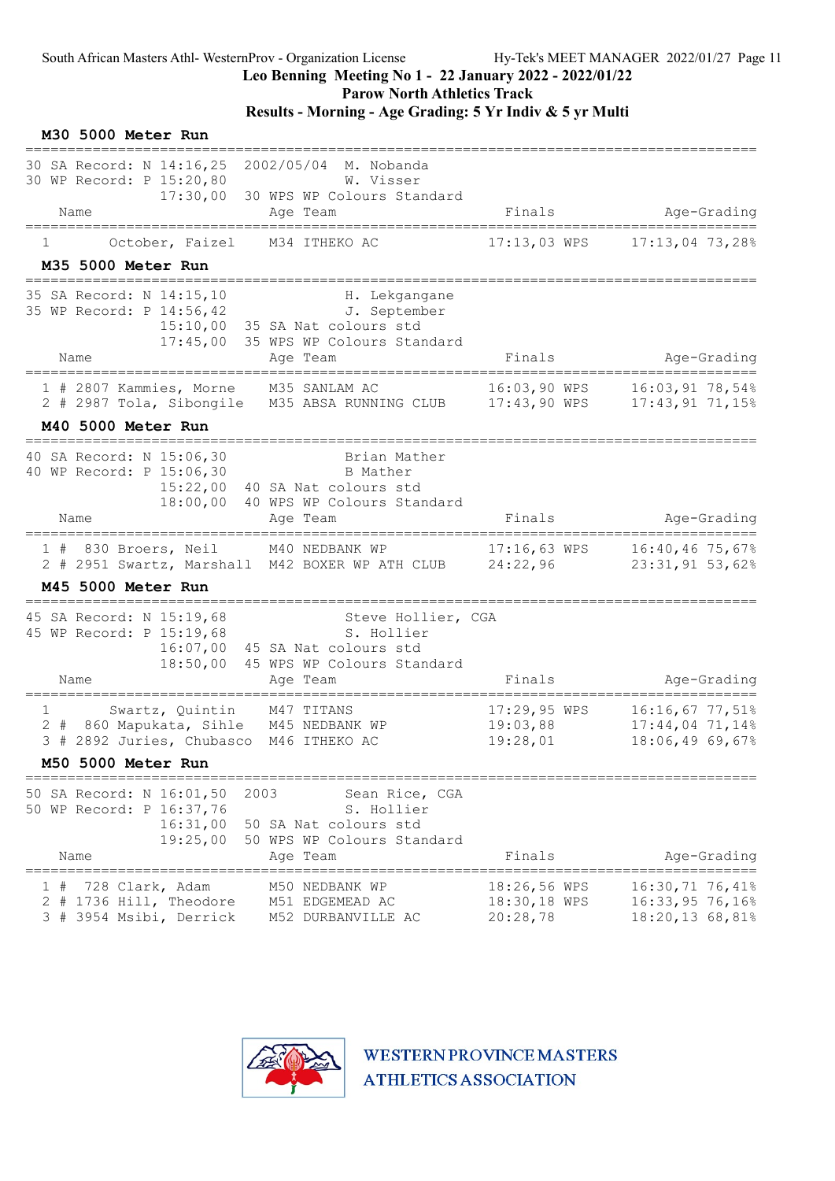Leo Benning Meeting No 1 - 22 January 2022 - 2022/01/22

Parow North Athletics Track

**Results - Morning - Age Grading: 5 Yr Indiv & 5 yr Multi**

## M30 5000 Meter Run

30 SA Record: N 14:16,25 2002/05/04 M. Nobanda
30 WP Record: P 15:20,80 W. Visser
17:30,00 30 WPS WP Colours Standard

| | Name | Age | Team | Finals | | Age-Grading | |
|---|---|---|---|---|---|---|---|
| 1 | October, Faizel | M34 | ITHEKO AC | 17:13,03 | WPS | 17:13,04 | 73,28% |

## M35 5000 Meter Run

35 SA Record: N 14:15,10 H. Lekgangane
35 WP Record: P 14:56,42 J. September
15:10,00 35 SA Nat colours std
17:45,00 35 WPS WP Colours Standard

| | Name | Age | Team | Finals | | Age-Grading | |
|---|---|---|---|---|---|---|---|
| 1 # | 2807 Kammies, Morne | M35 | SANLAM AC | 16:03,90 | WPS | 16:03,91 | 78,54% |
| 2 # | 2987 Tola, Sibongile | M35 | ABSA RUNNING CLUB | 17:43,90 | WPS | 17:43,91 | 71,15% |

## M40 5000 Meter Run

40 SA Record: N 15:06,30 Brian Mather
40 WP Record: P 15:06,30 B Mather
15:22,00 40 SA Nat colours std
18:00,00 40 WPS WP Colours Standard

| | Name | Age | Team | Finals | | Age-Grading | |
|---|---|---|---|---|---|---|---|
| 1 # | 830 Broers, Neil | M40 | NEDBANK WP | 17:16,63 | WPS | 16:40,46 | 75,67% |
| 2 # | 2951 Swartz, Marshall | M42 | BOXER WP ATH CLUB | 24:22,96 | | 23:31,91 | 53,62% |

## M45 5000 Meter Run

45 SA Record: N 15:19,68 Steve Hollier, CGA
45 WP Record: P 15:19,68 S. Hollier
16:07,00 45 SA Nat colours std
18:50,00 45 WPS WP Colours Standard

| | Name | Age | Team | Finals | | Age-Grading | |
|---|---|---|---|---|---|---|---|
| 1 | Swartz, Quintin | M47 | TITANS | 17:29,95 | WPS | 16:16,67 | 77,51% |
| 2 # | 860 Mapukata, Sihle | M45 | NEDBANK WP | 19:03,88 | | 17:44,04 | 71,14% |
| 3 # | 2892 Juries, Chubasco | M46 | ITHEKO AC | 19:28,01 | | 18:06,49 | 69,67% |

## M50 5000 Meter Run

50 SA Record: N 16:01,50 2003 Sean Rice, CGA
50 WP Record: P 16:37,76 S. Hollier
16:31,00 50 SA Nat colours std
19:25,00 50 WPS WP Colours Standard

| | Name | Age | Team | Finals | | Age-Grading | |
|---|---|---|---|---|---|---|---|
| 1 # | 728 Clark, Adam | M50 | NEDBANK WP | 18:26,56 | WPS | 16:30,71 | 76,41% |
| 2 # | 1736 Hill, Theodore | M51 | EDGEMEAD AC | 18:30,18 | WPS | 16:33,95 | 76,16% |
| 3 # | 3954 Msibi, Derrick | M52 | DURBANVILLE AC | 20:28,78 | | 18:20,13 | 68,81% |

WESTERN PROVINCE MASTERS ATHLETICS ASSOCIATION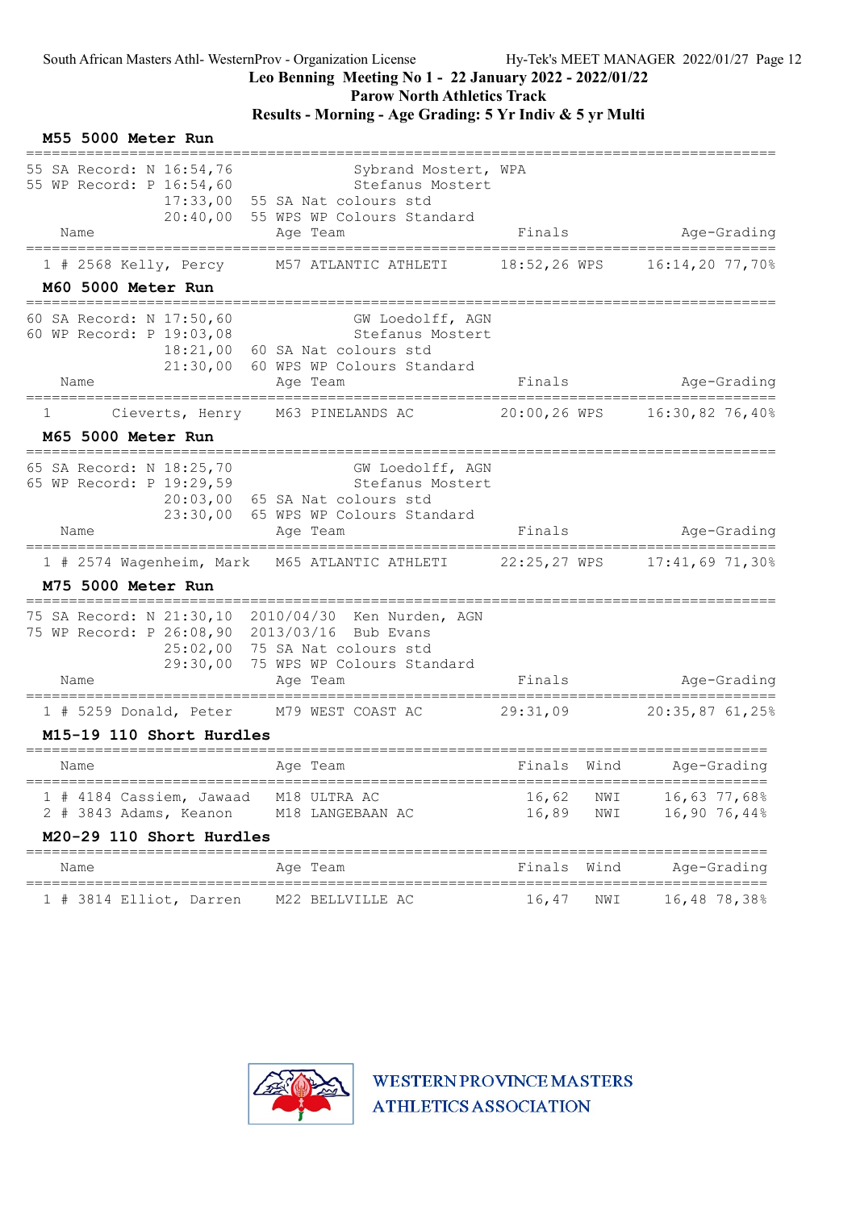## M55 5000 Meter Run

55 SA Record: N 16:54,76 — Sybrand Mostert, WPA
55 WP Record: P 16:54,60 — Stefanus Mostert
17:33,00 — 55 SA Nat colours std
20:40,00 — 55 WPS WP Colours Standard

| | Name | Age | Team | Finals | | Age-Grading | |
|---|---|---|---|---|---|---|---|
| 1 | # 2568 Kelly, Percy | M57 | ATLANTIC ATHLETI | 18:52,26 | WPS | 16:14,20 | 77,70% |

## M60 5000 Meter Run

60 SA Record: N 17:50,60 — GW Loedolff, AGN
60 WP Record: P 19:03,08 — Stefanus Mostert
18:21,00 — 60 SA Nat colours std
21:30,00 — 60 WPS WP Colours Standard

| | Name | Age | Team | Finals | | Age-Grading | |
|---|---|---|---|---|---|---|---|
| 1 | Cieverts, Henry | M63 | PINELANDS AC | 20:00,26 | WPS | 16:30,82 | 76,40% |

## M65 5000 Meter Run

65 SA Record: N 18:25,70 — GW Loedolff, AGN
65 WP Record: P 19:29,59 — Stefanus Mostert
20:03,00 — 65 SA Nat colours std
23:30,00 — 65 WPS WP Colours Standard

| | Name | Age | Team | Finals | | Age-Grading | |
|---|---|---|---|---|---|---|---|
| 1 | # 2574 Wagenheim, Mark | M65 | ATLANTIC ATHLETI | 22:25,27 | WPS | 17:41,69 | 71,30% |

## M75 5000 Meter Run

75 SA Record: N 21:30,10 — 2010/04/30 Ken Nurden, AGN
75 WP Record: P 26:08,90 — 2013/03/16 Bub Evans
25:02,00 — 75 SA Nat colours std
29:30,00 — 75 WPS WP Colours Standard

| | Name | Age | Team | Finals | Age-Grading | |
|---|---|---|---|---|---|---|
| 1 | # 5259 Donald, Peter | M79 | WEST COAST AC | 29:31,09 | 20:35,87 | 61,25% |

## M15-19 110 Short Hurdles

| | Name | Age | Team | Finals | Wind | Age-Grading | |
|---|---|---|---|---|---|---|---|
| 1 | # 4184 Cassiem, Jawaad | M18 | ULTRA AC | 16,62 | NWI | 16,63 | 77,68% |
| 2 | # 3843 Adams, Keanon | M18 | LANGEBAAN AC | 16,89 | NWI | 16,90 | 76,44% |

## M20-29 110 Short Hurdles

| | Name | Age | Team | Finals | Wind | Age-Grading | |
|---|---|---|---|---|---|---|---|
| 1 | # 3814 Elliot, Darren | M22 | BELLVILLE AC | 16,47 | NWI | 16,48 | 78,38% |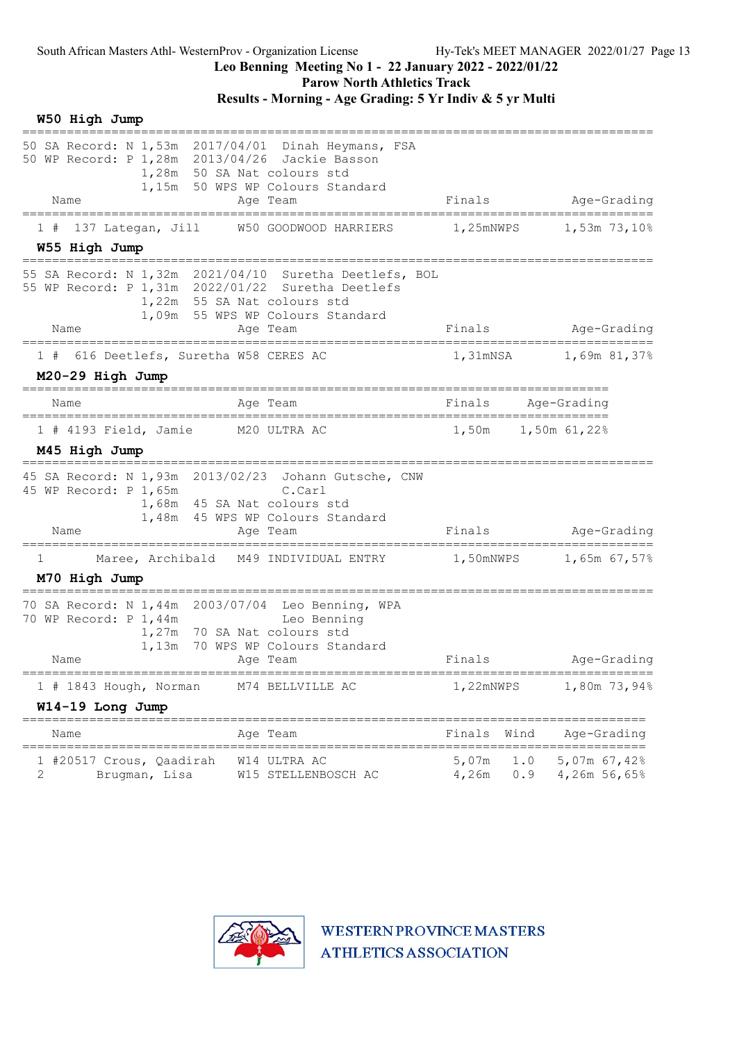## W50 High Jump

```
50 SA Record: N 1,53m  2017/04/01  Dinah Heymans, FSA
50 WP Record: P 1,28m  2013/04/26  Jackie Basson
                1,28m  50 SA Nat colours std
                1,15m  50 WPS WP Colours Standard
```

| | Name | Age | Team | Finals | Age-Grading |
|---|---|---|---|---|---|
| 1 # 137 | Lategan, Jill | W50 | GOODWOOD HARRIERS | 1,25mNWPS | 1,53m 73,10% |

## W55 High Jump

```
55 SA Record: N 1,32m  2021/04/10  Suretha Deetlefs, BOL
55 WP Record: P 1,31m  2022/01/22  Suretha Deetlefs
                1,22m  55 SA Nat colours std
                1,09m  55 WPS WP Colours Standard
```

| | Name | Age | Team | Finals | Age-Grading |
|---|---|---|---|---|---|
| 1 # 616 | Deetlefs, Suretha | W58 | CERES AC | 1,31mNSA | 1,69m 81,37% |

## M20-29 High Jump

| | Name | Age | Team | Finals | Age-Grading |
|---|---|---|---|---|---|
| 1 # 4193 | Field, Jamie | M20 | ULTRA AC | 1,50m | 1,50m 61,22% |

## M45 High Jump

```
45 SA Record: N 1,93m  2013/02/23  Johann Gutsche, CNW
45 WP Record: P 1,65m              C.Carl
                1,68m  45 SA Nat colours std
                1,48m  45 WPS WP Colours Standard
```

| | Name | Age | Team | Finals | Age-Grading |
|---|---|---|---|---|---|
| 1 | Maree, Archibald | M49 | INDIVIDUAL ENTRY | 1,50mNWPS | 1,65m 67,57% |

## M70 High Jump

```
70 SA Record: N 1,44m  2003/07/04  Leo Benning, WPA
70 WP Record: P 1,44m              Leo Benning
                1,27m  70 SA Nat colours std
                1,13m  70 WPS WP Colours Standard
```

| | Name | Age | Team | Finals | Age-Grading |
|---|---|---|---|---|---|
| 1 # 1843 | Hough, Norman | M74 | BELLVILLE AC | 1,22mNWPS | 1,80m 73,94% |

## W14-19 Long Jump

| | Name | Age | Team | Finals | Wind | Age-Grading |
|---|---|---|---|---|---|---|
| 1 #20517 | Crous, Qaadirah | W14 | ULTRA AC | 5,07m | 1.0 | 5,07m 67,42% |
| 2 | Brugman, Lisa | W15 | STELLENBOSCH AC | 4,26m | 0.9 | 4,26m 56,65% |

WESTERN PROVINCE MASTERS ATHLETICS ASSOCIATION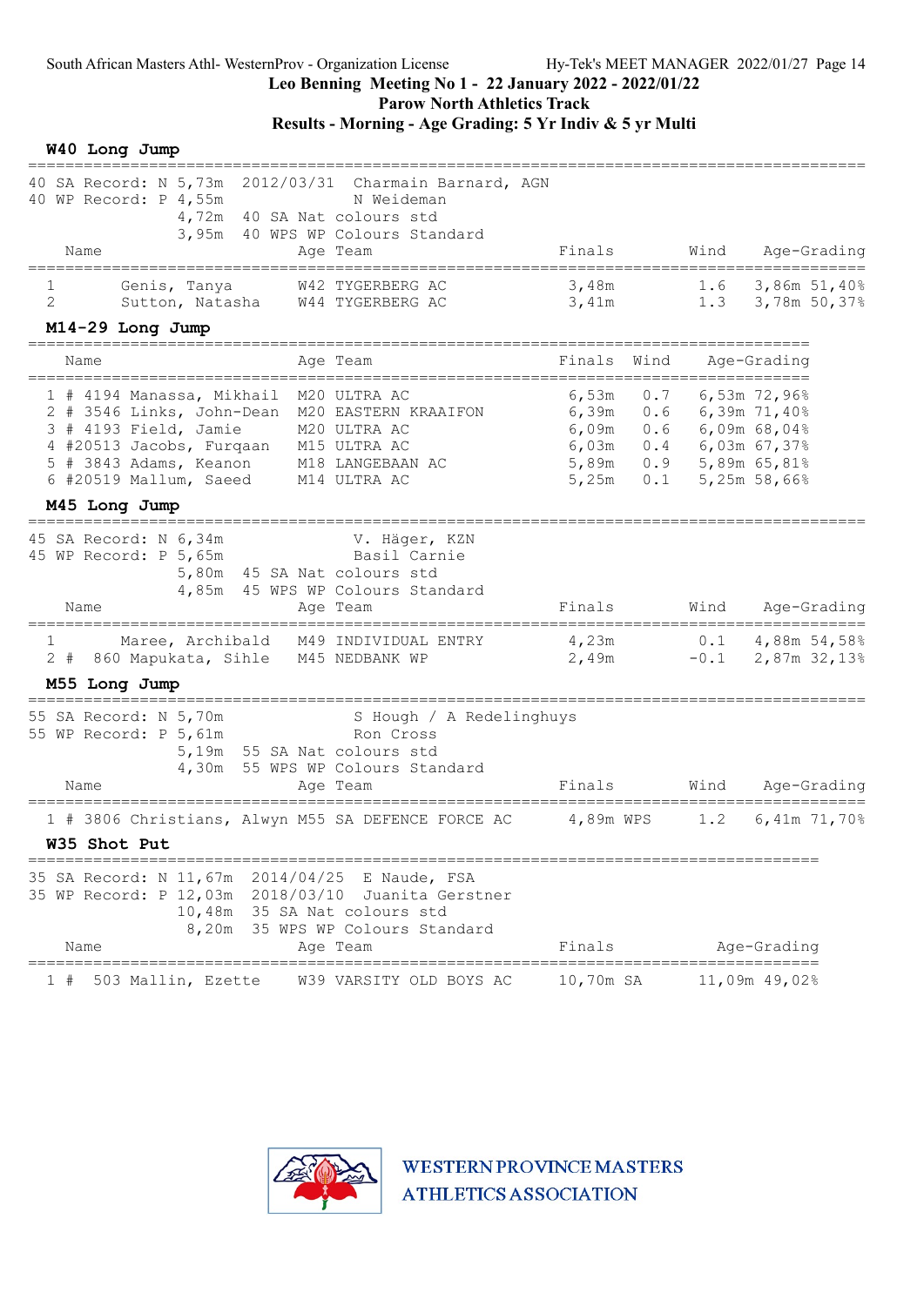South African Masters Athl- WesternProv - Organization License    Hy-Tek's MEET MANAGER 2022/01/27 Page 14

**Leo Benning Meeting No 1 - 22 January 2022 - 2022/01/22**

**Parow North Athletics Track**

**Results - Morning - Age Grading: 5 Yr Indiv & 5 yr Multi**

### W40 Long Jump

40 SA Record: N 5,73m 2012/03/31 Charmain Barnard, AGN
40 WP Record: P 4,55m N Weideman
4,72m 40 SA Nat colours std
3,95m 40 WPS WP Colours Standard

| | Name | Age | Team | Finals | Wind | Age-Grading |
|---|---|---|---|---|---|---|
| 1 | Genis, Tanya | W42 | TYGERBERG AC | 3,48m | 1.6 | 3,86m 51,40% |
| 2 | Sutton, Natasha | W44 | TYGERBERG AC | 3,41m | 1.3 | 3,78m 50,37% |

### M14-29 Long Jump

| | Name | Age | Team | Finals | Wind | Age-Grading |
|---|---|---|---|---|---|---|
| 1 | # 4194 Manassa, Mikhail | M20 | ULTRA AC | 6,53m | 0.7 | 6,53m 72,96% |
| 2 | # 3546 Links, John-Dean | M20 | EASTERN KRAAIFON | 6,39m | 0.6 | 6,39m 71,40% |
| 3 | # 4193 Field, Jamie | M20 | ULTRA AC | 6,09m | 0.6 | 6,09m 68,04% |
| 4 | #20513 Jacobs, Furqaan | M15 | ULTRA AC | 6,03m | 0.4 | 6,03m 67,37% |
| 5 | # 3843 Adams, Keanon | M18 | LANGEBAAN AC | 5,89m | 0.9 | 5,89m 65,81% |
| 6 | #20519 Mallum, Saeed | M14 | ULTRA AC | 5,25m | 0.1 | 5,25m 58,66% |

### M45 Long Jump

45 SA Record: N 6,34m V. Häger, KZN
45 WP Record: P 5,65m Basil Carnie
5,80m 45 SA Nat colours std
4,85m 45 WPS WP Colours Standard

| | Name | Age | Team | Finals | Wind | Age-Grading |
|---|---|---|---|---|---|---|
| 1 | Maree, Archibald | M49 | INDIVIDUAL ENTRY | 4,23m | 0.1 | 4,88m 54,58% |
| 2 | # 860 Mapukata, Sihle | M45 | NEDBANK WP | 2,49m | -0.1 | 2,87m 32,13% |

### M55 Long Jump

55 SA Record: N 5,70m S Hough / A Redelinghuys
55 WP Record: P 5,61m Ron Cross
5,19m 55 SA Nat colours std
4,30m 55 WPS WP Colours Standard

| | Name | Age | Team | Finals | Wind | Age-Grading |
|---|---|---|---|---|---|---|
| 1 | # 3806 Christians, Alwyn | M55 | SA DEFENCE FORCE AC | 4,89m WPS | 1.2 | 6,41m 71,70% |

### W35 Shot Put

35 SA Record: N 11,67m 2014/04/25 E Naude, FSA
35 WP Record: P 12,03m 2018/03/10 Juanita Gerstner
10,48m 35 SA Nat colours std
8,20m 35 WPS WP Colours Standard

| | Name | Age | Team | Finals | Age-Grading |
|---|---|---|---|---|---|
| 1 | # 503 Mallin, Ezette | W39 | VARSITY OLD BOYS AC | 10,70m SA | 11,09m 49,02% |

WESTERN PROVINCE MASTERS ATHLETICS ASSOCIATION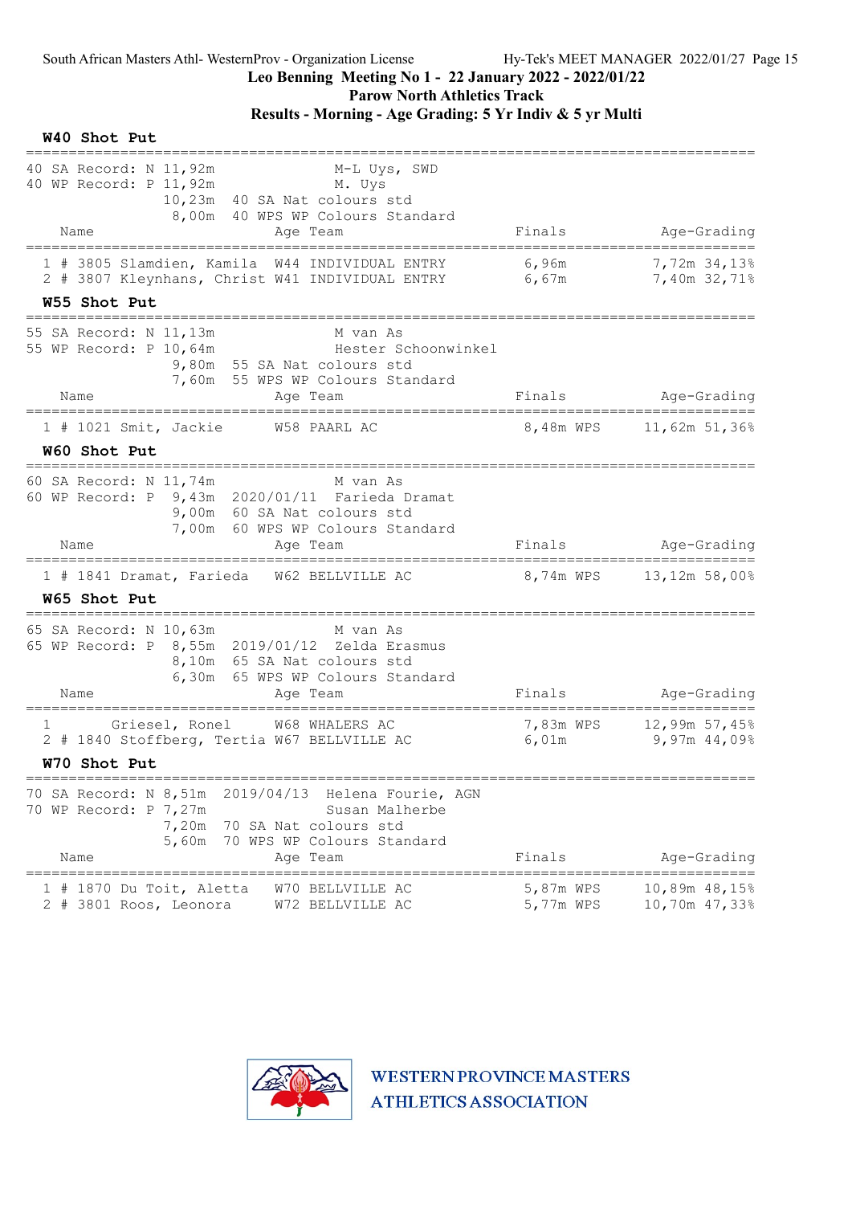**Leo Benning Meeting No 1 - 22 January 2022 - 2022/01/22**
**Parow North Athletics Track**
**Results - Morning - Age Grading: 5 Yr Indiv & 5 yr Multi**

## W40 Shot Put

40 SA Record: N 11,92m M-L Uys, SWD
40 WP Record: P 11,92m M. Uys
10,23m 40 SA Nat colours std
8,00m 40 WPS WP Colours Standard

| Place | Name | Age | Team | Finals | Age-Grading |
|---|---|---|---|---|---|
| 1 | # 3805 Slamdien, Kamila | W44 | INDIVIDUAL ENTRY | 6,96m | 7,72m 34,13% |
| 2 | # 3807 Kleynhans, Christ | W41 | INDIVIDUAL ENTRY | 6,67m | 7,40m 32,71% |

## W55 Shot Put

55 SA Record: N 11,13m M van As
55 WP Record: P 10,64m Hester Schoonwinkel
9,80m 55 SA Nat colours std
7,60m 55 WPS WP Colours Standard

| Place | Name | Age | Team | Finals | Age-Grading |
|---|---|---|---|---|---|
| 1 | # 1021 Smit, Jackie | W58 | PAARL AC | 8,48m WPS | 11,62m 51,36% |

## W60 Shot Put

60 SA Record: N 11,74m M van As
60 WP Record: P 9,43m 2020/01/11 Farieda Dramat
9,00m 60 SA Nat colours std
7,00m 60 WPS WP Colours Standard

| Place | Name | Age | Team | Finals | Age-Grading |
|---|---|---|---|---|---|
| 1 | # 1841 Dramat, Farieda | W62 | BELLVILLE AC | 8,74m WPS | 13,12m 58,00% |

## W65 Shot Put

65 SA Record: N 10,63m M van As
65 WP Record: P 8,55m 2019/01/12 Zelda Erasmus
8,10m 65 SA Nat colours std
6,30m 65 WPS WP Colours Standard

| Place | Name | Age | Team | Finals | Age-Grading |
|---|---|---|---|---|---|
| 1 | Griesel, Ronel | W68 | WHALERS AC | 7,83m WPS | 12,99m 57,45% |
| 2 | # 1840 Stoffberg, Tertia | W67 | BELLVILLE AC | 6,01m | 9,97m 44,09% |

## W70 Shot Put

70 SA Record: N 8,51m 2019/04/13 Helena Fourie, AGN
70 WP Record: P 7,27m Susan Malherbe
7,20m 70 SA Nat colours std
5,60m 70 WPS WP Colours Standard

| Place | Name | Age | Team | Finals | Age-Grading |
|---|---|---|---|---|---|
| 1 | # 1870 Du Toit, Aletta | W70 | BELLVILLE AC | 5,87m WPS | 10,89m 48,15% |
| 2 | # 3801 Roos, Leonora | W72 | BELLVILLE AC | 5,77m WPS | 10,70m 47,33% |

WESTERN PROVINCE MASTERS ATHLETICS ASSOCIATION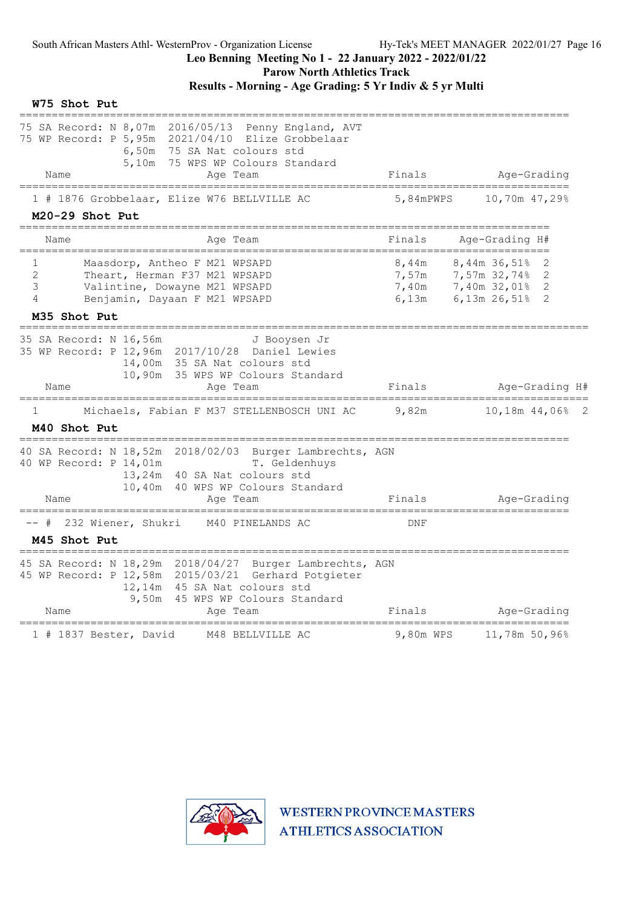## W75 Shot Put

75 SA Record: N 8,07m 2016/05/13 Penny England, AVT
75 WP Record: P 5,95m 2021/04/10 Elize Grobbelaar
6,50m 75 SA Nat colours std
5,10m 75 WPS WP Colours Standard

| | Name | Age | Team | Finals | | Age-Grading | |
|---|---|---|---|---|---|---|---|
| 1 # 1876 | Grobbelaar, Elize | W76 | BELLVILLE AC | 5,84m | PWPS | 10,70m | 47,29% |

## M20-29 Shot Put

| | Name | Age | Team | Finals | Age-Grading | | H# |
|---|---|---|---|---|---|---|---|
| 1 | Maasdorp, Antheo F | M21 | WPSAPD | 8,44m | 8,44m | 36,51% | 2 |
| 2 | Theart, Herman F37 | M21 | WPSAPD | 7,57m | 7,57m | 32,74% | 2 |
| 3 | Valintine, Dowayne | M21 | WPSAPD | 7,40m | 7,40m | 32,01% | 2 |
| 4 | Benjamin, Dayaan F | M21 | WPSAPD | 6,13m | 6,13m | 26,51% | 2 |

## M35 Shot Put

35 SA Record: N 16,56m J Booysen Jr
35 WP Record: P 12,96m 2017/10/28 Daniel Lewies
14,00m 35 SA Nat colours std
10,90m 35 WPS WP Colours Standard

| | Name | Age | Team | Finals | Age-Grading | | H# |
|---|---|---|---|---|---|---|---|
| 1 | Michaels, Fabian F | M37 | STELLENBOSCH UNI AC | 9,82m | 10,18m | 44,06% | 2 |

## M40 Shot Put

40 SA Record: N 18,52m 2018/02/03 Burger Lambrechts, AGN
40 WP Record: P 14,01m T. Geldenhuys
13,24m 40 SA Nat colours std
10,40m 40 WPS WP Colours Standard

| | Name | Age | Team | Finals | Age-Grading |
|---|---|---|---|---|---|
| -- # 232 | Wiener, Shukri | M40 | PINELANDS AC | DNF | |

## M45 Shot Put

45 SA Record: N 18,29m 2018/04/27 Burger Lambrechts, AGN
45 WP Record: P 12,58m 2015/03/21 Gerhard Potgieter
12,14m 45 SA Nat colours std
9,50m 45 WPS WP Colours Standard

| | Name | Age | Team | Finals | | Age-Grading | |
|---|---|---|---|---|---|---|---|
| 1 # 1837 | Bester, David | M48 | BELLVILLE AC | 9,80m | WPS | 11,78m | 50,96% |

WESTERN PROVINCE MASTERS ATHLETICS ASSOCIATION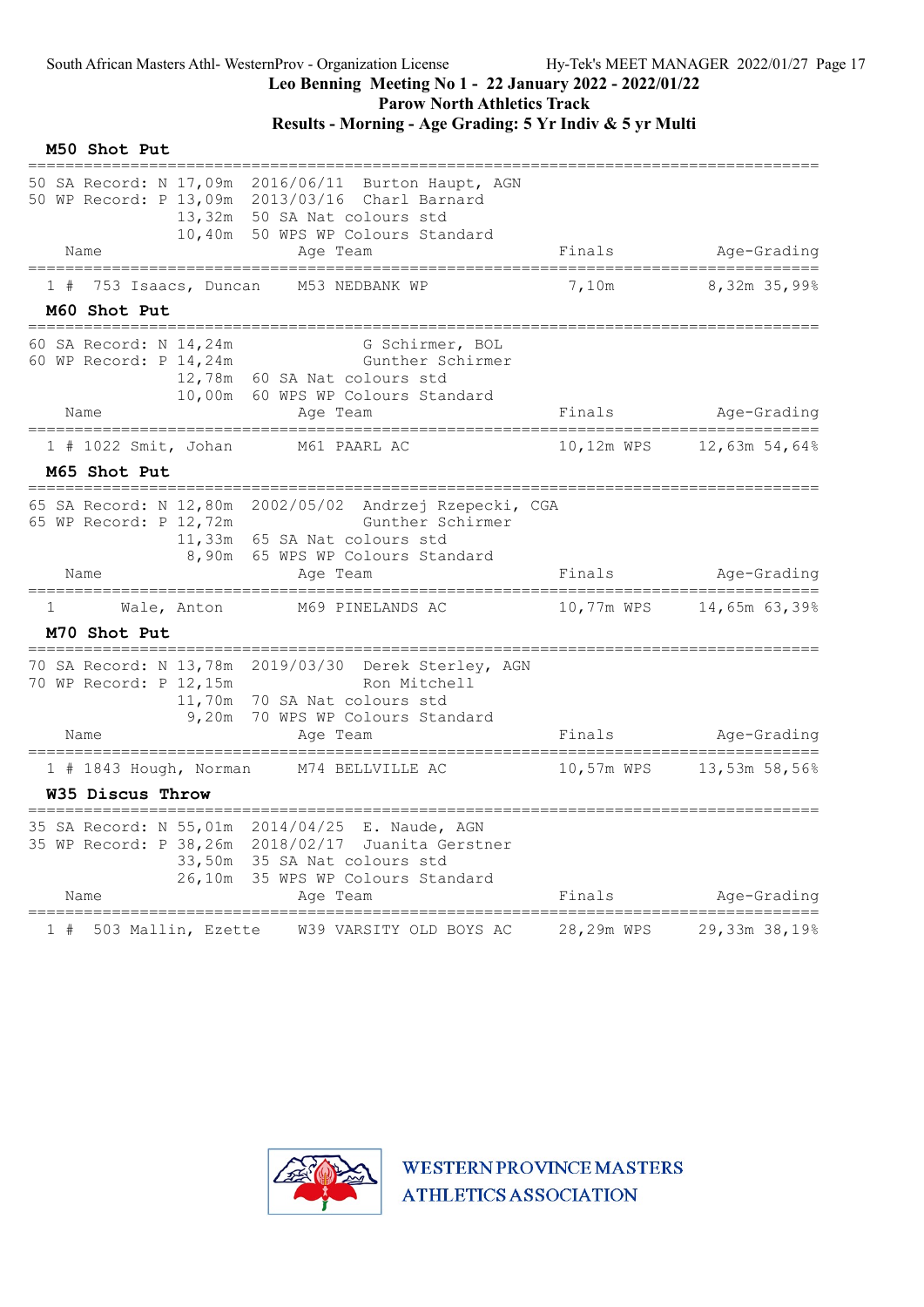## M50 Shot Put

```
50 SA Record: N 17,09m  2016/06/11  Burton Haupt, AGN
50 WP Record: P 13,09m  2013/03/16  Charl Barnard
               13,32m  50 SA Nat colours std
               10,40m  50 WPS WP Colours Standard
```

| | Name | Age | Team | Finals | Age-Grading | |
|---|---|---|---|---|---|---|
| 1 # | 753 Isaacs, Duncan | M53 | NEDBANK WP | 7,10m | 8,32m | 35,99% |

## M60 Shot Put

```
60 SA Record: N 14,24m              G Schirmer, BOL
60 WP Record: P 14,24m              Gunther Schirmer
               12,78m  60 SA Nat colours std
               10,00m  60 WPS WP Colours Standard
```

| | Name | Age | Team | Finals | Age-Grading | |
|---|---|---|---|---|---|---|
| 1 # | 1022 Smit, Johan | M61 | PAARL AC | 10,12m WPS | 12,63m | 54,64% |

## M65 Shot Put

```
65 SA Record: N 12,80m  2002/05/02  Andrzej Rzepecki, CGA
65 WP Record: P 12,72m              Gunther Schirmer
               11,33m  65 SA Nat colours std
                8,90m  65 WPS WP Colours Standard
```

| | Name | Age | Team | Finals | Age-Grading | |
|---|---|---|---|---|---|---|
| 1 | Wale, Anton | M69 | PINELANDS AC | 10,77m WPS | 14,65m | 63,39% |

## M70 Shot Put

```
70 SA Record: N 13,78m  2019/03/30  Derek Sterley, AGN
70 WP Record: P 12,15m              Ron Mitchell
               11,70m  70 SA Nat colours std
                9,20m  70 WPS WP Colours Standard
```

| | Name | Age | Team | Finals | Age-Grading | |
|---|---|---|---|---|---|---|
| 1 # | 1843 Hough, Norman | M74 | BELLVILLE AC | 10,57m WPS | 13,53m | 58,56% |

## W35 Discus Throw

```
35 SA Record: N 55,01m  2014/04/25  E. Naude, AGN
35 WP Record: P 38,26m  2018/02/17  Juanita Gerstner
               33,50m  35 SA Nat colours std
               26,10m  35 WPS WP Colours Standard
```

| | Name | Age | Team | Finals | Age-Grading | |
|---|---|---|---|---|---|---|
| 1 # | 503 Mallin, Ezette | W39 | VARSITY OLD BOYS AC | 28,29m WPS | 29,33m | 38,19% |

WESTERN PROVINCE MASTERS ATHLETICS ASSOCIATION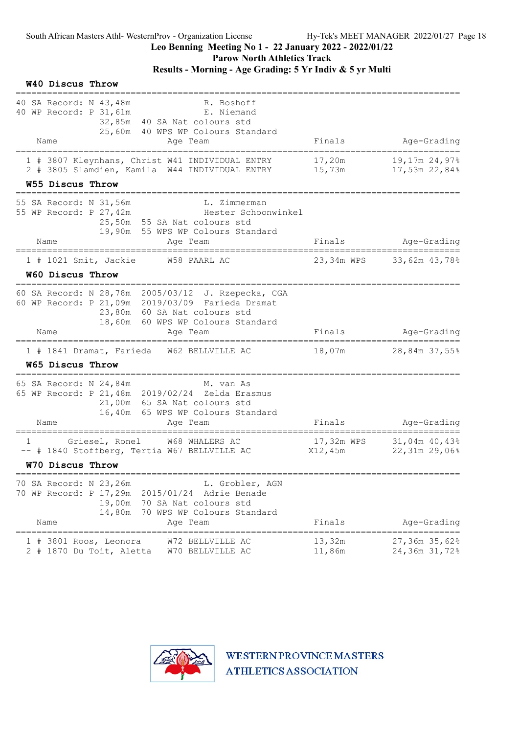## W40 Discus Throw

| | | | |
|---|---|---|---|
| 40 SA Record: N 43,48m | | R. Boshoff | |
| 40 WP Record: P 31,61m | | E. Niemand | |
| 32,85m | 40 SA Nat colours std | | |
| 25,60m | 40 WPS WP Colours Standard | | |

| Name | Age Team | Finals | Age-Grading |
|---|---|---|---|
| 1 # 3807 Kleynhans, Christ | W41 INDIVIDUAL ENTRY | 17,20m | 19,17m 24,97% |
| 2 # 3805 Slamdien, Kamila | W44 INDIVIDUAL ENTRY | 15,73m | 17,53m 22,84% |

## W55 Discus Throw

| | | | |
|---|---|---|---|
| 55 SA Record: N 31,56m | | L. Zimmerman | |
| 55 WP Record: P 27,42m | | Hester Schoonwinkel | |
| 25,50m | 55 SA Nat colours std | | |
| 19,90m | 55 WPS WP Colours Standard | | |

| Name | Age Team | Finals | Age-Grading |
|---|---|---|---|
| 1 # 1021 Smit, Jackie | W58 PAARL AC | 23,34m WPS | 33,62m 43,78% |

## W60 Discus Throw

| | | | |
|---|---|---|---|
| 60 SA Record: N 28,78m | 2005/03/12 | J. Rzepecka, CGA | |
| 60 WP Record: P 21,09m | 2019/03/09 | Farieda Dramat | |
| 23,80m | 60 SA Nat colours std | | |
| 18,60m | 60 WPS WP Colours Standard | | |

| Name | Age Team | Finals | Age-Grading |
|---|---|---|---|
| 1 # 1841 Dramat, Farieda | W62 BELLVILLE AC | 18,07m | 28,84m 37,55% |

## W65 Discus Throw

| | | | |
|---|---|---|---|
| 65 SA Record: N 24,84m | | M. van As | |
| 65 WP Record: P 21,48m | 2019/02/24 | Zelda Erasmus | |
| 21,00m | 65 SA Nat colours std | | |
| 16,40m | 65 WPS WP Colours Standard | | |

| Name | Age Team | Finals | Age-Grading |
|---|---|---|---|
| 1 Griesel, Ronel | W68 WHALERS AC | 17,32m WPS | 31,04m 40,43% |
| -- # 1840 Stoffberg, Tertia | W67 BELLVILLE AC | X12,45m | 22,31m 29,06% |

## W70 Discus Throw

| | | | |
|---|---|---|---|
| 70 SA Record: N 23,26m | | L. Grobler, AGN | |
| 70 WP Record: P 17,29m | 2015/01/24 | Adrie Benade | |
| 19,00m | 70 SA Nat colours std | | |
| 14,80m | 70 WPS WP Colours Standard | | |

| Name | Age Team | Finals | Age-Grading |
|---|---|---|---|
| 1 # 3801 Roos, Leonora | W72 BELLVILLE AC | 13,32m | 27,36m 35,62% |
| 2 # 1870 Du Toit, Aletta | W70 BELLVILLE AC | 11,86m | 24,36m 31,72% |

WESTERN PROVINCE MASTERS ATHLETICS ASSOCIATION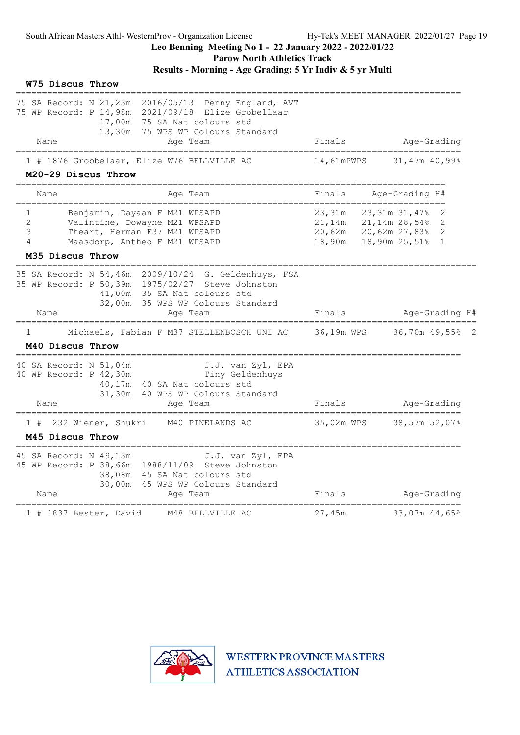## W75 Discus Throw

75 SA Record: N 21,23m 2016/05/13 Penny England, AVT
75 WP Record: P 14,98m 2021/09/18 Elize Grobellaar
17,00m 75 SA Nat colours std
13,30m 75 WPS WP Colours Standard

| Name | Age | Team | Finals | Age-Grading |
|---|---|---|---|---|
| 1 # 1876 Grobbelaar, Elize | W76 | BELLVILLE AC | 14,61mPWPS | 31,47m 40,99% |

## M20-29 Discus Throw

| | Name | Age | Team | Finals | Age-Grading | H# |
|---|---|---|---|---|---|---|
| 1 | Benjamin, Dayaan F | M21 | WPSAPD | 23,31m | 23,31m 31,47% | 2 |
| 2 | Valintine, Dowayne | M21 | WPSAPD | 21,14m | 21,14m 28,54% | 2 |
| 3 | Theart, Herman F37 | M21 | WPSAPD | 20,62m | 20,62m 27,83% | 2 |
| 4 | Maasdorp, Antheo F | M21 | WPSAPD | 18,90m | 18,90m 25,51% | 1 |

## M35 Discus Throw

35 SA Record: N 54,46m 2009/10/24 G. Geldenhuys, FSA
35 WP Record: P 50,39m 1975/02/27 Steve Johnston
41,00m 35 SA Nat colours std
32,00m 35 WPS WP Colours Standard

| | Name | Age | Team | Finals | Age-Grading | H# |
|---|---|---|---|---|---|---|
| 1 | Michaels, Fabian F | M37 | STELLENBOSCH UNI AC | 36,19m WPS | 36,70m 49,55% | 2 |

## M40 Discus Throw

40 SA Record: N 51,04m J.J. van Zyl, EPA
40 WP Record: P 42,30m Tiny Geldenhuys
40,17m 40 SA Nat colours std
31,30m 40 WPS WP Colours Standard

| Name | Age | Team | Finals | Age-Grading |
|---|---|---|---|---|
| 1 # 232 Wiener, Shukri | M40 | PINELANDS AC | 35,02m WPS | 38,57m 52,07% |

## M45 Discus Throw

45 SA Record: N 49,13m J.J. van Zyl, EPA
45 WP Record: P 38,66m 1988/11/09 Steve Johnston
38,08m 45 SA Nat colours std
30,00m 45 WPS WP Colours Standard

| Name | Age | Team | Finals | Age-Grading |
|---|---|---|---|---|
| 1 # 1837 Bester, David | M48 | BELLVILLE AC | 27,45m | 33,07m 44,65% |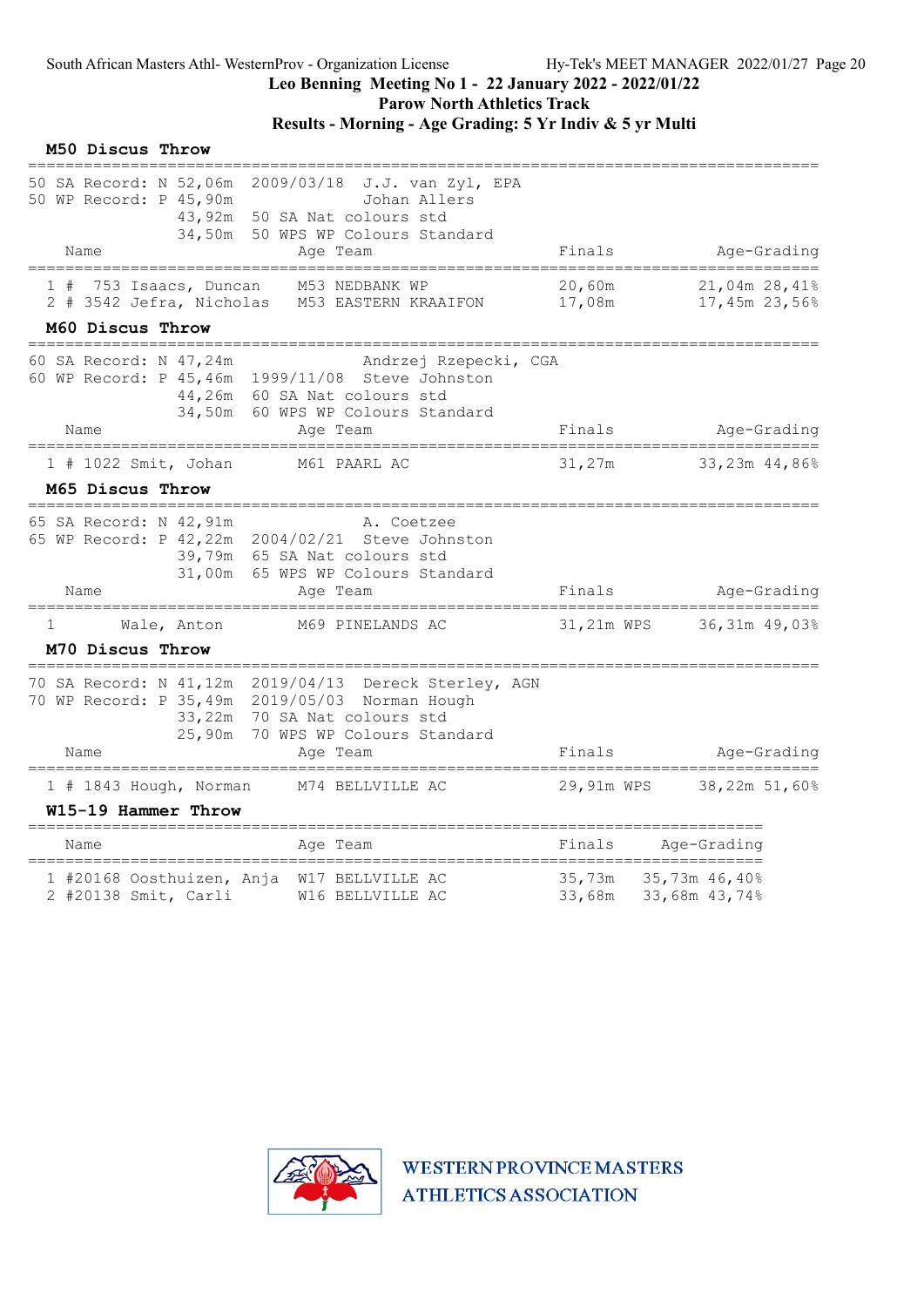South African Masters Athl- WesternProv - Organization License Hy-Tek's MEET MANAGER 2022/01/27

# Leo Benning Meeting No 1 - 22 January 2022 - 2022/01/22

## Parow North Athletics Track

## Results - Morning - Age Grading: 5 Yr Indiv & 5 yr Multi

### M50 Discus Throw

50 SA Record: N 52,06m 2009/03/18 J.J. van Zyl, EPA
50 WP Record: P 45,90m Johan Allers
43,92m 50 SA Nat colours std
34,50m 50 WPS WP Colours Standard

| | Name | Age | Team | Finals | Age-Grading |
|---|---|---|---|---|---|
| 1 | # 753 Isaacs, Duncan | M53 | NEDBANK WP | 20,60m | 21,04m 28,41% |
| 2 | # 3542 Jefra, Nicholas | M53 | EASTERN KRAAIFON | 17,08m | 17,45m 23,56% |

### M60 Discus Throw

60 SA Record: N 47,24m Andrzej Rzepecki, CGA
60 WP Record: P 45,46m 1999/11/08 Steve Johnston
44,26m 60 SA Nat colours std
34,50m 60 WPS WP Colours Standard

| | Name | Age | Team | Finals | Age-Grading |
|---|---|---|---|---|---|
| 1 | # 1022 Smit, Johan | M61 | PAARL AC | 31,27m | 33,23m 44,86% |

### M65 Discus Throw

65 SA Record: N 42,91m A. Coetzee
65 WP Record: P 42,22m 2004/02/21 Steve Johnston
39,79m 65 SA Nat colours std
31,00m 65 WPS WP Colours Standard

| | Name | Age | Team | Finals | Age-Grading |
|---|---|---|---|---|---|
| 1 | Wale, Anton | M69 | PINELANDS AC | 31,21m WPS | 36,31m 49,03% |

### M70 Discus Throw

70 SA Record: N 41,12m 2019/04/13 Dereck Sterley, AGN
70 WP Record: P 35,49m 2019/05/03 Norman Hough
33,22m 70 SA Nat colours std
25,90m 70 WPS WP Colours Standard

| | Name | Age | Team | Finals | Age-Grading |
|---|---|---|---|---|---|
| 1 | # 1843 Hough, Norman | M74 | BELLVILLE AC | 29,91m WPS | 38,22m 51,60% |

### W15-19 Hammer Throw

| | Name | Age | Team | Finals | Age-Grading |
|---|---|---|---|---|---|
| 1 | #20168 Oosthuizen, Anja | W17 | BELLVILLE AC | 35,73m | 35,73m 46,40% |
| 2 | #20138 Smit, Carli | W16 | BELLVILLE AC | 33,68m | 33,68m 43,74% |

WESTERN PROVINCE MASTERS ATHLETICS ASSOCIATION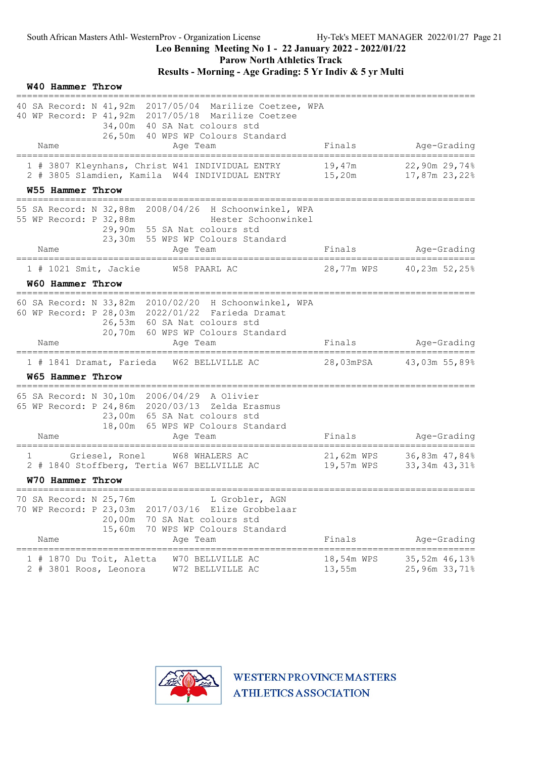## W40 Hammer Throw

40 SA Record: N 41,92m 2017/05/04 Marilize Coetzee, WPA
40 WP Record: P 41,92m 2017/05/18 Marilize Coetzee
34,00m 40 SA Nat colours std
26,50m 40 WPS WP Colours Standard

| | Name | Age | Team | Finals | Age-Grading | |
|---|---|---|---|---|---|---|
| 1 | # 3807 Kleynhans, Christ | W41 | INDIVIDUAL ENTRY | 19,47m | 22,90m | 29,74% |
| 2 | # 3805 Slamdien, Kamila | W44 | INDIVIDUAL ENTRY | 15,20m | 17,87m | 23,22% |

## W55 Hammer Throw

55 SA Record: N 32,88m 2008/04/26 H Schoonwinkel, WPA
55 WP Record: P 32,88m Hester Schoonwinkel
29,90m 55 SA Nat colours std
23,30m 55 WPS WP Colours Standard

| | Name | Age | Team | Finals | Age-Grading | |
|---|---|---|---|---|---|---|
| 1 | # 1021 Smit, Jackie | W58 | PAARL AC | 28,77m WPS | 40,23m | 52,25% |

## W60 Hammer Throw

60 SA Record: N 33,82m 2010/02/20 H Schoonwinkel, WPA
60 WP Record: P 28,03m 2022/01/22 Farieda Dramat
26,53m 60 SA Nat colours std
20,70m 60 WPS WP Colours Standard

| | Name | Age | Team | Finals | Age-Grading | |
|---|---|---|---|---|---|---|
| 1 | # 1841 Dramat, Farieda | W62 | BELLVILLE AC | 28,03mPSA | 43,03m | 55,89% |

## W65 Hammer Throw

65 SA Record: N 30,10m 2006/04/29 A Olivier
65 WP Record: P 24,86m 2020/03/13 Zelda Erasmus
23,00m 65 SA Nat colours std
18,00m 65 WPS WP Colours Standard

| | Name | Age | Team | Finals | Age-Grading | |
|---|---|---|---|---|---|---|
| 1 | Griesel, Ronel | W68 | WHALERS AC | 21,62m WPS | 36,83m | 47,84% |
| 2 | # 1840 Stoffberg, Tertia | W67 | BELLVILLE AC | 19,57m WPS | 33,34m | 43,31% |

## W70 Hammer Throw

70 SA Record: N 25,76m L Grobler, AGN
70 WP Record: P 23,03m 2017/03/16 Elize Grobbelaar
20,00m 70 SA Nat colours std
15,60m 70 WPS WP Colours Standard

| | Name | Age | Team | Finals | Age-Grading | |
|---|---|---|---|---|---|---|
| 1 | # 1870 Du Toit, Aletta | W70 | BELLVILLE AC | 18,54m WPS | 35,52m | 46,13% |
| 2 | # 3801 Roos, Leonora | W72 | BELLVILLE AC | 13,55m | 25,96m | 33,71% |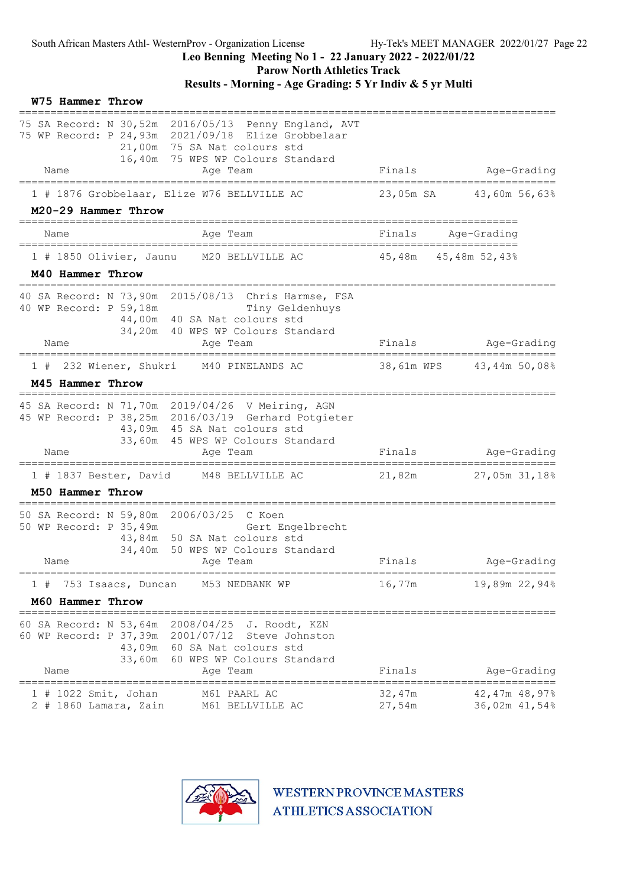South African Masters Athl- WesternProv - Organization License Hy-Tek's MEET MANAGER 2022/01/27

**Leo Benning Meeting No 1 - 22 January 2022 - 2022/01/22**

**Parow North Athletics Track**

**Results - Morning - Age Grading: 5 Yr Indiv & 5 yr Multi**

### W75 Hammer Throw

75 SA Record: N 30,52m 2016/05/13 Penny England, AVT
75 WP Record: P 24,93m 2021/09/18 Elize Grobbelaar
21,00m 75 SA Nat colours std
16,40m 75 WPS WP Colours Standard

| | Name | Age | Team | Finals | | Age-Grading | |
|---|---|---|---|---|---|---|---|
| 1 | # 1876 Grobbelaar, Elize | W76 | BELLVILLE AC | 23,05m | SA | 43,60m | 56,63% |

### M20-29 Hammer Throw

| | Name | Age | Team | Finals | Age-Grading | |
|---|---|---|---|---|---|---|
| 1 | # 1850 Olivier, Jaunu | M20 | BELLVILLE AC | 45,48m | 45,48m | 52,43% |

### M40 Hammer Throw

40 SA Record: N 73,90m 2015/08/13 Chris Harmse, FSA
40 WP Record: P 59,18m Tiny Geldenhuys
44,00m 40 SA Nat colours std
34,20m 40 WPS WP Colours Standard

| | Name | Age | Team | Finals | | Age-Grading | |
|---|---|---|---|---|---|---|---|
| 1 | # 232 Wiener, Shukri | M40 | PINELANDS AC | 38,61m | WPS | 43,44m | 50,08% |

### M45 Hammer Throw

45 SA Record: N 71,70m 2019/04/26 V Meiring, AGN
45 WP Record: P 38,25m 2016/03/19 Gerhard Potgieter
43,09m 45 SA Nat colours std
33,60m 45 WPS WP Colours Standard

| | Name | Age | Team | Finals | Age-Grading | |
|---|---|---|---|---|---|---|
| 1 | # 1837 Bester, David | M48 | BELLVILLE AC | 21,82m | 27,05m | 31,18% |

### M50 Hammer Throw

50 SA Record: N 59,80m 2006/03/25 C Koen
50 WP Record: P 35,49m Gert Engelbrecht
43,84m 50 SA Nat colours std
34,40m 50 WPS WP Colours Standard

| | Name | Age | Team | Finals | Age-Grading | |
|---|---|---|---|---|---|---|
| 1 | # 753 Isaacs, Duncan | M53 | NEDBANK WP | 16,77m | 19,89m | 22,94% |

### M60 Hammer Throw

60 SA Record: N 53,64m 2008/04/25 J. Roodt, KZN
60 WP Record: P 37,39m 2001/07/12 Steve Johnston
43,09m 60 SA Nat colours std
33,60m 60 WPS WP Colours Standard

| | Name | Age | Team | Finals | Age-Grading | |
|---|---|---|---|---|---|---|
| 1 | # 1022 Smit, Johan | M61 | PAARL AC | 32,47m | 42,47m | 48,97% |
| 2 | # 1860 Lamara, Zain | M61 | BELLVILLE AC | 27,54m | 36,02m | 41,54% |

WESTERN PROVINCE MASTERS ATHLETICS ASSOCIATION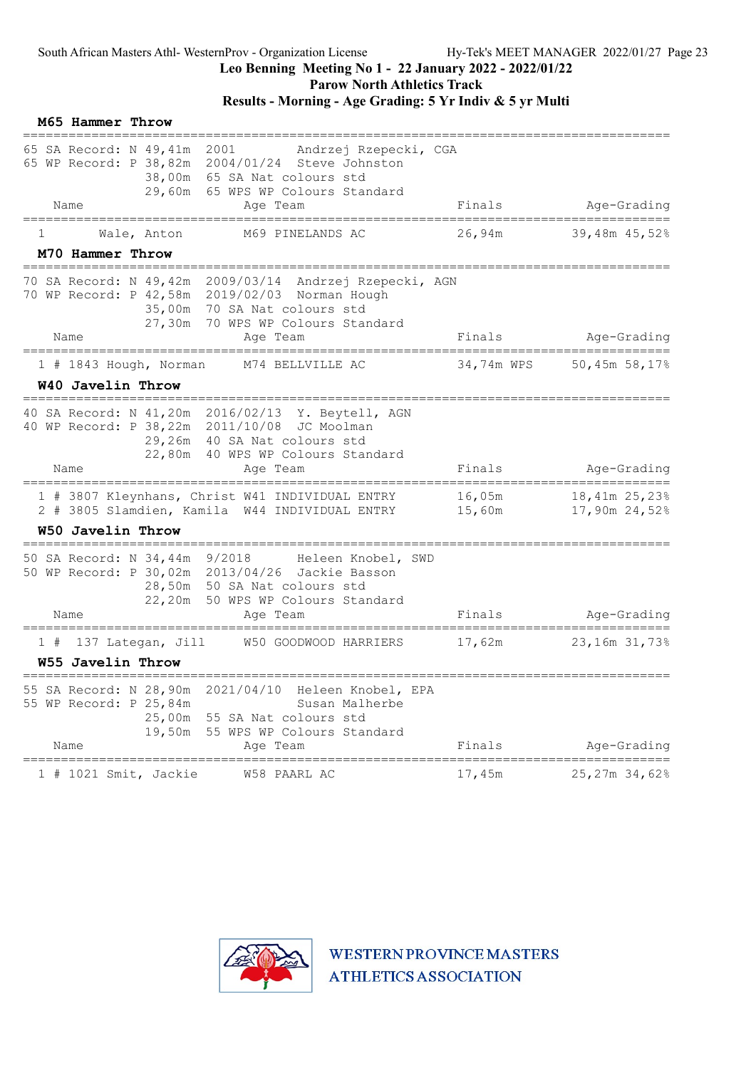**Leo Benning Meeting No 1 - 22 January 2022 - 2022/01/22**

**Parow North Athletics Track**

**Results - Morning - Age Grading: 5 Yr Indiv & 5 yr Multi**

### M65 Hammer Throw

```
65 SA Record: N 49,41m  2001        Andrzej Rzepecki, CGA
65 WP Record: P 38,82m  2004/01/24  Steve Johnston
                38,00m  65 SA Nat colours std
                29,60m  65 WPS WP Colours Standard
```

| Place | Name | Age | Team | Finals | Age-Grading | |
|---|---|---|---|---|---|---|
| 1 | Wale, Anton | M69 | PINELANDS AC | 26,94m | 39,48m | 45,52% |

### M70 Hammer Throw

```
70 SA Record: N 49,42m  2009/03/14  Andrzej Rzepecki, AGN
70 WP Record: P 42,58m  2019/02/03  Norman Hough
                35,00m  70 SA Nat colours std
                27,30m  70 WPS WP Colours Standard
```

| Place | Name | Age | Team | Finals | Age-Grading | |
|---|---|---|---|---|---|---|
| 1 # 1843 | Hough, Norman | M74 | BELLVILLE AC | 34,74m WPS | 50,45m | 58,17% |

### W40 Javelin Throw

```
40 SA Record: N 41,20m  2016/02/13  Y. Beytell, AGN
40 WP Record: P 38,22m  2011/10/08  JC Moolman
                29,26m  40 SA Nat colours std
                22,80m  40 WPS WP Colours Standard
```

| Place | Name | Age | Team | Finals | Age-Grading | |
|---|---|---|---|---|---|---|
| 1 # 3807 | Kleynhans, Christ | W41 | INDIVIDUAL ENTRY | 16,05m | 18,41m | 25,23% |
| 2 # 3805 | Slamdien, Kamila | W44 | INDIVIDUAL ENTRY | 15,60m | 17,90m | 24,52% |

### W50 Javelin Throw

```
50 SA Record: N 34,44m  9/2018      Heleen Knobel, SWD
50 WP Record: P 30,02m  2013/04/26  Jackie Basson
                28,50m  50 SA Nat colours std
                22,20m  50 WPS WP Colours Standard
```

| Place | Name | Age | Team | Finals | Age-Grading | |
|---|---|---|---|---|---|---|
| 1 # 137 | Lategan, Jill | W50 | GOODWOOD HARRIERS | 17,62m | 23,16m | 31,73% |

### W55 Javelin Throw

```
55 SA Record: N 28,90m  2021/04/10  Heleen Knobel, EPA
55 WP Record: P 25,84m              Susan Malherbe
                25,00m  55 SA Nat colours std
                19,50m  55 WPS WP Colours Standard
```

| Place | Name | Age | Team | Finals | Age-Grading | |
|---|---|---|---|---|---|---|
| 1 # 1021 | Smit, Jackie | W58 | PAARL AC | 17,45m | 25,27m | 34,62% |

WESTERN PROVINCE MASTERS ATHLETICS ASSOCIATION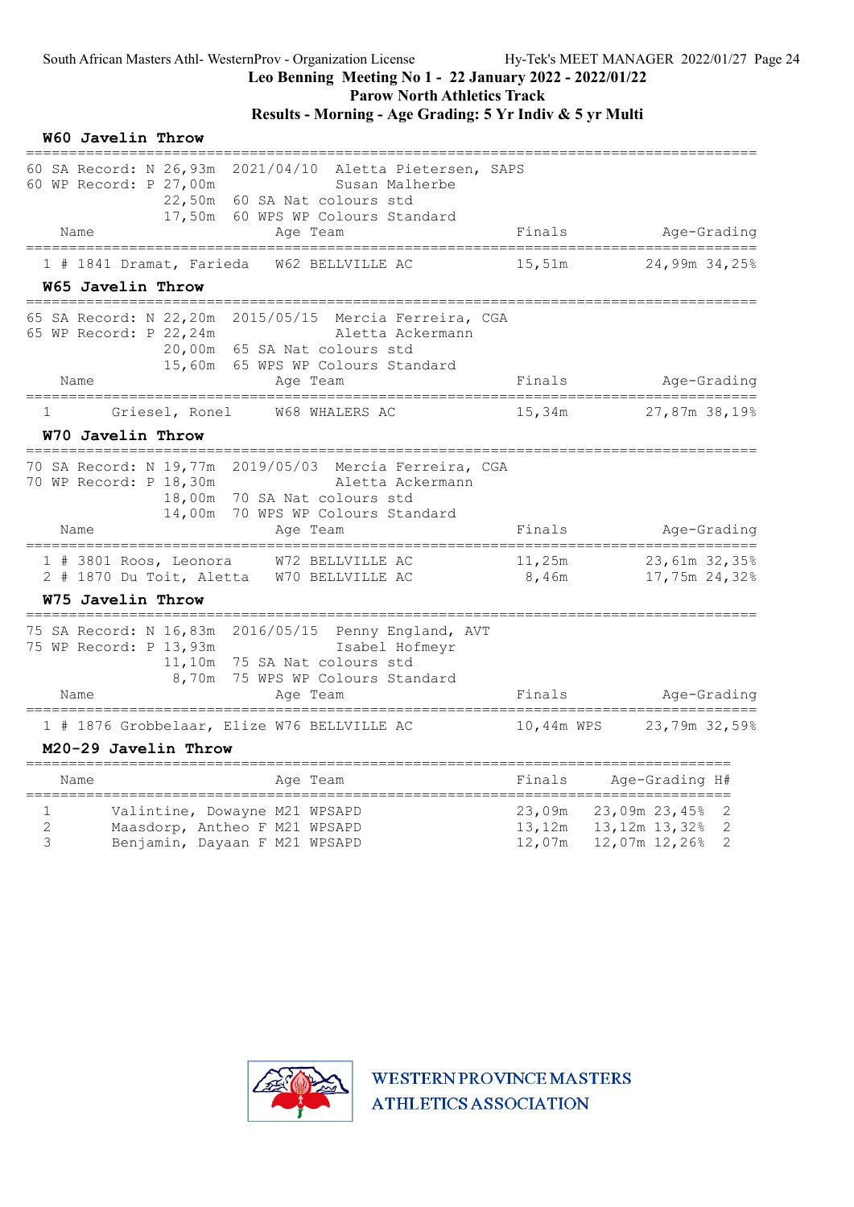Leo Benning Meeting No 1 - 22 January 2022 - 2022/01/22
Parow North Athletics Track
Results - Morning - Age Grading: 5 Yr Indiv & 5 yr Multi

### W60 Javelin Throw

60 SA Record: N 26,93m 2021/04/10 Aletta Pietersen, SAPS
60 WP Record: P 27,00m Susan Malherbe
22,50m 60 SA Nat colours std
17,50m 60 WPS WP Colours Standard

| | Name | Age | Team | Finals | Age-Grading | |
|---|---|---|---|---|---|---|
| 1 | # 1841 Dramat, Farieda | W62 | BELLVILLE AC | 15,51m | 24,99m | 34,25% |

### W65 Javelin Throw

65 SA Record: N 22,20m 2015/05/15 Mercia Ferreira, CGA
65 WP Record: P 22,24m Aletta Ackermann
20,00m 65 SA Nat colours std
15,60m 65 WPS WP Colours Standard

| | Name | Age | Team | Finals | Age-Grading | |
|---|---|---|---|---|---|---|
| 1 | Griesel, Ronel | W68 | WHALERS AC | 15,34m | 27,87m | 38,19% |

### W70 Javelin Throw

70 SA Record: N 19,77m 2019/05/03 Mercia Ferreira, CGA
70 WP Record: P 18,30m Aletta Ackermann
18,00m 70 SA Nat colours std
14,00m 70 WPS WP Colours Standard

| | Name | Age | Team | Finals | Age-Grading | |
|---|---|---|---|---|---|---|
| 1 | # 3801 Roos, Leonora | W72 | BELLVILLE AC | 11,25m | 23,61m | 32,35% |
| 2 | # 1870 Du Toit, Aletta | W70 | BELLVILLE AC | 8,46m | 17,75m | 24,32% |

### W75 Javelin Throw

75 SA Record: N 16,83m 2016/05/15 Penny England, AVT
75 WP Record: P 13,93m Isabel Hofmeyr
11,10m 75 SA Nat colours std
8,70m 75 WPS WP Colours Standard

| | Name | Age | Team | Finals | Age-Grading | |
|---|---|---|---|---|---|---|
| 1 | # 1876 Grobbelaar, Elize | W76 | BELLVILLE AC | 10,44m WPS | 23,79m | 32,59% |

### M20-29 Javelin Throw

| | Name | Age | Team | Finals | Age-Grading | | H# |
|---|---|---|---|---|---|---|---|
| 1 | Valintine, Dowayne | M21 | WPSAPD | 23,09m | 23,09m | 23,45% | 2 |
| 2 | Maasdorp, Antheo F | M21 | WPSAPD | 13,12m | 13,12m | 13,32% | 2 |
| 3 | Benjamin, Dayaan F | M21 | WPSAPD | 12,07m | 12,07m | 12,26% | 2 |

WESTERN PROVINCE MASTERS ATHLETICS ASSOCIATION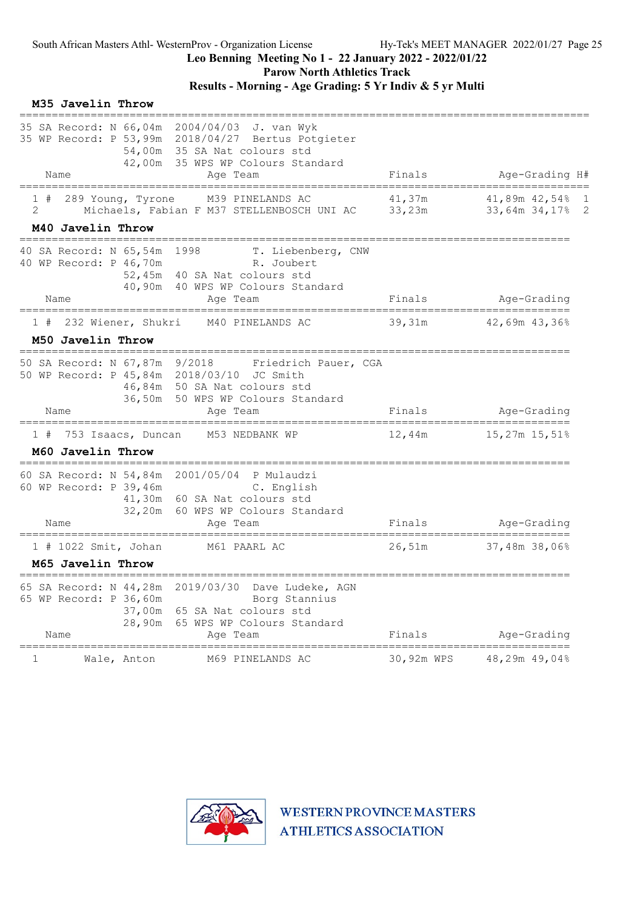Leo Benning Meeting No 1 - 22 January 2022 - 2022/01/22
Parow North Athletics Track
Results - Morning - Age Grading: 5 Yr Indiv & 5 yr Multi

### M35 Javelin Throw

35 SA Record: N 66,04m 2004/04/03 J. van Wyk
35 WP Record: P 53,99m 2018/04/27 Bertus Potgieter
54,00m 35 SA Nat colours std
42,00m 35 WPS WP Colours Standard

| | | Name | Age | Team | Finals | Age-Grading | | H# |
|---|---|---|---|---|---|---|---|---|
| 1 | # 289 | Young, Tyrone | M39 | PINELANDS AC | 41,37m | 41,89m | 42,54% | 1 |
| 2 | | Michaels, Fabian F | M37 | STELLENBOSCH UNI AC | 33,23m | 33,64m | 34,17% | 2 |

### M40 Javelin Throw

40 SA Record: N 65,54m 1998 T. Liebenberg, CNW
40 WP Record: P 46,70m R. Joubert
52,45m 40 SA Nat colours std
40,90m 40 WPS WP Colours Standard

| | | Name | Age | Team | Finals | Age-Grading | |
|---|---|---|---|---|---|---|---|
| 1 | # 232 | Wiener, Shukri | M40 | PINELANDS AC | 39,31m | 42,69m | 43,36% |

### M50 Javelin Throw

50 SA Record: N 67,87m 9/2018 Friedrich Pauer, CGA
50 WP Record: P 45,84m 2018/03/10 JC Smith
46,84m 50 SA Nat colours std
36,50m 50 WPS WP Colours Standard

| | | Name | Age | Team | Finals | Age-Grading | |
|---|---|---|---|---|---|---|---|
| 1 | # 753 | Isaacs, Duncan | M53 | NEDBANK WP | 12,44m | 15,27m | 15,51% |

### M60 Javelin Throw

60 SA Record: N 54,84m 2001/05/04 P Mulaudzi
60 WP Record: P 39,46m C. English
41,30m 60 SA Nat colours std
32,20m 60 WPS WP Colours Standard

| | | Name | Age | Team | Finals | Age-Grading | |
|---|---|---|---|---|---|---|---|
| 1 | # 1022 | Smit, Johan | M61 | PAARL AC | 26,51m | 37,48m | 38,06% |

### M65 Javelin Throw

65 SA Record: N 44,28m 2019/03/30 Dave Ludeke, AGN
65 WP Record: P 36,60m Borg Stannius
37,00m 65 SA Nat colours std
28,90m 65 WPS WP Colours Standard

| | | Name | Age | Team | Finals | Age-Grading | |
|---|---|---|---|---|---|---|---|
| 1 | | Wale, Anton | M69 | PINELANDS AC | 30,92m WPS | 48,29m | 49,04% |

WESTERN PROVINCE MASTERS ATHLETICS ASSOCIATION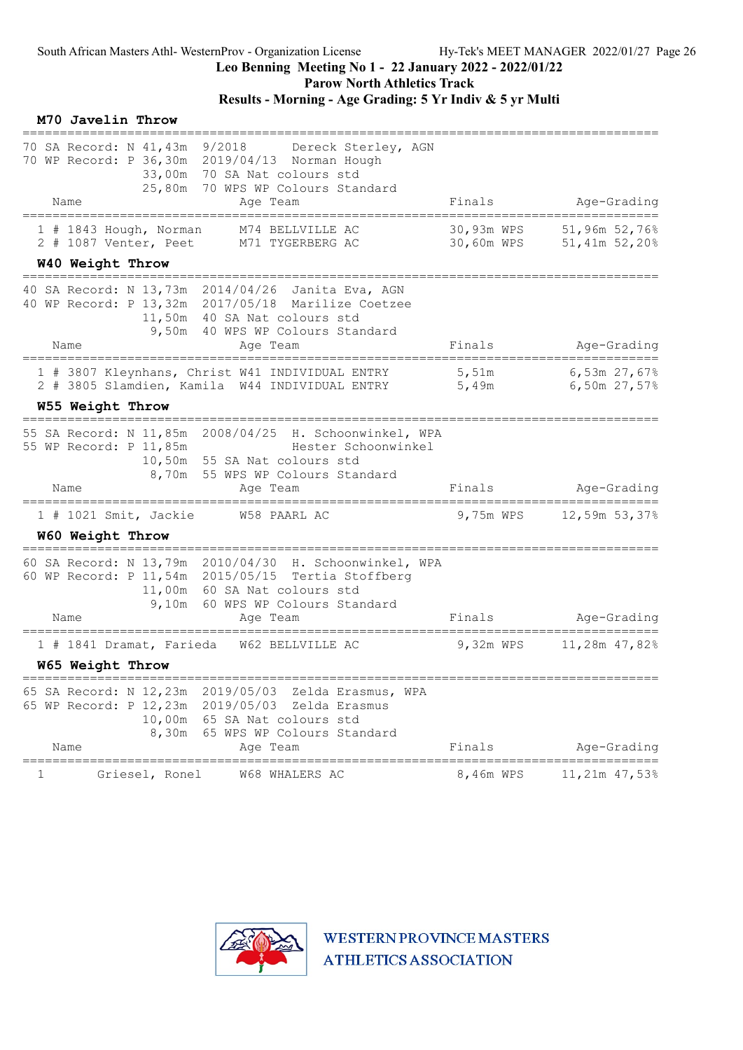### M70 Javelin Throw

70 SA Record: N 41,43m 9/2018 Dereck Sterley, AGN
70 WP Record: P 36,30m 2019/04/13 Norman Hough
33,00m 70 SA Nat colours std
25,80m 70 WPS WP Colours Standard

| Place | Name | Age | Team | Finals | Age-Grading |
|---|---|---|---|---|---|
| 1 | # 1843 Hough, Norman | M74 | BELLVILLE AC | 30,93m WPS | 51,96m 52,76% |
| 2 | # 1087 Venter, Peet | M71 | TYGERBERG AC | 30,60m WPS | 51,41m 52,20% |

### W40 Weight Throw

40 SA Record: N 13,73m 2014/04/26 Janita Eva, AGN
40 WP Record: P 13,32m 2017/05/18 Marilize Coetzee
11,50m 40 SA Nat colours std
9,50m 40 WPS WP Colours Standard

| Place | Name | Age | Team | Finals | Age-Grading |
|---|---|---|---|---|---|
| 1 | # 3807 Kleynhans, Christ | W41 | INDIVIDUAL ENTRY | 5,51m | 6,53m 27,67% |
| 2 | # 3805 Slamdien, Kamila | W44 | INDIVIDUAL ENTRY | 5,49m | 6,50m 27,57% |

### W55 Weight Throw

55 SA Record: N 11,85m 2008/04/25 H. Schoonwinkel, WPA
55 WP Record: P 11,85m Hester Schoonwinkel
10,50m 55 SA Nat colours std
8,70m 55 WPS WP Colours Standard

| Place | Name | Age | Team | Finals | Age-Grading |
|---|---|---|---|---|---|
| 1 | # 1021 Smit, Jackie | W58 | PAARL AC | 9,75m WPS | 12,59m 53,37% |

### W60 Weight Throw

60 SA Record: N 13,79m 2010/04/30 H. Schoonwinkel, WPA
60 WP Record: P 11,54m 2015/05/15 Tertia Stoffberg
11,00m 60 SA Nat colours std
9,10m 60 WPS WP Colours Standard

| Place | Name | Age | Team | Finals | Age-Grading |
|---|---|---|---|---|---|
| 1 | # 1841 Dramat, Farieda | W62 | BELLVILLE AC | 9,32m WPS | 11,28m 47,82% |

### W65 Weight Throw

65 SA Record: N 12,23m 2019/05/03 Zelda Erasmus, WPA
65 WP Record: P 12,23m 2019/05/03 Zelda Erasmus
10,00m 65 SA Nat colours std
8,30m 65 WPS WP Colours Standard

| Place | Name | Age | Team | Finals | Age-Grading |
|---|---|---|---|---|---|
| 1 | Griesel, Ronel | W68 | WHALERS AC | 8,46m WPS | 11,21m 47,53% |

WESTERN PROVINCE MASTERS ATHLETICS ASSOCIATION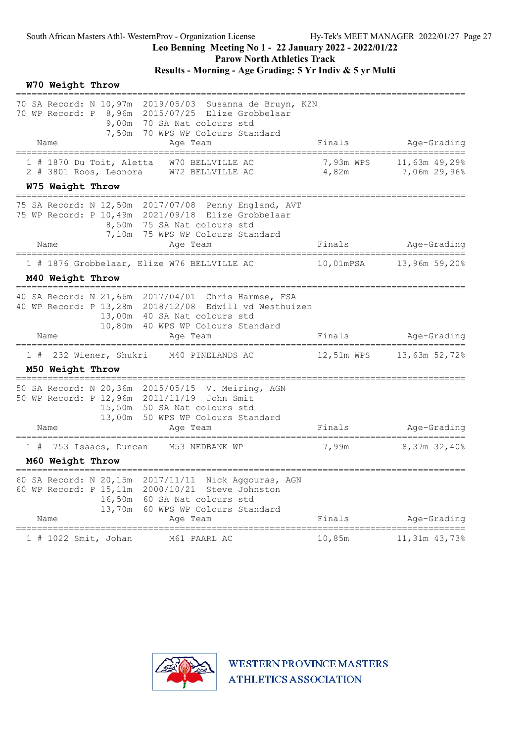South African Masters Athl- WesternProv - Organization License Hy-Tek's MEET MANAGER 2022/01/27

**Leo Benning Meeting No 1 - 22 January 2022 - 2022/01/22**

**Parow North Athletics Track**

**Results - Morning - Age Grading: 5 Yr Indiv & 5 yr Multi**

## W70 Weight Throw

```
70 SA Record: N 10,97m  2019/05/03  Susanna de Bruyn, KZN
70 WP Record: P  8,96m  2015/07/25  Elize Grobbelaar
                 9,00m  70 SA Nat colours std
                 7,50m  70 WPS WP Colours Standard
```

| | Name | Age | Team | Finals | Age-Grading |
|---|---|---|---|---|---|
| 1 | # 1870 Du Toit, Aletta | W70 | BELLVILLE AC | 7,93m WPS | 11,63m 49,29% |
| 2 | # 3801 Roos, Leonora | W72 | BELLVILLE AC | 4,82m | 7,06m 29,96% |

## W75 Weight Throw

```
75 SA Record: N 12,50m  2017/07/08  Penny England, AVT
75 WP Record: P 10,49m  2021/09/18  Elize Grobbelaar
                 8,50m  75 SA Nat colours std
                 7,10m  75 WPS WP Colours Standard
```

| | Name | Age | Team | Finals | Age-Grading |
|---|---|---|---|---|---|
| 1 | # 1876 Grobbelaar, Elize | W76 | BELLVILLE AC | 10,01mPSA | 13,96m 59,20% |

## M40 Weight Throw

```
40 SA Record: N 21,66m  2017/04/01  Chris Harmse, FSA
40 WP Record: P 13,28m  2018/12/08  Edwill vd Westhuizen
                13,00m  40 SA Nat colours std
                10,80m  40 WPS WP Colours Standard
```

| | Name | Age | Team | Finals | Age-Grading |
|---|---|---|---|---|---|
| 1 | # 232 Wiener, Shukri | M40 | PINELANDS AC | 12,51m WPS | 13,63m 52,72% |

## M50 Weight Throw

```
50 SA Record: N 20,36m  2015/05/15  V. Meiring, AGN
50 WP Record: P 12,96m  2011/11/19  John Smit
                15,50m  50 SA Nat colours std
                13,00m  50 WPS WP Colours Standard
```

| | Name | Age | Team | Finals | Age-Grading |
|---|---|---|---|---|---|
| 1 | # 753 Isaacs, Duncan | M53 | NEDBANK WP | 7,99m | 8,37m 32,40% |

## M60 Weight Throw

```
60 SA Record: N 20,15m  2017/11/11  Nick Aggouras, AGN
60 WP Record: P 15,11m  2000/10/21  Steve Johnston
                16,50m  60 SA Nat colours std
                13,70m  60 WPS WP Colours Standard
```

| | Name | Age | Team | Finals | Age-Grading |
|---|---|---|---|---|---|
| 1 | # 1022 Smit, Johan | M61 | PAARL AC | 10,85m | 11,31m 43,73% |

WESTERN PROVINCE MASTERS ATHLETICS ASSOCIATION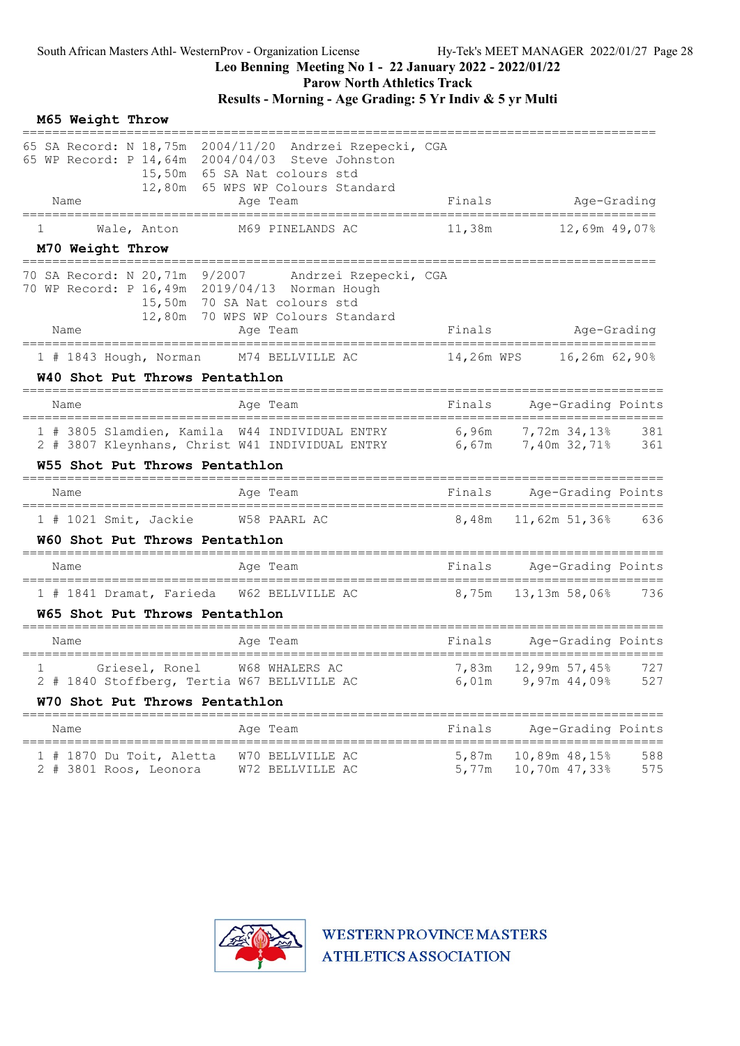## M65 Weight Throw

65 SA Record: N 18,75m 2004/11/20 Andrzei Rzepecki, CGA
65 WP Record: P 14,64m 2004/04/03 Steve Johnston
15,50m 65 SA Nat colours std
12,80m 65 WPS WP Colours Standard

| | Name | Age | Team | Finals | Age-Grading | |
|---|---|---|---|---|---|---|
| 1 | Wale, Anton | M69 | PINELANDS AC | 11,38m | 12,69m | 49,07% |

## M70 Weight Throw

70 SA Record: N 20,71m 9/2007 Andrzei Rzepecki, CGA
70 WP Record: P 16,49m 2019/04/13 Norman Hough
15,50m 70 SA Nat colours std
12,80m 70 WPS WP Colours Standard

| | Name | Age | Team | Finals | Age-Grading | |
|---|---|---|---|---|---|---|
| 1 | # 1843 Hough, Norman | M74 | BELLVILLE AC | 14,26m WPS | 16,26m | 62,90% |

## W40 Shot Put Throws Pentathlon

| | Name | Age | Team | Finals | Age-Grading | | Points |
|---|---|---|---|---|---|---|---|
| 1 | # 3805 Slamdien, Kamila | W44 | INDIVIDUAL ENTRY | 6,96m | 7,72m | 34,13% | 381 |
| 2 | # 3807 Kleynhans, Christ | W41 | INDIVIDUAL ENTRY | 6,67m | 7,40m | 32,71% | 361 |

## W55 Shot Put Throws Pentathlon

| | Name | Age | Team | Finals | Age-Grading | | Points |
|---|---|---|---|---|---|---|---|
| 1 | # 1021 Smit, Jackie | W58 | PAARL AC | 8,48m | 11,62m | 51,36% | 636 |

## W60 Shot Put Throws Pentathlon

| | Name | Age | Team | Finals | Age-Grading | | Points |
|---|---|---|---|---|---|---|---|
| 1 | # 1841 Dramat, Farieda | W62 | BELLVILLE AC | 8,75m | 13,13m | 58,06% | 736 |

## W65 Shot Put Throws Pentathlon

| | Name | Age | Team | Finals | Age-Grading | | Points |
|---|---|---|---|---|---|---|---|
| 1 | Griesel, Ronel | W68 | WHALERS AC | 7,83m | 12,99m | 57,45% | 727 |
| 2 | # 1840 Stoffberg, Tertia | W67 | BELLVILLE AC | 6,01m | 9,97m | 44,09% | 527 |

## W70 Shot Put Throws Pentathlon

| | Name | Age | Team | Finals | Age-Grading | | Points |
|---|---|---|---|---|---|---|---|
| 1 | # 1870 Du Toit, Aletta | W70 | BELLVILLE AC | 5,87m | 10,89m | 48,15% | 588 |
| 2 | # 3801 Roos, Leonora | W72 | BELLVILLE AC | 5,77m | 10,70m | 47,33% | 575 |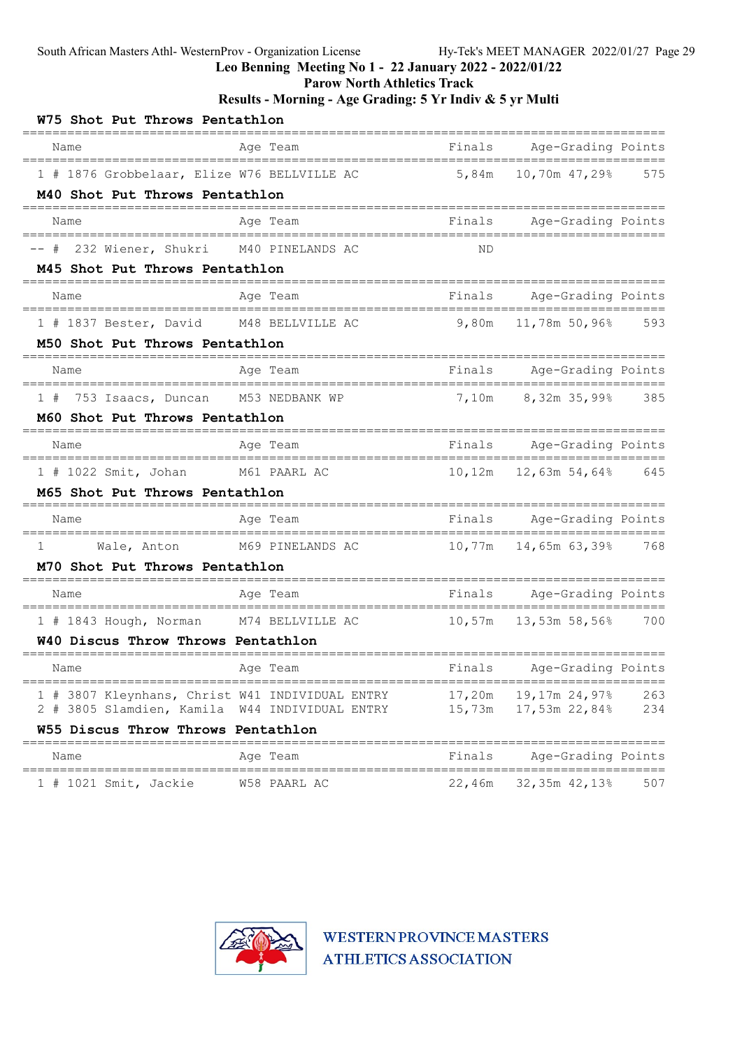South African Masters Athl- WesternProv - Organization License    Hy-Tek's MEET MANAGER 2022/01/27

# Leo Benning Meeting No 1 - 22 January 2022 - 2022/01/22

## Parow North Athletics Track

## Results - Morning - Age Grading: 5 Yr Indiv & 5 yr Multi

### W75 Shot Put Throws Pentathlon

| Name | Age | Team | Finals | Age-Grading | | Points |
|---|---|---|---|---|---|---|
| 1 # 1876 Grobbelaar, Elize | W76 | BELLVILLE AC | 5,84m | 10,70m | 47,29% | 575 |

### M40 Shot Put Throws Pentathlon

| Name | Age | Team | Finals | Age-Grading | | Points |
|---|---|---|---|---|---|---|
| -- # 232 Wiener, Shukri | M40 | PINELANDS AC | ND | | | |

### M45 Shot Put Throws Pentathlon

| Name | Age | Team | Finals | Age-Grading | | Points |
|---|---|---|---|---|---|---|
| 1 # 1837 Bester, David | M48 | BELLVILLE AC | 9,80m | 11,78m | 50,96% | 593 |

### M50 Shot Put Throws Pentathlon

| Name | Age | Team | Finals | Age-Grading | | Points |
|---|---|---|---|---|---|---|
| 1 # 753 Isaacs, Duncan | M53 | NEDBANK WP | 7,10m | 8,32m | 35,99% | 385 |

### M60 Shot Put Throws Pentathlon

| Name | Age | Team | Finals | Age-Grading | | Points |
|---|---|---|---|---|---|---|
| 1 # 1022 Smit, Johan | M61 | PAARL AC | 10,12m | 12,63m | 54,64% | 645 |

### M65 Shot Put Throws Pentathlon

| Name | Age | Team | Finals | Age-Grading | | Points |
|---|---|---|---|---|---|---|
| 1 Wale, Anton | M69 | PINELANDS AC | 10,77m | 14,65m | 63,39% | 768 |

### M70 Shot Put Throws Pentathlon

| Name | Age | Team | Finals | Age-Grading | | Points |
|---|---|---|---|---|---|---|
| 1 # 1843 Hough, Norman | M74 | BELLVILLE AC | 10,57m | 13,53m | 58,56% | 700 |

### W40 Discus Throw Throws Pentathlon

| Name | Age | Team | Finals | Age-Grading | | Points |
|---|---|---|---|---|---|---|
| 1 # 3807 Kleynhans, Christ | W41 | INDIVIDUAL ENTRY | 17,20m | 19,17m | 24,97% | 263 |
| 2 # 3805 Slamdien, Kamila | W44 | INDIVIDUAL ENTRY | 15,73m | 17,53m | 22,84% | 234 |

### W55 Discus Throw Throws Pentathlon

| Name | Age | Team | Finals | Age-Grading | | Points |
|---|---|---|---|---|---|---|
| 1 # 1021 Smit, Jackie | W58 | PAARL AC | 22,46m | 32,35m | 42,13% | 507 |

WESTERN PROVINCE MASTERS ATHLETICS ASSOCIATION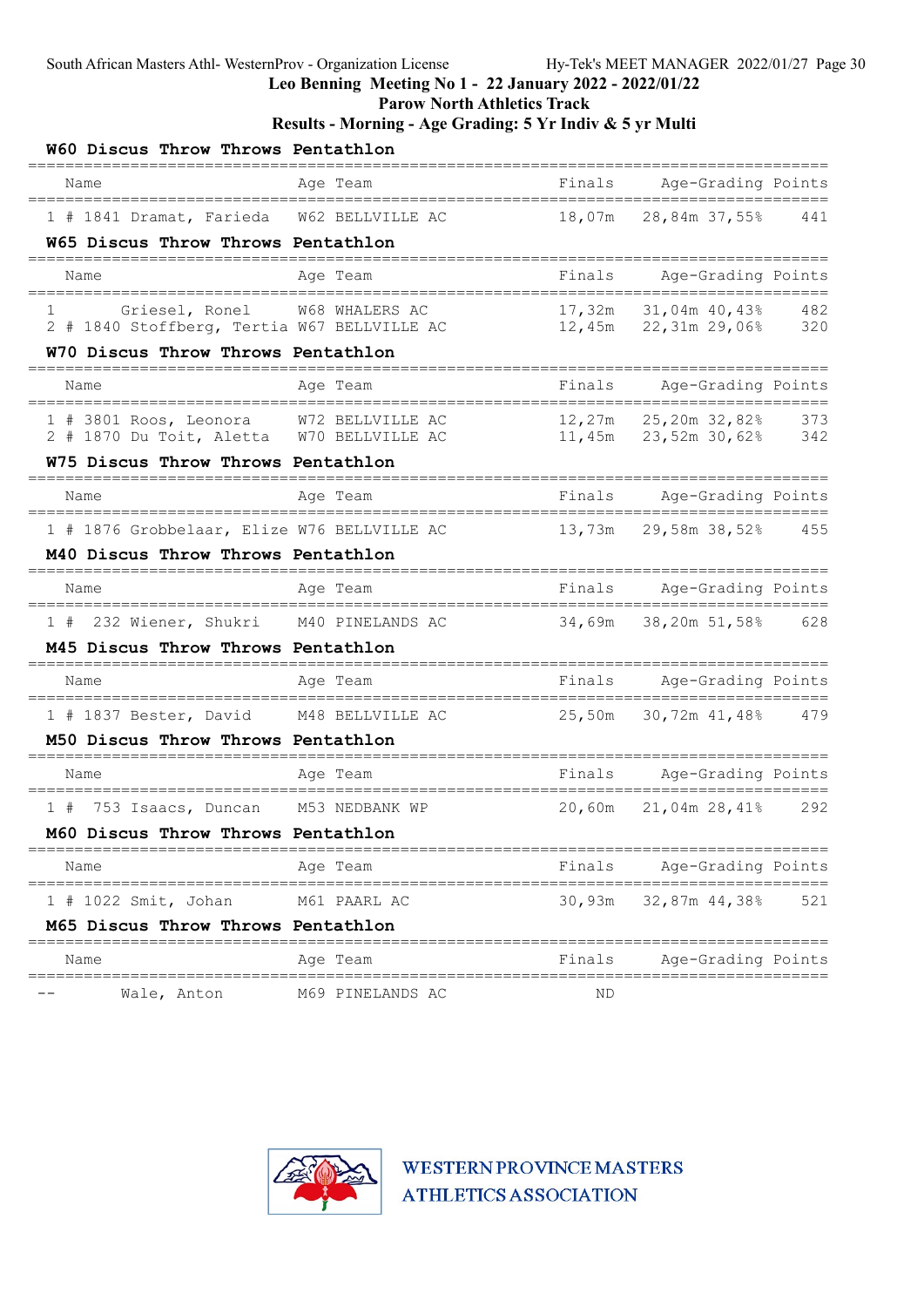South African Masters Athl- WesternProv - Organization License

**Leo Benning Meeting No 1 - 22 January 2022 - 2022/01/22**

**Parow North Athletics Track**

**Results - Morning - Age Grading: 5 Yr Indiv & 5 yr Multi**

### W60 Discus Throw Throws Pentathlon

| | Name | Age | Team | Finals | Age-Grading | | Points |
|---|---|---|---|---|---|---|---|
| 1 | # 1841 Dramat, Farieda | W62 | BELLVILLE AC | 18,07m | 28,84m | 37,55% | 441 |

### W65 Discus Throw Throws Pentathlon

| | Name | Age | Team | Finals | Age-Grading | | Points |
|---|---|---|---|---|---|---|---|
| 1 | Griesel, Ronel | W68 | WHALERS AC | 17,32m | 31,04m | 40,43% | 482 |
| 2 | # 1840 Stoffberg, Tertia | W67 | BELLVILLE AC | 12,45m | 22,31m | 29,06% | 320 |

### W70 Discus Throw Throws Pentathlon

| | Name | Age | Team | Finals | Age-Grading | | Points |
|---|---|---|---|---|---|---|---|
| 1 | # 3801 Roos, Leonora | W72 | BELLVILLE AC | 12,27m | 25,20m | 32,82% | 373 |
| 2 | # 1870 Du Toit, Aletta | W70 | BELLVILLE AC | 11,45m | 23,52m | 30,62% | 342 |

### W75 Discus Throw Throws Pentathlon

| | Name | Age | Team | Finals | Age-Grading | | Points |
|---|---|---|---|---|---|---|---|
| 1 | # 1876 Grobbelaar, Elize | W76 | BELLVILLE AC | 13,73m | 29,58m | 38,52% | 455 |

### M40 Discus Throw Throws Pentathlon

| | Name | Age | Team | Finals | Age-Grading | | Points |
|---|---|---|---|---|---|---|---|
| 1 | # 232 Wiener, Shukri | M40 | PINELANDS AC | 34,69m | 38,20m | 51,58% | 628 |

### M45 Discus Throw Throws Pentathlon

| | Name | Age | Team | Finals | Age-Grading | | Points |
|---|---|---|---|---|---|---|---|
| 1 | # 1837 Bester, David | M48 | BELLVILLE AC | 25,50m | 30,72m | 41,48% | 479 |

### M50 Discus Throw Throws Pentathlon

| | Name | Age | Team | Finals | Age-Grading | | Points |
|---|---|---|---|---|---|---|---|
| 1 | # 753 Isaacs, Duncan | M53 | NEDBANK WP | 20,60m | 21,04m | 28,41% | 292 |

### M60 Discus Throw Throws Pentathlon

| | Name | Age | Team | Finals | Age-Grading | | Points |
|---|---|---|---|---|---|---|---|
| 1 | # 1022 Smit, Johan | M61 | PAARL AC | 30,93m | 32,87m | 44,38% | 521 |

### M65 Discus Throw Throws Pentathlon

| | Name | Age | Team | Finals | Age-Grading | | Points |
|---|---|---|---|---|---|---|---|
| -- | Wale, Anton | M69 | PINELANDS AC | ND | | | |

WESTERN PROVINCE MASTERS ATHLETICS ASSOCIATION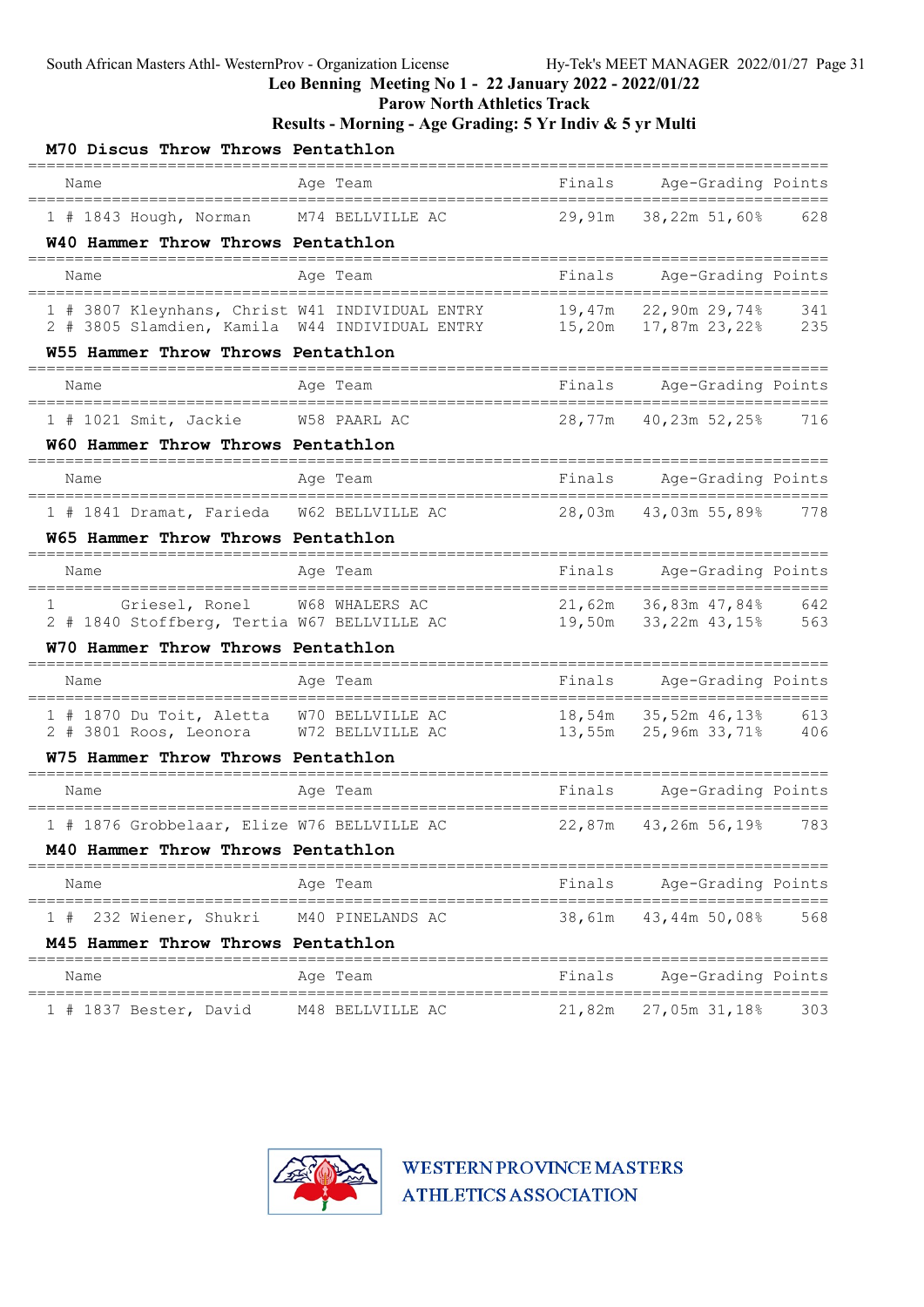## M70 Discus Throw Throws Pentathlon

| Name | Age | Team | Finals | Age-Grading | | Points |
|---|---|---|---|---|---|---|
| 1 # 1843 Hough, Norman | M74 | BELLVILLE AC | 29,91m | 38,22m | 51,60% | 628 |

## W40 Hammer Throw Throws Pentathlon

| Name | Age | Team | Finals | Age-Grading | | Points |
|---|---|---|---|---|---|---|
| 1 # 3807 Kleynhans, Christ | W41 | INDIVIDUAL ENTRY | 19,47m | 22,90m | 29,74% | 341 |
| 2 # 3805 Slamdien, Kamila | W44 | INDIVIDUAL ENTRY | 15,20m | 17,87m | 23,22% | 235 |

## W55 Hammer Throw Throws Pentathlon

| Name | Age | Team | Finals | Age-Grading | | Points |
|---|---|---|---|---|---|---|
| 1 # 1021 Smit, Jackie | W58 | PAARL AC | 28,77m | 40,23m | 52,25% | 716 |

## W60 Hammer Throw Throws Pentathlon

| Name | Age | Team | Finals | Age-Grading | | Points |
|---|---|---|---|---|---|---|
| 1 # 1841 Dramat, Farieda | W62 | BELLVILLE AC | 28,03m | 43,03m | 55,89% | 778 |

## W65 Hammer Throw Throws Pentathlon

| Name | Age | Team | Finals | Age-Grading | | Points |
|---|---|---|---|---|---|---|
| 1 Griesel, Ronel | W68 | WHALERS AC | 21,62m | 36,83m | 47,84% | 642 |
| 2 # 1840 Stoffberg, Tertia | W67 | BELLVILLE AC | 19,50m | 33,22m | 43,15% | 563 |

## W70 Hammer Throw Throws Pentathlon

| Name | Age | Team | Finals | Age-Grading | | Points |
|---|---|---|---|---|---|---|
| 1 # 1870 Du Toit, Aletta | W70 | BELLVILLE AC | 18,54m | 35,52m | 46,13% | 613 |
| 2 # 3801 Roos, Leonora | W72 | BELLVILLE AC | 13,55m | 25,96m | 33,71% | 406 |

## W75 Hammer Throw Throws Pentathlon

| Name | Age | Team | Finals | Age-Grading | | Points |
|---|---|---|---|---|---|---|
| 1 # 1876 Grobbelaar, Elize | W76 | BELLVILLE AC | 22,87m | 43,26m | 56,19% | 783 |

## M40 Hammer Throw Throws Pentathlon

| Name | Age | Team | Finals | Age-Grading | | Points |
|---|---|---|---|---|---|---|
| 1 # 232 Wiener, Shukri | M40 | PINELANDS AC | 38,61m | 43,44m | 50,08% | 568 |

## M45 Hammer Throw Throws Pentathlon

| Name | Age | Team | Finals | Age-Grading | | Points |
|---|---|---|---|---|---|---|
| 1 # 1837 Bester, David | M48 | BELLVILLE AC | 21,82m | 27,05m | 31,18% | 303 |

WESTERN PROVINCE MASTERS ATHLETICS ASSOCIATION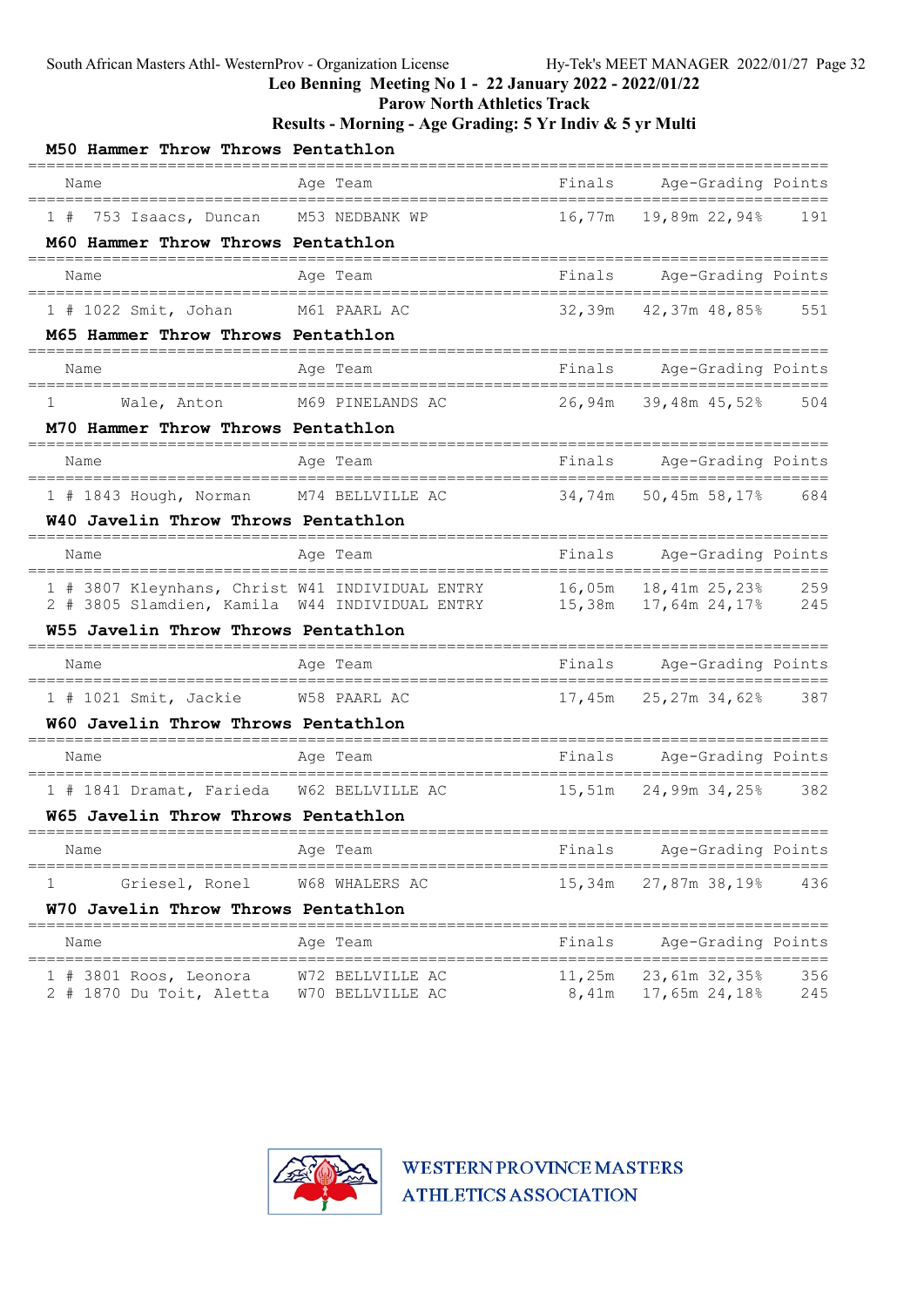Leo Benning Meeting No 1 - 22 January 2022 - 2022/01/22
Parow North Athletics Track
Results - Morning - Age Grading: 5 Yr Indiv & 5 yr Multi

### M50 Hammer Throw Throws Pentathlon

| | Name | Age | Team | Finals | Age-Grading | | Points |
|---|---|---|---|---|---|---|---|
| 1 # | 753 Isaacs, Duncan | M53 | NEDBANK WP | 16,77m | 19,89m | 22,94% | 191 |

### M60 Hammer Throw Throws Pentathlon

| | Name | Age | Team | Finals | Age-Grading | | Points |
|---|---|---|---|---|---|---|---|
| 1 # | 1022 Smit, Johan | M61 | PAARL AC | 32,39m | 42,37m | 48,85% | 551 |

### M65 Hammer Throw Throws Pentathlon

| | Name | Age | Team | Finals | Age-Grading | | Points |
|---|---|---|---|---|---|---|---|
| 1 | Wale, Anton | M69 | PINELANDS AC | 26,94m | 39,48m | 45,52% | 504 |

### M70 Hammer Throw Throws Pentathlon

| | Name | Age | Team | Finals | Age-Grading | | Points |
|---|---|---|---|---|---|---|---|
| 1 # | 1843 Hough, Norman | M74 | BELLVILLE AC | 34,74m | 50,45m | 58,17% | 684 |

### W40 Javelin Throw Throws Pentathlon

| | Name | Age | Team | Finals | Age-Grading | | Points |
|---|---|---|---|---|---|---|---|
| 1 # | 3807 Kleynhans, Christ | W41 | INDIVIDUAL ENTRY | 16,05m | 18,41m | 25,23% | 259 |
| 2 # | 3805 Slamdien, Kamila | W44 | INDIVIDUAL ENTRY | 15,38m | 17,64m | 24,17% | 245 |

### W55 Javelin Throw Throws Pentathlon

| | Name | Age | Team | Finals | Age-Grading | | Points |
|---|---|---|---|---|---|---|---|
| 1 # | 1021 Smit, Jackie | W58 | PAARL AC | 17,45m | 25,27m | 34,62% | 387 |

### W60 Javelin Throw Throws Pentathlon

| | Name | Age | Team | Finals | Age-Grading | | Points |
|---|---|---|---|---|---|---|---|
| 1 # | 1841 Dramat, Farieda | W62 | BELLVILLE AC | 15,51m | 24,99m | 34,25% | 382 |

### W65 Javelin Throw Throws Pentathlon

| | Name | Age | Team | Finals | Age-Grading | | Points |
|---|---|---|---|---|---|---|---|
| 1 | Griesel, Ronel | W68 | WHALERS AC | 15,34m | 27,87m | 38,19% | 436 |

### W70 Javelin Throw Throws Pentathlon

| | Name | Age | Team | Finals | Age-Grading | | Points |
|---|---|---|---|---|---|---|---|
| 1 # | 3801 Roos, Leonora | W72 | BELLVILLE AC | 11,25m | 23,61m | 32,35% | 356 |
| 2 # | 1870 Du Toit, Aletta | W70 | BELLVILLE AC | 8,41m | 17,65m | 24,18% | 245 |

WESTERN PROVINCE MASTERS ATHLETICS ASSOCIATION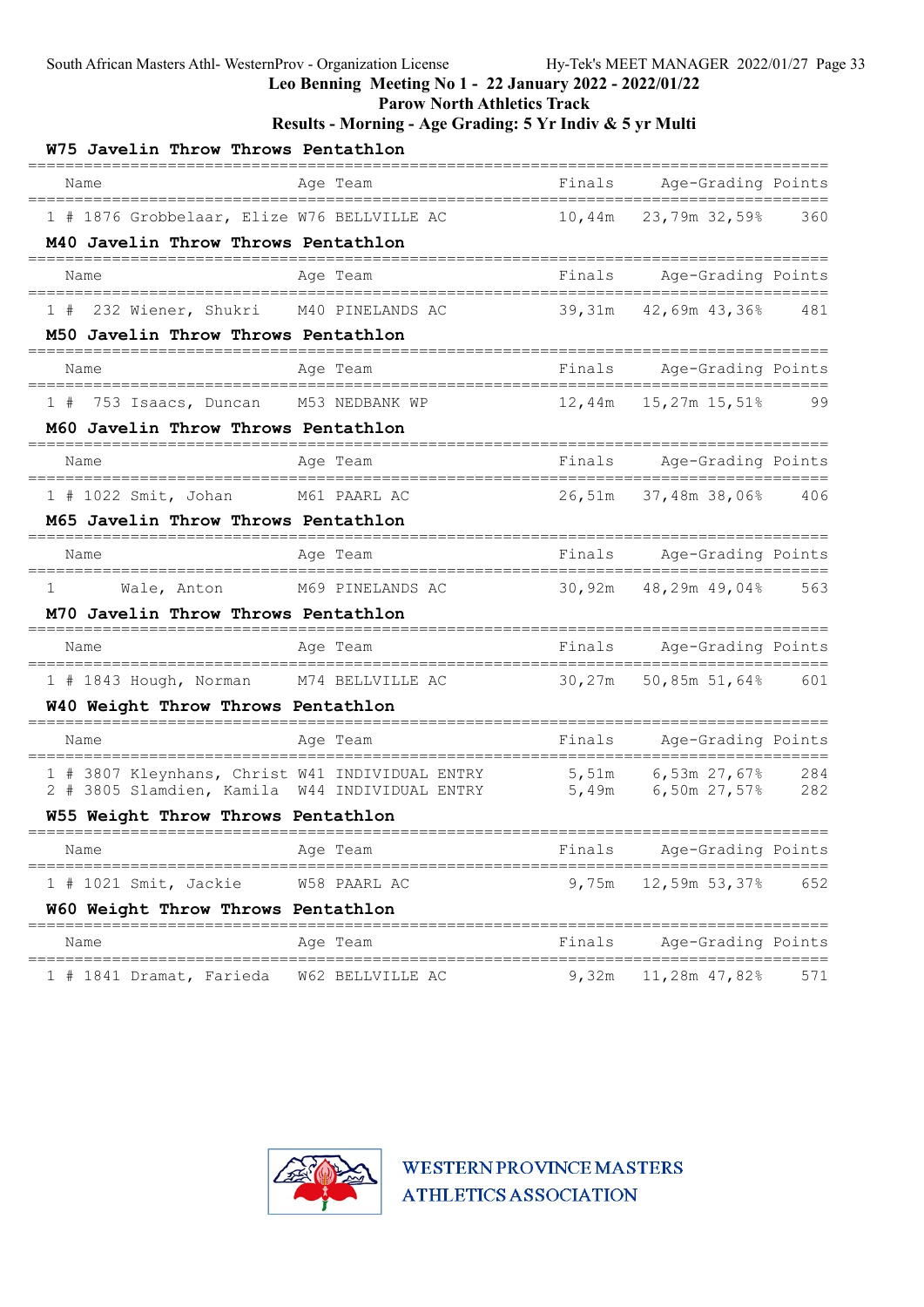South African Masters Athl- WesternProv - Organization License Hy-Tek's MEET MANAGER 2022/01/27

**Leo Benning Meeting No 1 - 22 January 2022 - 2022/01/22**

**Parow North Athletics Track**

**Results - Morning - Age Grading: 5 Yr Indiv & 5 yr Multi**

### W75 Javelin Throw Throws Pentathlon

| | | Name | Age | Team | Finals | Age-Grading | | Points |
|---|---|---|---|---|---|---|---|---|
| 1 | # 1876 | Grobbelaar, Elize | W76 | BELLVILLE AC | 10,44m | 23,79m | 32,59% | 360 |

### M40 Javelin Throw Throws Pentathlon

| | | Name | Age | Team | Finals | Age-Grading | | Points |
|---|---|---|---|---|---|---|---|---|
| 1 | # 232 | Wiener, Shukri | M40 | PINELANDS AC | 39,31m | 42,69m | 43,36% | 481 |

### M50 Javelin Throw Throws Pentathlon

| | | Name | Age | Team | Finals | Age-Grading | | Points |
|---|---|---|---|---|---|---|---|---|
| 1 | # 753 | Isaacs, Duncan | M53 | NEDBANK WP | 12,44m | 15,27m | 15,51% | 99 |

### M60 Javelin Throw Throws Pentathlon

| | | Name | Age | Team | Finals | Age-Grading | | Points |
|---|---|---|---|---|---|---|---|---|
| 1 | # 1022 | Smit, Johan | M61 | PAARL AC | 26,51m | 37,48m | 38,06% | 406 |

### M65 Javelin Throw Throws Pentathlon

| | | Name | Age | Team | Finals | Age-Grading | | Points |
|---|---|---|---|---|---|---|---|---|
| 1 | | Wale, Anton | M69 | PINELANDS AC | 30,92m | 48,29m | 49,04% | 563 |

### M70 Javelin Throw Throws Pentathlon

| | | Name | Age | Team | Finals | Age-Grading | | Points |
|---|---|---|---|---|---|---|---|---|
| 1 | # 1843 | Hough, Norman | M74 | BELLVILLE AC | 30,27m | 50,85m | 51,64% | 601 |

### W40 Weight Throw Throws Pentathlon

| | | Name | Age | Team | Finals | Age-Grading | | Points |
|---|---|---|---|---|---|---|---|---|
| 1 | # 3807 | Kleynhans, Christ | W41 | INDIVIDUAL ENTRY | 5,51m | 6,53m | 27,67% | 284 |
| 2 | # 3805 | Slamdien, Kamila | W44 | INDIVIDUAL ENTRY | 5,49m | 6,50m | 27,57% | 282 |

### W55 Weight Throw Throws Pentathlon

| | | Name | Age | Team | Finals | Age-Grading | | Points |
|---|---|---|---|---|---|---|---|---|
| 1 | # 1021 | Smit, Jackie | W58 | PAARL AC | 9,75m | 12,59m | 53,37% | 652 |

### W60 Weight Throw Throws Pentathlon

| | | Name | Age | Team | Finals | Age-Grading | | Points |
|---|---|---|---|---|---|---|---|---|
| 1 | # 1841 | Dramat, Farieda | W62 | BELLVILLE AC | 9,32m | 11,28m | 47,82% | 571 |

WESTERN PROVINCE MASTERS ATHLETICS ASSOCIATION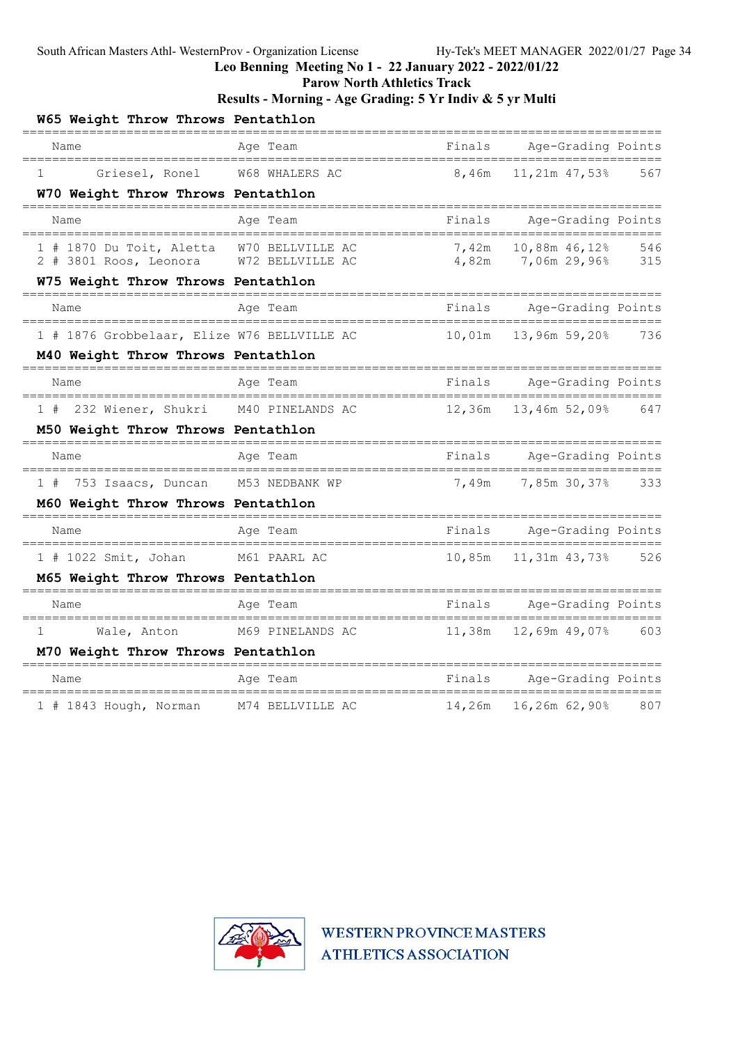Leo Benning Meeting No 1 - 22 January 2022 - 2022/01/22
Parow North Athletics Track
Results - Morning - Age Grading: 5 Yr Indiv & 5 yr Multi

### W65 Weight Throw Throws Pentathlon

| Name | Age | Team | Finals | Age-Grading | | Points |
|---|---|---|---|---|---|---|
| 1 Griesel, Ronel | W68 | WHALERS AC | 8,46m | 11,21m | 47,53% | 567 |

### W70 Weight Throw Throws Pentathlon

| Name | Age | Team | Finals | Age-Grading | | Points |
|---|---|---|---|---|---|---|
| 1 # 1870 Du Toit, Aletta | W70 | BELLVILLE AC | 7,42m | 10,88m | 46,12% | 546 |
| 2 # 3801 Roos, Leonora | W72 | BELLVILLE AC | 4,82m | 7,06m | 29,96% | 315 |

### W75 Weight Throw Throws Pentathlon

| Name | Age | Team | Finals | Age-Grading | | Points |
|---|---|---|---|---|---|---|
| 1 # 1876 Grobbelaar, Elize | W76 | BELLVILLE AC | 10,01m | 13,96m | 59,20% | 736 |

### M40 Weight Throw Throws Pentathlon

| Name | Age | Team | Finals | Age-Grading | | Points |
|---|---|---|---|---|---|---|
| 1 # 232 Wiener, Shukri | M40 | PINELANDS AC | 12,36m | 13,46m | 52,09% | 647 |

### M50 Weight Throw Throws Pentathlon

| Name | Age | Team | Finals | Age-Grading | | Points |
|---|---|---|---|---|---|---|
| 1 # 753 Isaacs, Duncan | M53 | NEDBANK WP | 7,49m | 7,85m | 30,37% | 333 |

### M60 Weight Throw Throws Pentathlon

| Name | Age | Team | Finals | Age-Grading | | Points |
|---|---|---|---|---|---|---|
| 1 # 1022 Smit, Johan | M61 | PAARL AC | 10,85m | 11,31m | 43,73% | 526 |

### M65 Weight Throw Throws Pentathlon

| Name | Age | Team | Finals | Age-Grading | | Points |
|---|---|---|---|---|---|---|
| 1 Wale, Anton | M69 | PINELANDS AC | 11,38m | 12,69m | 49,07% | 603 |

### M70 Weight Throw Throws Pentathlon

| Name | Age | Team | Finals | Age-Grading | | Points |
|---|---|---|---|---|---|---|
| 1 # 1843 Hough, Norman | M74 | BELLVILLE AC | 14,26m | 16,26m | 62,90% | 807 |

WESTERN PROVINCE MASTERS ATHLETICS ASSOCIATION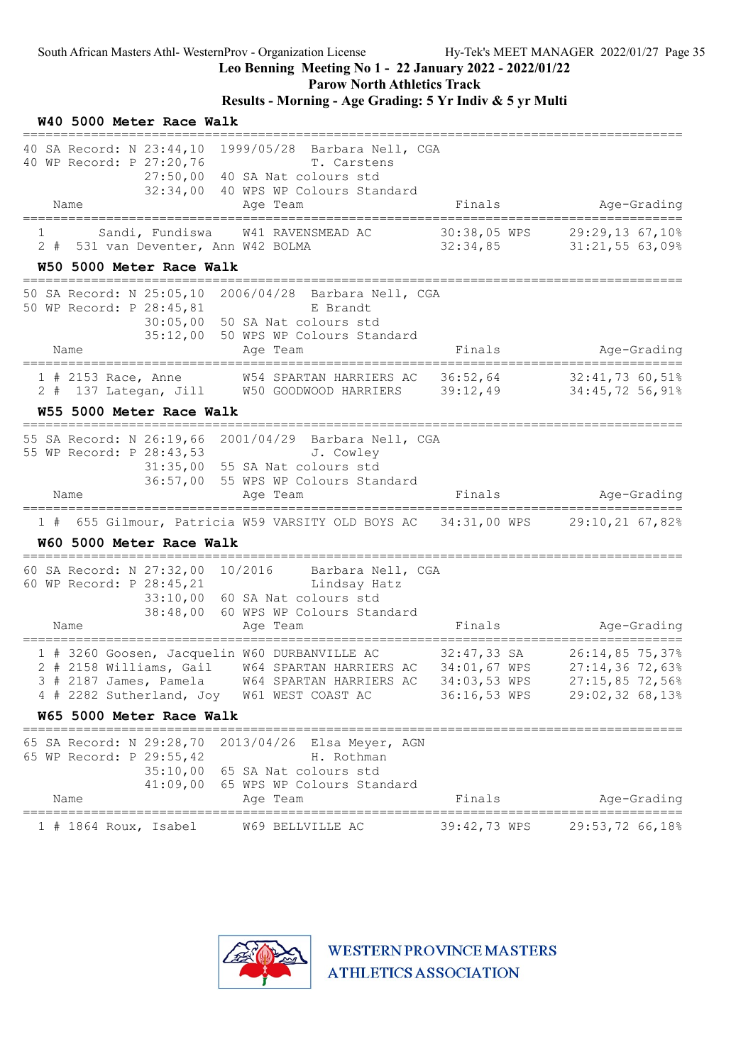Leo Benning Meeting No 1 - 22 January 2022 - 2022/01/22
Parow North Athletics Track
Results - Morning - Age Grading: 5 Yr Indiv & 5 yr Multi

### W40 5000 Meter Race Walk

```
40 SA Record: N 23:44,10  1999/05/28  Barbara Nell, CGA
40 WP Record: P 27:20,76              T. Carstens
               27:50,00  40 SA Nat colours std
               32:34,00  40 WPS WP Colours Standard
```

| Place | Name | Age | Team | Finals | Age-Grading |
|---|---|---|---|---|---|
| 1 | Sandi, Fundiswa | W41 | RAVENSMEAD AC | 30:38,05 WPS | 29:29,13 67,10% |
| 2 | # 531 van Deventer, Ann | W42 | BOLMA | 32:34,85 | 31:21,55 63,09% |

### W50 5000 Meter Race Walk

```
50 SA Record: N 25:05,10  2006/04/28  Barbara Nell, CGA
50 WP Record: P 28:45,81              E Brandt
               30:05,00  50 SA Nat colours std
               35:12,00  50 WPS WP Colours Standard
```

| Place | Name | Age | Team | Finals | Age-Grading |
|---|---|---|---|---|---|
| 1 | # 2153 Race, Anne | W54 | SPARTAN HARRIERS AC | 36:52,64 | 32:41,73 60,51% |
| 2 | # 137 Lategan, Jill | W50 | GOODWOOD HARRIERS | 39:12,49 | 34:45,72 56,91% |

### W55 5000 Meter Race Walk

```
55 SA Record: N 26:19,66  2001/04/29  Barbara Nell, CGA
55 WP Record: P 28:43,53              J. Cowley
               31:35,00  55 SA Nat colours std
               36:57,00  55 WPS WP Colours Standard
```

| Place | Name | Age | Team | Finals | Age-Grading |
|---|---|---|---|---|---|
| 1 | # 655 Gilmour, Patricia | W59 | VARSITY OLD BOYS AC | 34:31,00 WPS | 29:10,21 67,82% |

### W60 5000 Meter Race Walk

```
60 SA Record: N 27:32,00  10/2016     Barbara Nell, CGA
60 WP Record: P 28:45,21              Lindsay Hatz
               33:10,00  60 SA Nat colours std
               38:48,00  60 WPS WP Colours Standard
```

| Place | Name | Age | Team | Finals | Age-Grading |
|---|---|---|---|---|---|
| 1 | # 3260 Goosen, Jacquelin | W60 | DURBANVILLE AC | 32:47,33 SA | 26:14,85 75,37% |
| 2 | # 2158 Williams, Gail | W64 | SPARTAN HARRIERS AC | 34:01,67 WPS | 27:14,36 72,63% |
| 3 | # 2187 James, Pamela | W64 | SPARTAN HARRIERS AC | 34:03,53 WPS | 27:15,85 72,56% |
| 4 | # 2282 Sutherland, Joy | W61 | WEST COAST AC | 36:16,53 WPS | 29:02,32 68,13% |

### W65 5000 Meter Race Walk

```
65 SA Record: N 29:28,70  2013/04/26  Elsa Meyer, AGN
65 WP Record: P 29:55,42              H. Rothman
               35:10,00  65 SA Nat colours std
               41:09,00  65 WPS WP Colours Standard
```

| Place | Name | Age | Team | Finals | Age-Grading |
|---|---|---|---|---|---|
| 1 | # 1864 Roux, Isabel | W69 | BELLVILLE AC | 39:42,73 WPS | 29:53,72 66,18% |

WESTERN PROVINCE MASTERS ATHLETICS ASSOCIATION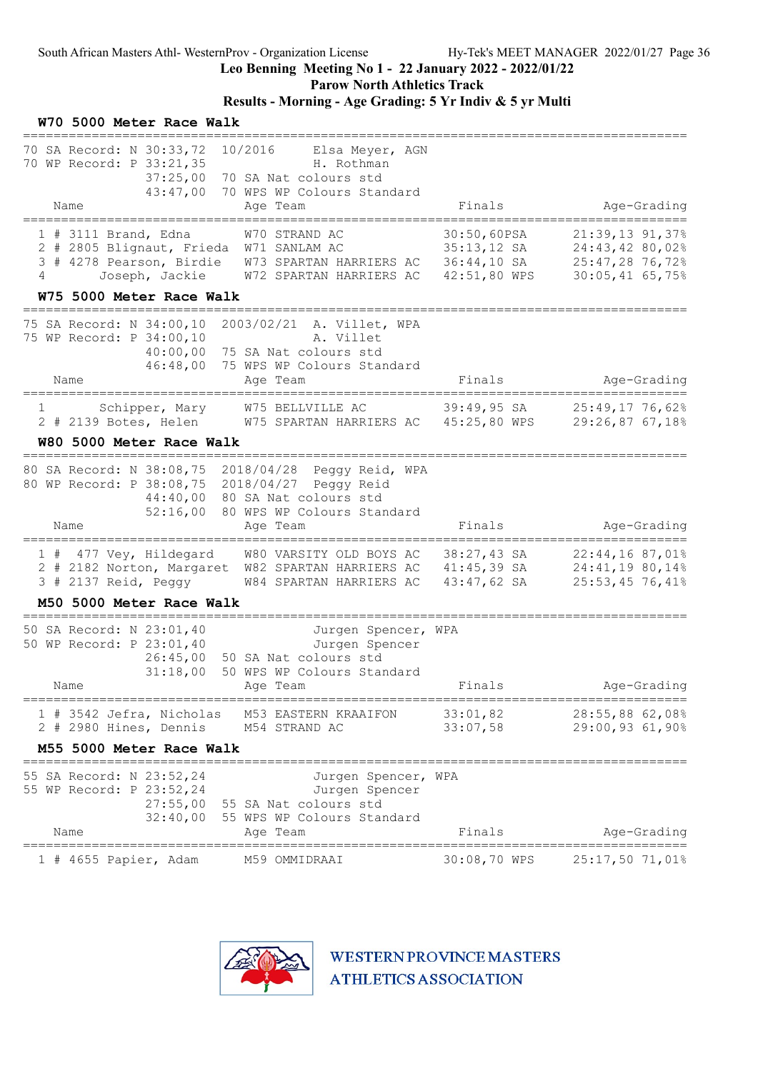South African Masters Athl- WesternProv - Organization License Hy-Tek's MEET MANAGER 2022/01/27 Page 36

**Leo Benning Meeting No 1 - 22 January 2022 - 2022/01/22**

**Parow North Athletics Track**

**Results - Morning - Age Grading: 5 Yr Indiv & 5 yr Multi**

### W70 5000 Meter Race Walk

70 SA Record: N 30:33,72 10/2016 Elsa Meyer, AGN
70 WP Record: P 33:21,35 H. Rothman
37:25,00 70 SA Nat colours std
43:47,00 70 WPS WP Colours Standard

| Place | # | Name | Age | Team | Finals | | Age-Grading | |
|---|---|---|---|---|---|---|---|---|
| 1 | # 3111 | Brand, Edna | W70 | STRAND AC | 30:50,60 | PSA | 21:39,13 | 91,37% |
| 2 | # 2805 | Blignaut, Frieda | W71 | SANLAM AC | 35:13,12 | SA | 24:43,42 | 80,02% |
| 3 | # 4278 | Pearson, Birdie | W73 | SPARTAN HARRIERS AC | 36:44,10 | SA | 25:47,28 | 76,72% |
| 4 | | Joseph, Jackie | W72 | SPARTAN HARRIERS AC | 42:51,80 | WPS | 30:05,41 | 65,75% |

### W75 5000 Meter Race Walk

75 SA Record: N 34:00,10 2003/02/21 A. Villet, WPA
75 WP Record: P 34:00,10 A. Villet
40:00,00 75 SA Nat colours std
46:48,00 75 WPS WP Colours Standard

| Place | # | Name | Age | Team | Finals | | Age-Grading | |
|---|---|---|---|---|---|---|---|---|
| 1 | | Schipper, Mary | W75 | BELLVILLE AC | 39:49,95 | SA | 25:49,17 | 76,62% |
| 2 | # 2139 | Botes, Helen | W75 | SPARTAN HARRIERS AC | 45:25,80 | WPS | 29:26,87 | 67,18% |

### W80 5000 Meter Race Walk

80 SA Record: N 38:08,75 2018/04/28 Peggy Reid, WPA
80 WP Record: P 38:08,75 2018/04/27 Peggy Reid
44:40,00 80 SA Nat colours std
52:16,00 80 WPS WP Colours Standard

| Place | # | Name | Age | Team | Finals | | Age-Grading | |
|---|---|---|---|---|---|---|---|---|
| 1 | # 477 | Vey, Hildegard | W80 | VARSITY OLD BOYS AC | 38:27,43 | SA | 22:44,16 | 87,01% |
| 2 | # 2182 | Norton, Margaret | W82 | SPARTAN HARRIERS AC | 41:45,39 | SA | 24:41,19 | 80,14% |
| 3 | # 2137 | Reid, Peggy | W84 | SPARTAN HARRIERS AC | 43:47,62 | SA | 25:53,45 | 76,41% |

### M50 5000 Meter Race Walk

50 SA Record: N 23:01,40 Jurgen Spencer, WPA
50 WP Record: P 23:01,40 Jurgen Spencer
26:45,00 50 SA Nat colours std
31:18,00 50 WPS WP Colours Standard

| Place | # | Name | Age | Team | Finals | | Age-Grading | |
|---|---|---|---|---|---|---|---|---|
| 1 | # 3542 | Jefra, Nicholas | M53 | EASTERN KRAAIFON | 33:01,82 | | 28:55,88 | 62,08% |
| 2 | # 2980 | Hines, Dennis | M54 | STRAND AC | 33:07,58 | | 29:00,93 | 61,90% |

### M55 5000 Meter Race Walk

55 SA Record: N 23:52,24 Jurgen Spencer, WPA
55 WP Record: P 23:52,24 Jurgen Spencer
27:55,00 55 SA Nat colours std
32:40,00 55 WPS WP Colours Standard

| Place | # | Name | Age | Team | Finals | | Age-Grading | |
|---|---|---|---|---|---|---|---|---|
| 1 | # 4655 | Papier, Adam | M59 | OMMIDRAAI | 30:08,70 | WPS | 25:17,50 | 71,01% |

WESTERN PROVINCE MASTERS ATHLETICS ASSOCIATION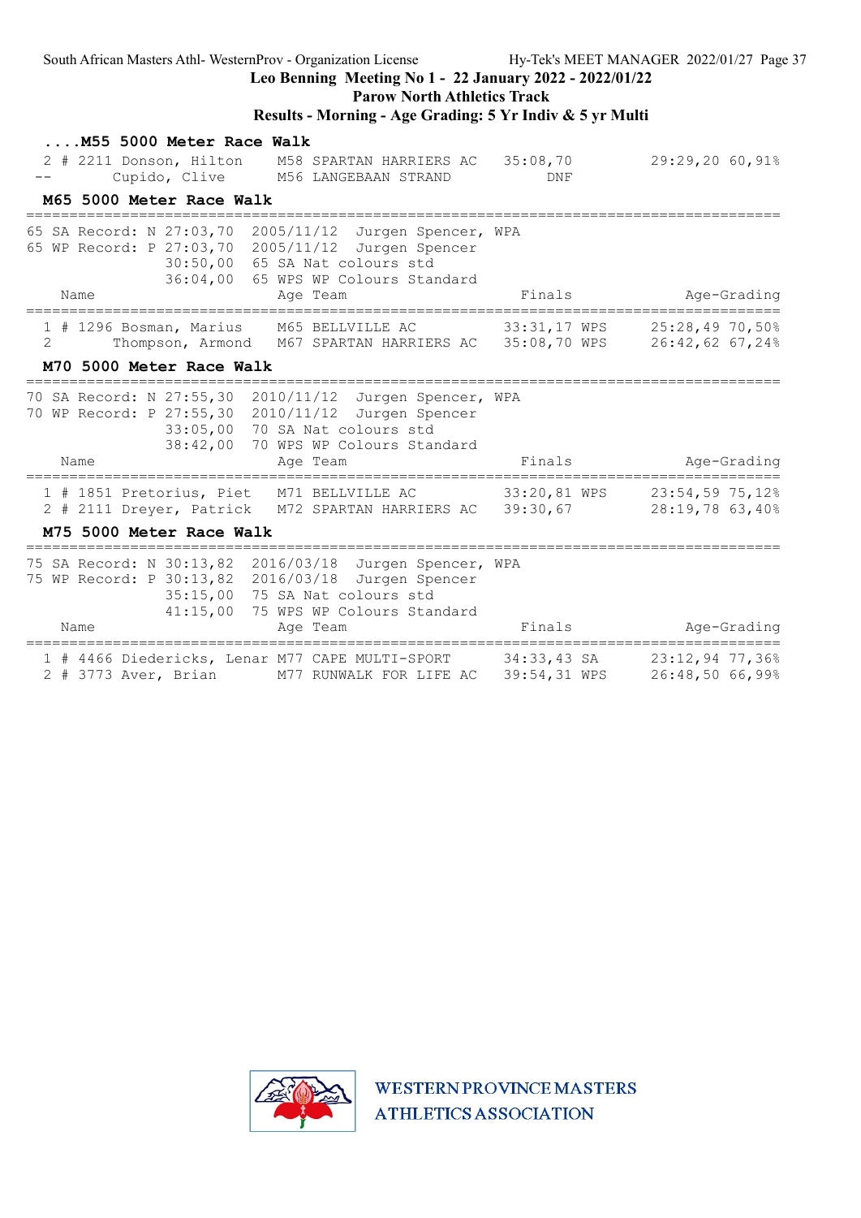## ....M55 5000 Meter Race Walk

| | | | | | | |
|---|---|---|---|---|---|---|
| 2 | # 2211 Donson, Hilton | M58 | SPARTAN HARRIERS AC | 35:08,70 | 29:29,20 | 60,91% |
| -- | Cupido, Clive | M56 | LANGEBAAN STRAND | DNF | | |

## M65 5000 Meter Race Walk

65 SA Record: N 27:03,70 2005/11/12 Jurgen Spencer, WPA
65 WP Record: P 27:03,70 2005/11/12 Jurgen Spencer
30:50,00 65 SA Nat colours std
36:04,00 65 WPS WP Colours Standard

| | Name | Age | Team | Finals | Age-Grading | |
|---|---|---|---|---|---|---|
| 1 | # 1296 Bosman, Marius | M65 | BELLVILLE AC | 33:31,17 WPS | 25:28,49 | 70,50% |
| 2 | Thompson, Armond | M67 | SPARTAN HARRIERS AC | 35:08,70 WPS | 26:42,62 | 67,24% |

## M70 5000 Meter Race Walk

70 SA Record: N 27:55,30 2010/11/12 Jurgen Spencer, WPA
70 WP Record: P 27:55,30 2010/11/12 Jurgen Spencer
33:05,00 70 SA Nat colours std
38:42,00 70 WPS WP Colours Standard

| | Name | Age | Team | Finals | Age-Grading | |
|---|---|---|---|---|---|---|
| 1 | # 1851 Pretorius, Piet | M71 | BELLVILLE AC | 33:20,81 WPS | 23:54,59 | 75,12% |
| 2 | # 2111 Dreyer, Patrick | M72 | SPARTAN HARRIERS AC | 39:30,67 | 28:19,78 | 63,40% |

## M75 5000 Meter Race Walk

75 SA Record: N 30:13,82 2016/03/18 Jurgen Spencer, WPA
75 WP Record: P 30:13,82 2016/03/18 Jurgen Spencer
35:15,00 75 SA Nat colours std
41:15,00 75 WPS WP Colours Standard

| | Name | Age | Team | Finals | Age-Grading | |
|---|---|---|---|---|---|---|
| 1 | # 4466 Diedericks, Lenar | M77 | CAPE MULTI-SPORT | 34:33,43 SA | 23:12,94 | 77,36% |
| 2 | # 3773 Aver, Brian | M77 | RUNWALK FOR LIFE AC | 39:54,31 WPS | 26:48,50 | 66,99% |

WESTERN PROVINCE MASTERS ATHLETICS ASSOCIATION